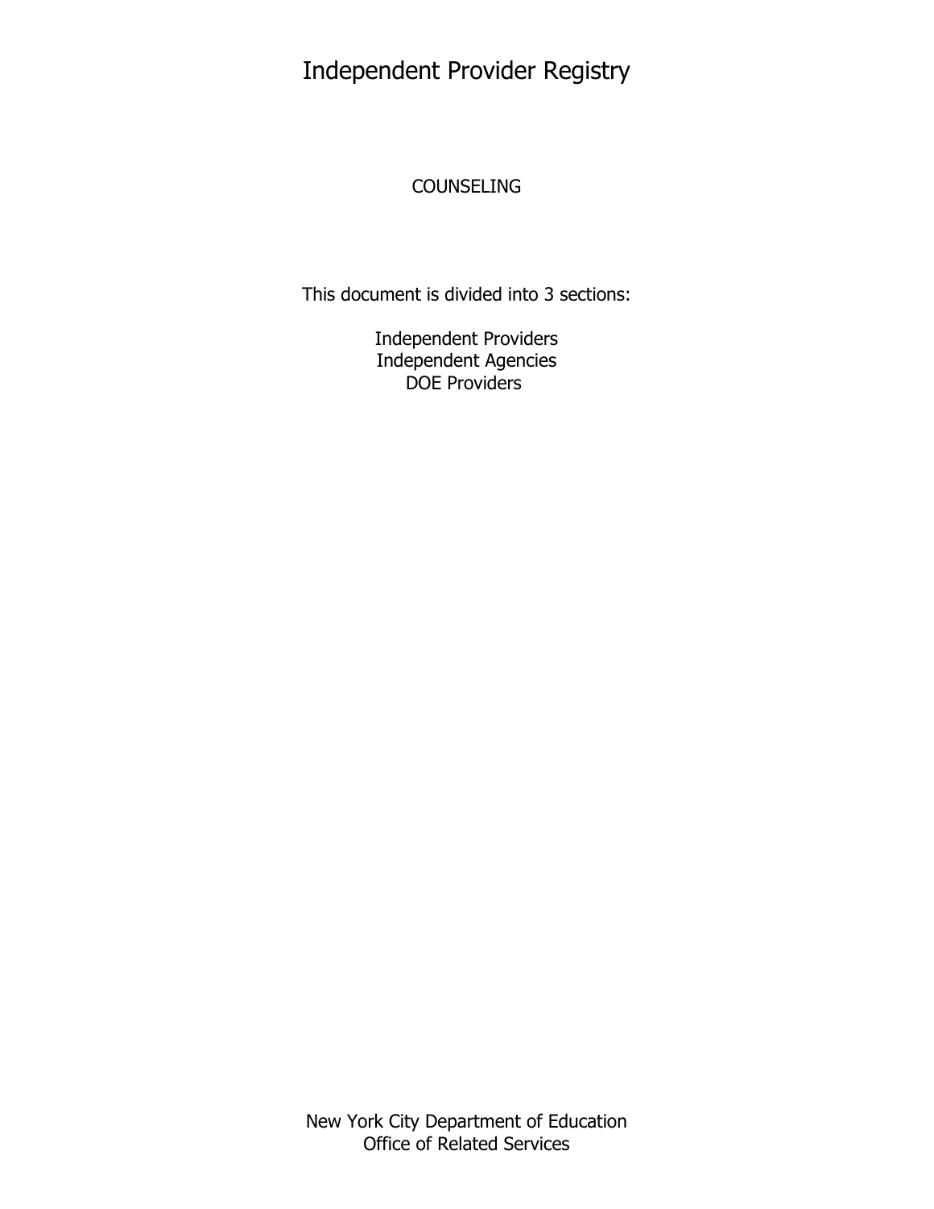# Independent Provider Registry

COUNSELING

This document is divided into 3 sections:

Independent Providers
Independent Agencies
DOE Providers

New York City Department of Education
Office of Related Services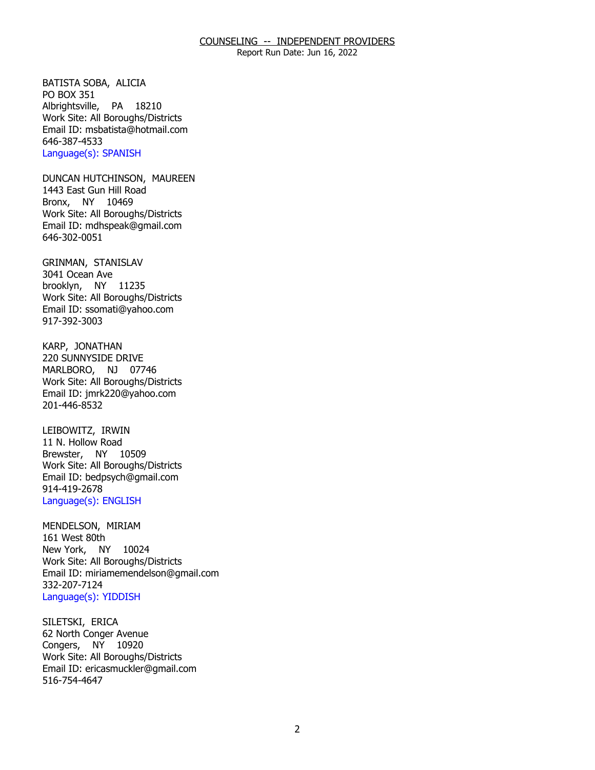BATISTA SOBA, ALICIA
PO BOX 351
Albrightsville, PA 18210
Work Site: All Boroughs/Districts
Email ID: msbatista@hotmail.com
646-387-4533
Language(s): SPANISH

DUNCAN HUTCHINSON, MAUREEN
1443 East Gun Hill Road
Bronx, NY 10469
Work Site: All Boroughs/Districts
Email ID: mdhspeak@gmail.com
646-302-0051

GRINMAN, STANISLAV
3041 Ocean Ave
brooklyn, NY 11235
Work Site: All Boroughs/Districts
Email ID: ssomati@yahoo.com
917-392-3003

KARP, JONATHAN
220 SUNNYSIDE DRIVE
MARLBORO, NJ 07746
Work Site: All Boroughs/Districts
Email ID: jmrk220@yahoo.com
201-446-8532

LEIBOWITZ, IRWIN
11 N. Hollow Road
Brewster, NY 10509
Work Site: All Boroughs/Districts
Email ID: bedpsych@gmail.com
914-419-2678
Language(s): ENGLISH

MENDELSON, MIRIAM
161 West 80th
New York, NY 10024
Work Site: All Boroughs/Districts
Email ID: miriamemendelson@gmail.com
332-207-7124
Language(s): YIDDISH

SILETSKI, ERICA
62 North Conger Avenue
Congers, NY 10920
Work Site: All Boroughs/Districts
Email ID: ericasmuckler@gmail.com
516-754-4647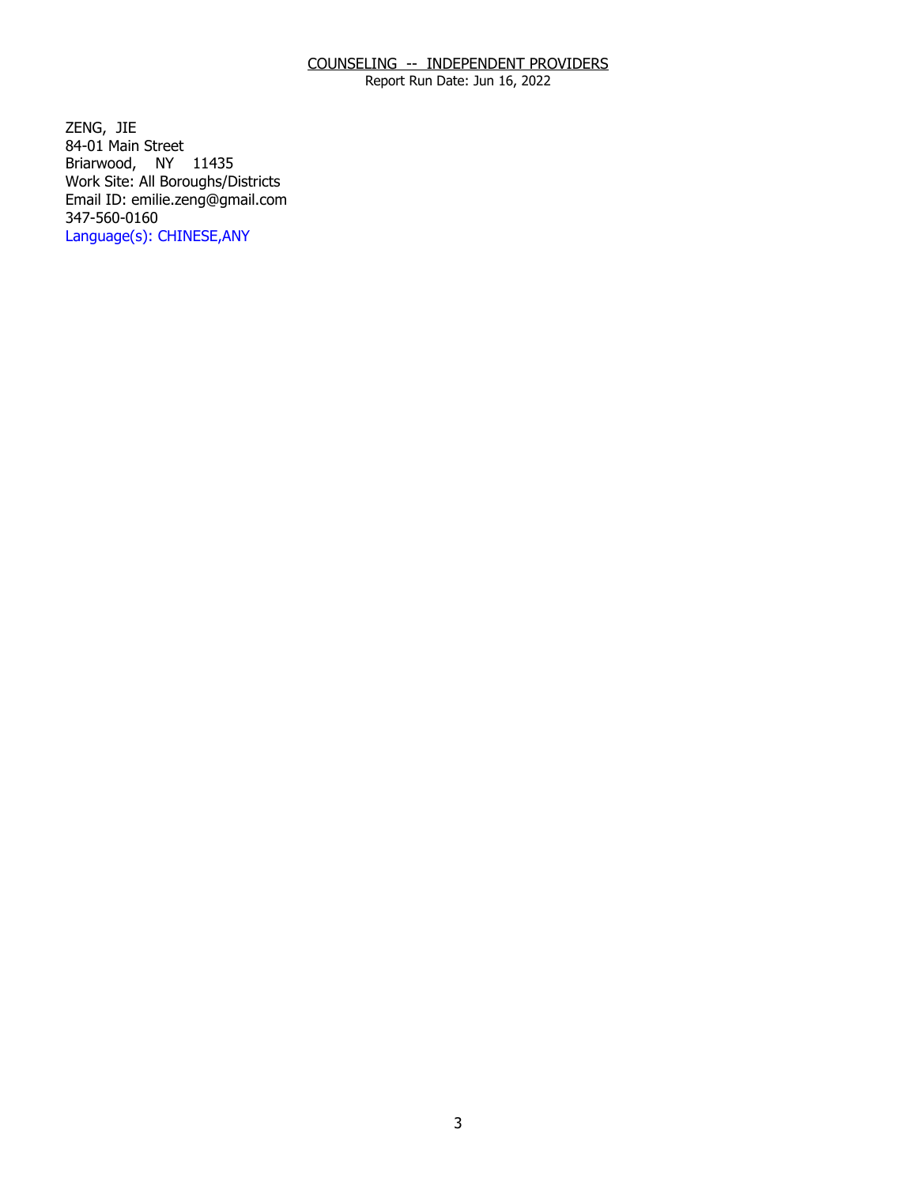## COUNSELING -- INDEPENDENT PROVIDERS

Report Run Date: Jun 16, 2022

ZENG, JIE
84-01 Main Street
Briarwood, NY 11435
Work Site: All Boroughs/Districts
Email ID: emilie.zeng@gmail.com
347-560-0160
Language(s): CHINESE,ANY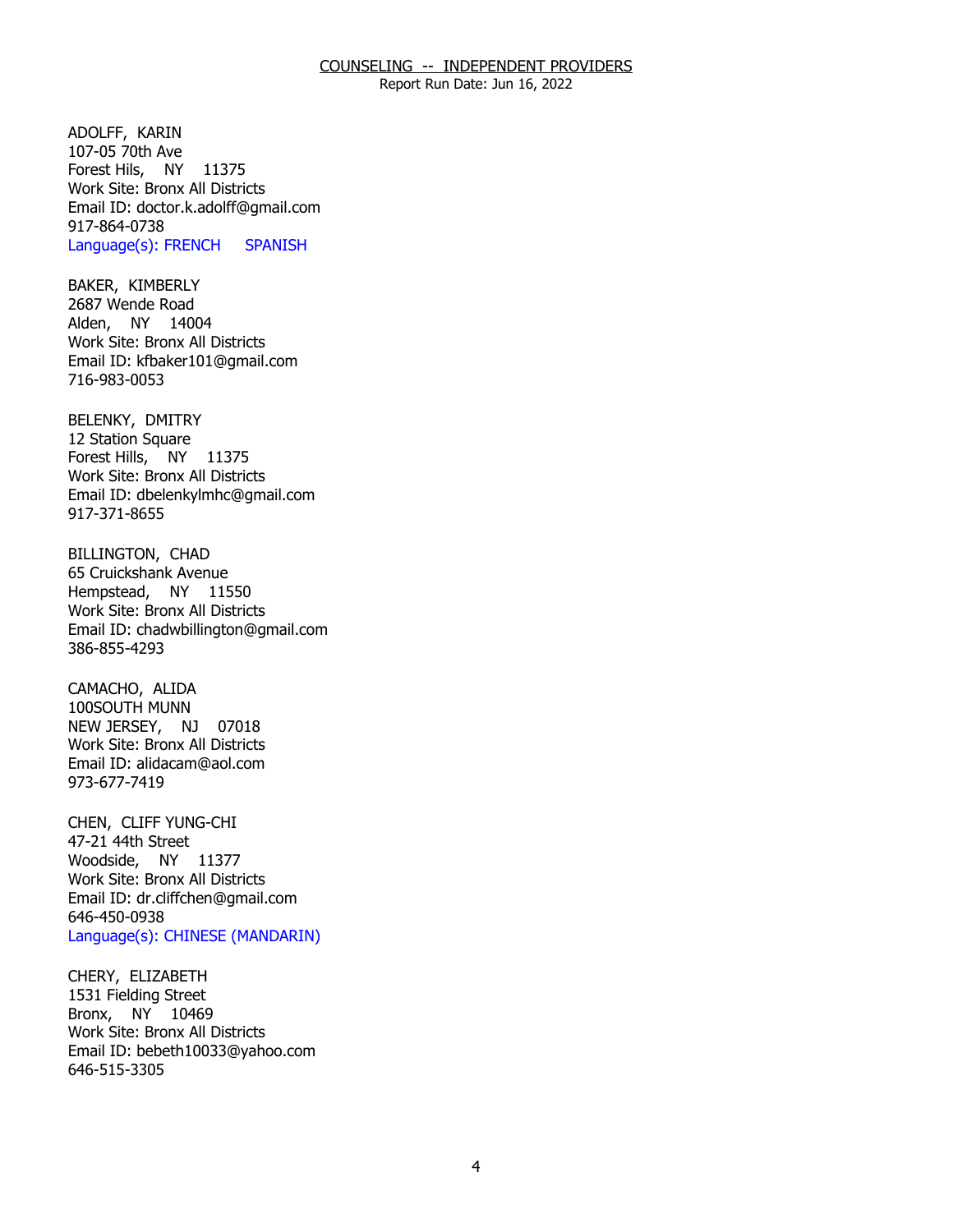## COUNSELING -- INDEPENDENT PROVIDERS

Report Run Date: Jun 16, 2022

ADOLFF, KARIN
107-05 70th Ave
Forest Hils, NY 11375
Work Site: Bronx All Districts
Email ID: doctor.k.adolff@gmail.com
917-864-0738
Language(s): FRENCH SPANISH

BAKER, KIMBERLY
2687 Wende Road
Alden, NY 14004
Work Site: Bronx All Districts
Email ID: kfbaker101@gmail.com
716-983-0053

BELENKY, DMITRY
12 Station Square
Forest Hills, NY 11375
Work Site: Bronx All Districts
Email ID: dbelenkylmhc@gmail.com
917-371-8655

BILLINGTON, CHAD
65 Cruickshank Avenue
Hempstead, NY 11550
Work Site: Bronx All Districts
Email ID: chadwbillington@gmail.com
386-855-4293

CAMACHO, ALIDA
100SOUTH MUNN
NEW JERSEY, NJ 07018
Work Site: Bronx All Districts
Email ID: alidacam@aol.com
973-677-7419

CHEN, CLIFF YUNG-CHI
47-21 44th Street
Woodside, NY 11377
Work Site: Bronx All Districts
Email ID: dr.cliffchen@gmail.com
646-450-0938
Language(s): CHINESE (MANDARIN)

CHERY, ELIZABETH
1531 Fielding Street
Bronx, NY 10469
Work Site: Bronx All Districts
Email ID: bebeth10033@yahoo.com
646-515-3305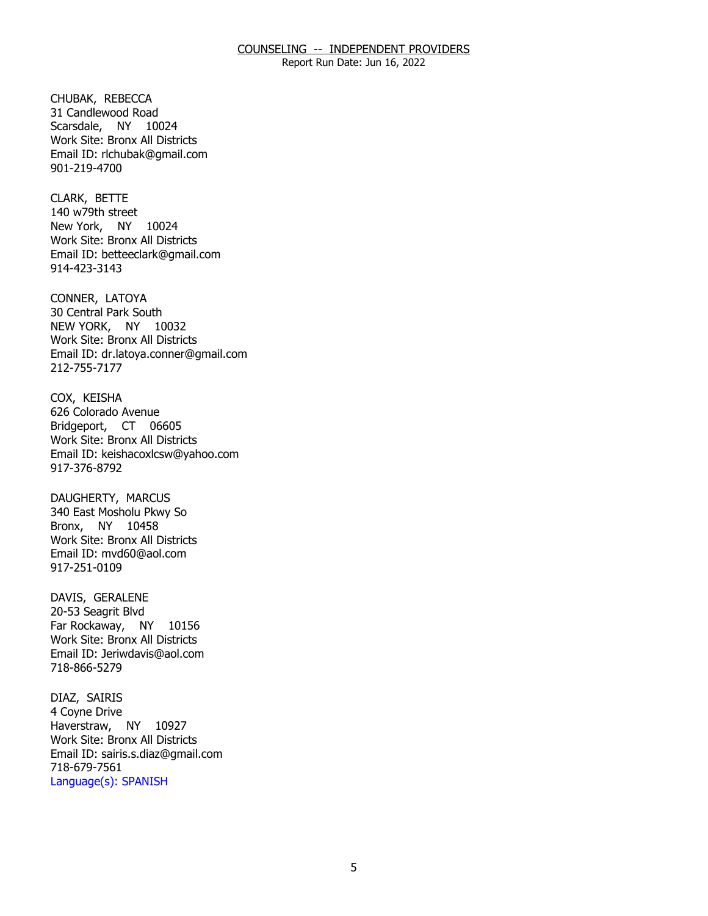CHUBAK, REBECCA
31 Candlewood Road
Scarsdale, NY 10024
Work Site: Bronx All Districts
Email ID: rlchubak@gmail.com
901-219-4700

CLARK, BETTE
140 w79th street
New York, NY 10024
Work Site: Bronx All Districts
Email ID: betteeclark@gmail.com
914-423-3143

CONNER, LATOYA
30 Central Park South
NEW YORK, NY 10032
Work Site: Bronx All Districts
Email ID: dr.latoya.conner@gmail.com
212-755-7177

COX, KEISHA
626 Colorado Avenue
Bridgeport, CT 06605
Work Site: Bronx All Districts
Email ID: keishacoxlcsw@yahoo.com
917-376-8792

DAUGHERTY, MARCUS
340 East Mosholu Pkwy So
Bronx, NY 10458
Work Site: Bronx All Districts
Email ID: mvd60@aol.com
917-251-0109

DAVIS, GERALENE
20-53 Seagrit Blvd
Far Rockaway, NY 10156
Work Site: Bronx All Districts
Email ID: Jeriwdavis@aol.com
718-866-5279

DIAZ, SAIRIS
4 Coyne Drive
Haverstraw, NY 10927
Work Site: Bronx All Districts
Email ID: sairis.s.diaz@gmail.com
718-679-7561
Language(s): SPANISH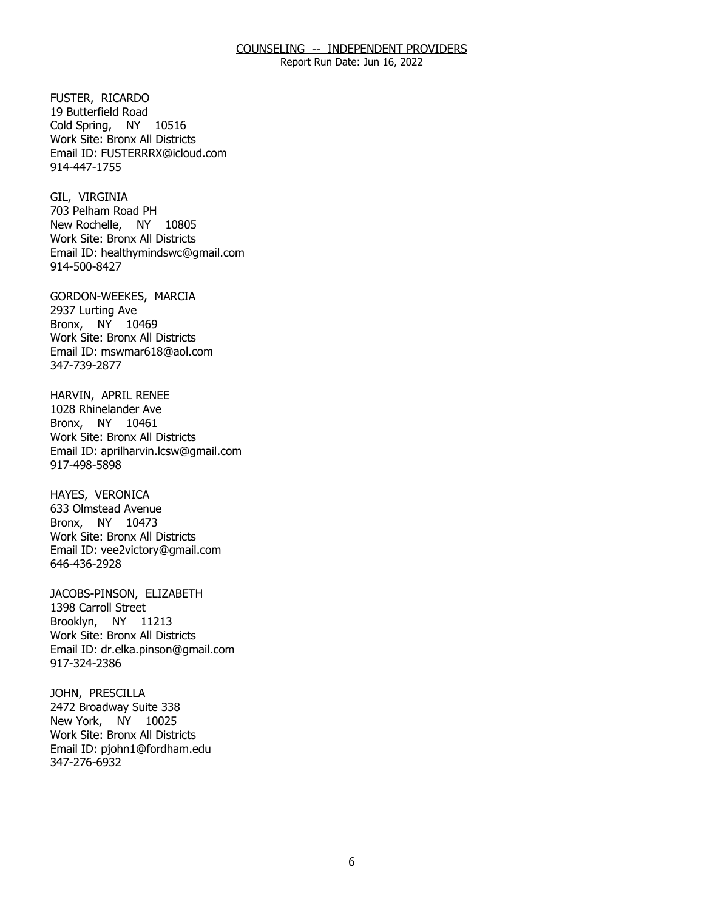FUSTER, RICARDO
19 Butterfield Road
Cold Spring, NY 10516
Work Site: Bronx All Districts
Email ID: FUSTERRRX@icloud.com
914-447-1755

GIL, VIRGINIA
703 Pelham Road PH
New Rochelle, NY 10805
Work Site: Bronx All Districts
Email ID: healthymindswc@gmail.com
914-500-8427

GORDON-WEEKES, MARCIA
2937 Lurting Ave
Bronx, NY 10469
Work Site: Bronx All Districts
Email ID: mswmar618@aol.com
347-739-2877

HARVIN, APRIL RENEE
1028 Rhinelander Ave
Bronx, NY 10461
Work Site: Bronx All Districts
Email ID: aprilharvin.lcsw@gmail.com
917-498-5898

HAYES, VERONICA
633 Olmstead Avenue
Bronx, NY 10473
Work Site: Bronx All Districts
Email ID: vee2victory@gmail.com
646-436-2928

JACOBS-PINSON, ELIZABETH
1398 Carroll Street
Brooklyn, NY 11213
Work Site: Bronx All Districts
Email ID: dr.elka.pinson@gmail.com
917-324-2386

JOHN, PRESCILLA
2472 Broadway Suite 338
New York, NY 10025
Work Site: Bronx All Districts
Email ID: pjohn1@fordham.edu
347-276-6932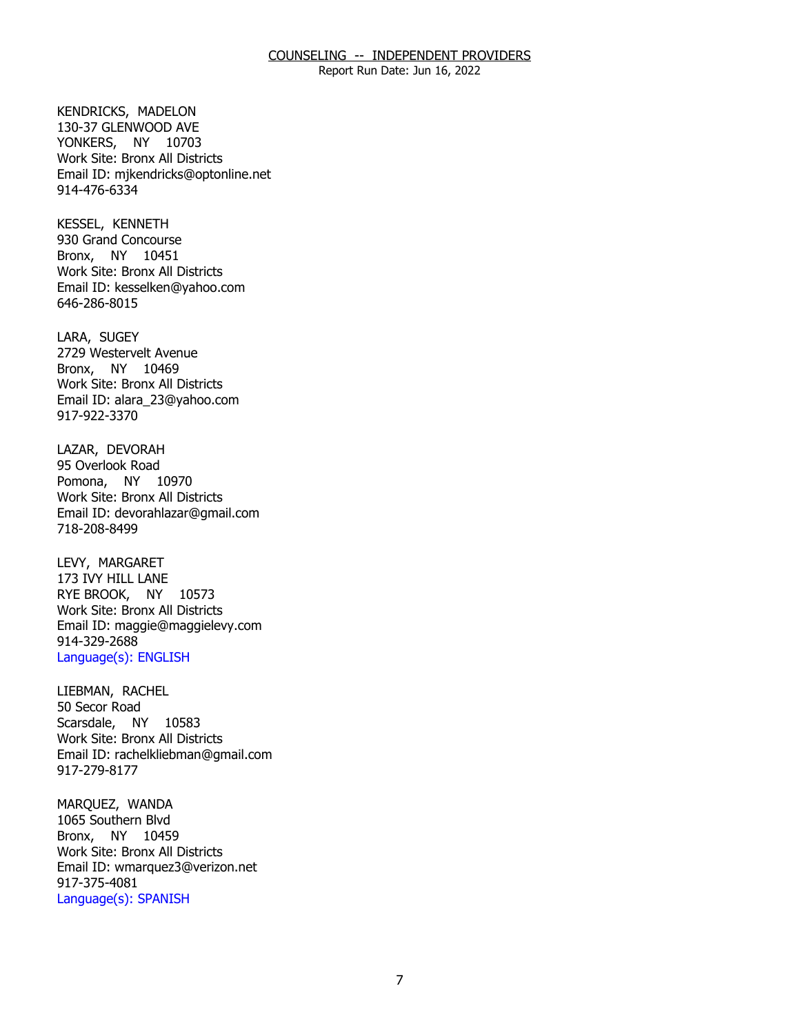KENDRICKS, MADELON
130-37 GLENWOOD AVE
YONKERS, NY 10703
Work Site: Bronx All Districts
Email ID: mjkendricks@optonline.net
914-476-6334

KESSEL, KENNETH
930 Grand Concourse
Bronx, NY 10451
Work Site: Bronx All Districts
Email ID: kesselken@yahoo.com
646-286-8015

LARA, SUGEY
2729 Westervelt Avenue
Bronx, NY 10469
Work Site: Bronx All Districts
Email ID: alara_23@yahoo.com
917-922-3370

LAZAR, DEVORAH
95 Overlook Road
Pomona, NY 10970
Work Site: Bronx All Districts
Email ID: devorahlazar@gmail.com
718-208-8499

LEVY, MARGARET
173 IVY HILL LANE
RYE BROOK, NY 10573
Work Site: Bronx All Districts
Email ID: maggie@maggielevy.com
914-329-2688
Language(s): ENGLISH

LIEBMAN, RACHEL
50 Secor Road
Scarsdale, NY 10583
Work Site: Bronx All Districts
Email ID: rachelkliebman@gmail.com
917-279-8177

MARQUEZ, WANDA
1065 Southern Blvd
Bronx, NY 10459
Work Site: Bronx All Districts
Email ID: wmarquez3@verizon.net
917-375-4081
Language(s): SPANISH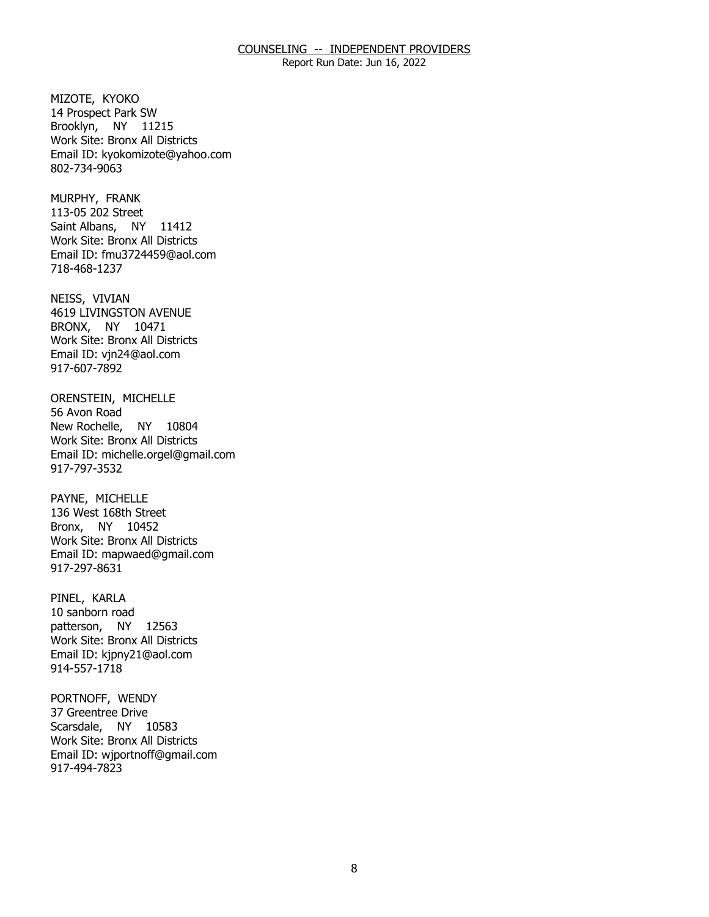MIZOTE, KYOKO
14 Prospect Park SW
Brooklyn, NY 11215
Work Site: Bronx All Districts
Email ID: kyokomizote@yahoo.com
802-734-9063

MURPHY, FRANK
113-05 202 Street
Saint Albans, NY 11412
Work Site: Bronx All Districts
Email ID: fmu3724459@aol.com
718-468-1237

NEISS, VIVIAN
4619 LIVINGSTON AVENUE
BRONX, NY 10471
Work Site: Bronx All Districts
Email ID: vjn24@aol.com
917-607-7892

ORENSTEIN, MICHELLE
56 Avon Road
New Rochelle, NY 10804
Work Site: Bronx All Districts
Email ID: michelle.orgel@gmail.com
917-797-3532

PAYNE, MICHELLE
136 West 168th Street
Bronx, NY 10452
Work Site: Bronx All Districts
Email ID: mapwaed@gmail.com
917-297-8631

PINEL, KARLA
10 sanborn road
patterson, NY 12563
Work Site: Bronx All Districts
Email ID: kjpny21@aol.com
914-557-1718

PORTNOFF, WENDY
37 Greentree Drive
Scarsdale, NY 10583
Work Site: Bronx All Districts
Email ID: wjportnoff@gmail.com
917-494-7823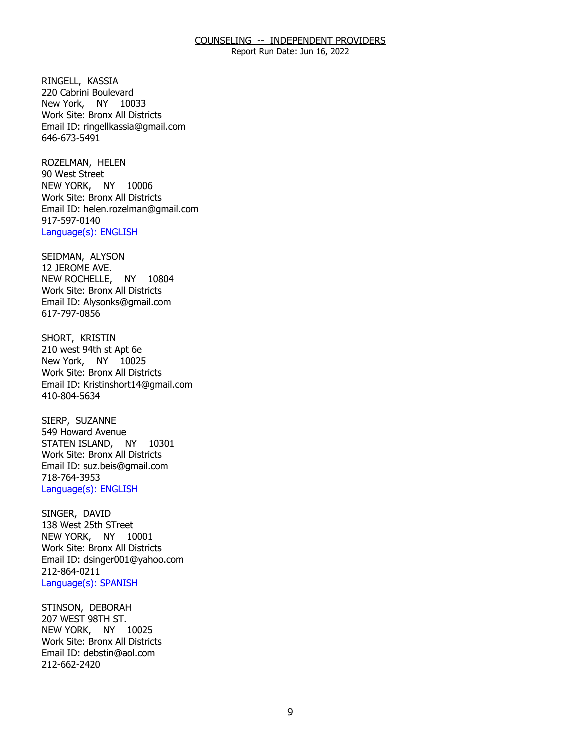RINGELL, KASSIA
220 Cabrini Boulevard
New York, NY 10033
Work Site: Bronx All Districts
Email ID: ringellkassia@gmail.com
646-673-5491

ROZELMAN, HELEN
90 West Street
NEW YORK, NY 10006
Work Site: Bronx All Districts
Email ID: helen.rozelman@gmail.com
917-597-0140
Language(s): ENGLISH

SEIDMAN, ALYSON
12 JEROME AVE.
NEW ROCHELLE, NY 10804
Work Site: Bronx All Districts
Email ID: Alysonks@gmail.com
617-797-0856

SHORT, KRISTIN
210 west 94th st Apt 6e
New York, NY 10025
Work Site: Bronx All Districts
Email ID: Kristinshort14@gmail.com
410-804-5634

SIERP, SUZANNE
549 Howard Avenue
STATEN ISLAND, NY 10301
Work Site: Bronx All Districts
Email ID: suz.beis@gmail.com
718-764-3953
Language(s): ENGLISH

SINGER, DAVID
138 West 25th STreet
NEW YORK, NY 10001
Work Site: Bronx All Districts
Email ID: dsinger001@yahoo.com
212-864-0211
Language(s): SPANISH

STINSON, DEBORAH
207 WEST 98TH ST.
NEW YORK, NY 10025
Work Site: Bronx All Districts
Email ID: debstin@aol.com
212-662-2420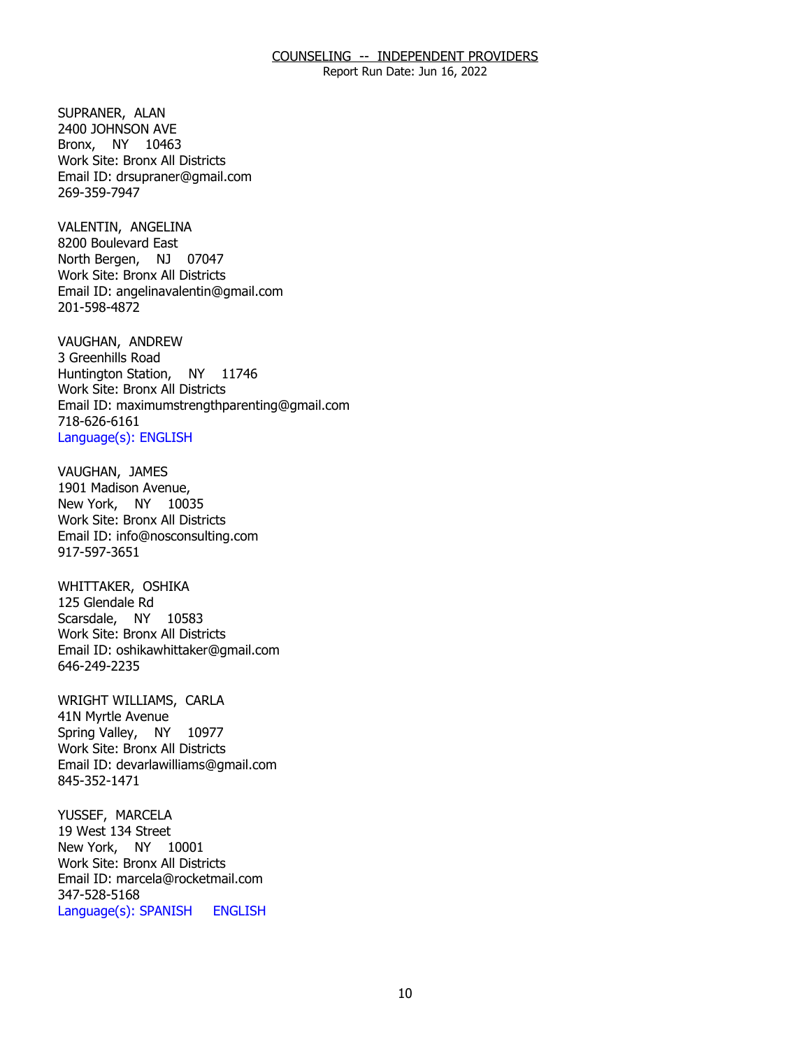SUPRANER, ALAN
2400 JOHNSON AVE
Bronx, NY 10463
Work Site: Bronx All Districts
Email ID: drsupraner@gmail.com
269-359-7947

VALENTIN, ANGELINA
8200 Boulevard East
North Bergen, NJ 07047
Work Site: Bronx All Districts
Email ID: angelinavalentin@gmail.com
201-598-4872

VAUGHAN, ANDREW
3 Greenhills Road
Huntington Station, NY 11746
Work Site: Bronx All Districts
Email ID: maximumstrengthparenting@gmail.com
718-626-6161
Language(s): ENGLISH

VAUGHAN, JAMES
1901 Madison Avenue,
New York, NY 10035
Work Site: Bronx All Districts
Email ID: info@nosconsulting.com
917-597-3651

WHITTAKER, OSHIKA
125 Glendale Rd
Scarsdale, NY 10583
Work Site: Bronx All Districts
Email ID: oshikawhittaker@gmail.com
646-249-2235

WRIGHT WILLIAMS, CARLA
41N Myrtle Avenue
Spring Valley, NY 10977
Work Site: Bronx All Districts
Email ID: devarlawilliams@gmail.com
845-352-1471

YUSSEF, MARCELA
19 West 134 Street
New York, NY 10001
Work Site: Bronx All Districts
Email ID: marcela@rocketmail.com
347-528-5168
Language(s): SPANISH ENGLISH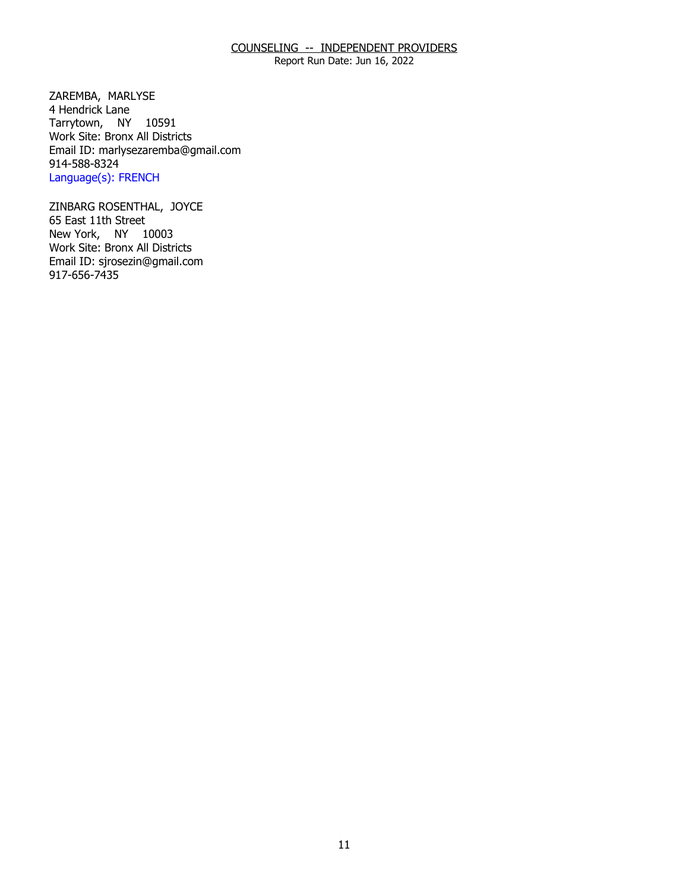COUNSELING -- INDEPENDENT PROVIDERS
Report Run Date: Jun 16, 2022

ZAREMBA, MARLYSE
4 Hendrick Lane
Tarrytown, NY 10591
Work Site: Bronx All Districts
Email ID: marlysezaremba@gmail.com
914-588-8324
Language(s): FRENCH

ZINBARG ROSENTHAL, JOYCE
65 East 11th Street
New York, NY 10003
Work Site: Bronx All Districts
Email ID: sjrosezin@gmail.com
917-656-7435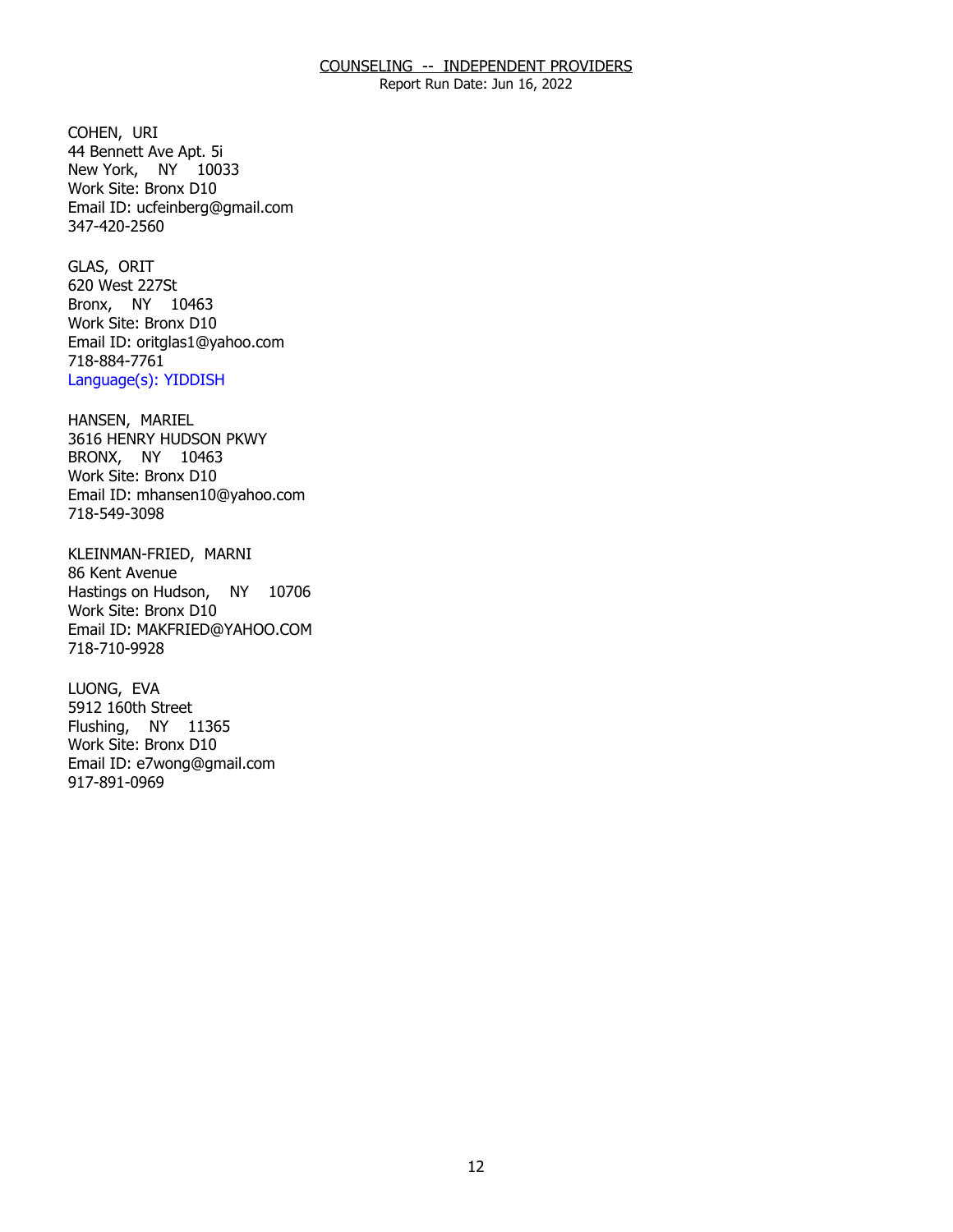COHEN, URI
44 Bennett Ave Apt. 5i
New York, NY 10033
Work Site: Bronx D10
Email ID: ucfeinberg@gmail.com
347-420-2560

GLAS, ORIT
620 West 227St
Bronx, NY 10463
Work Site: Bronx D10
Email ID: oritglas1@yahoo.com
718-884-7761
Language(s): YIDDISH

HANSEN, MARIEL
3616 HENRY HUDSON PKWY
BRONX, NY 10463
Work Site: Bronx D10
Email ID: mhansen10@yahoo.com
718-549-3098

KLEINMAN-FRIED, MARNI
86 Kent Avenue
Hastings on Hudson, NY 10706
Work Site: Bronx D10
Email ID: MAKFRIED@YAHOO.COM
718-710-9928

LUONG, EVA
5912 160th Street
Flushing, NY 11365
Work Site: Bronx D10
Email ID: e7wong@gmail.com
917-891-0969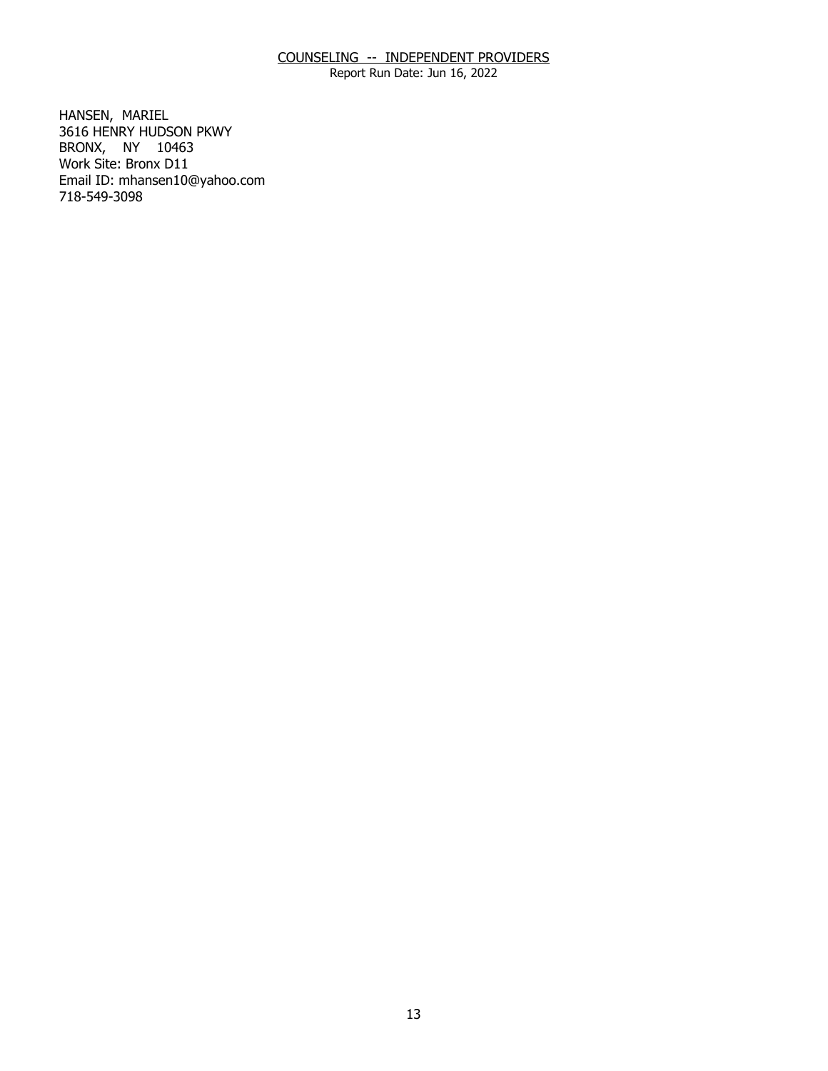HANSEN, MARIEL
3616 HENRY HUDSON PKWY
BRONX, NY 10463
Work Site: Bronx D11
Email ID: mhansen10@yahoo.com
718-549-3098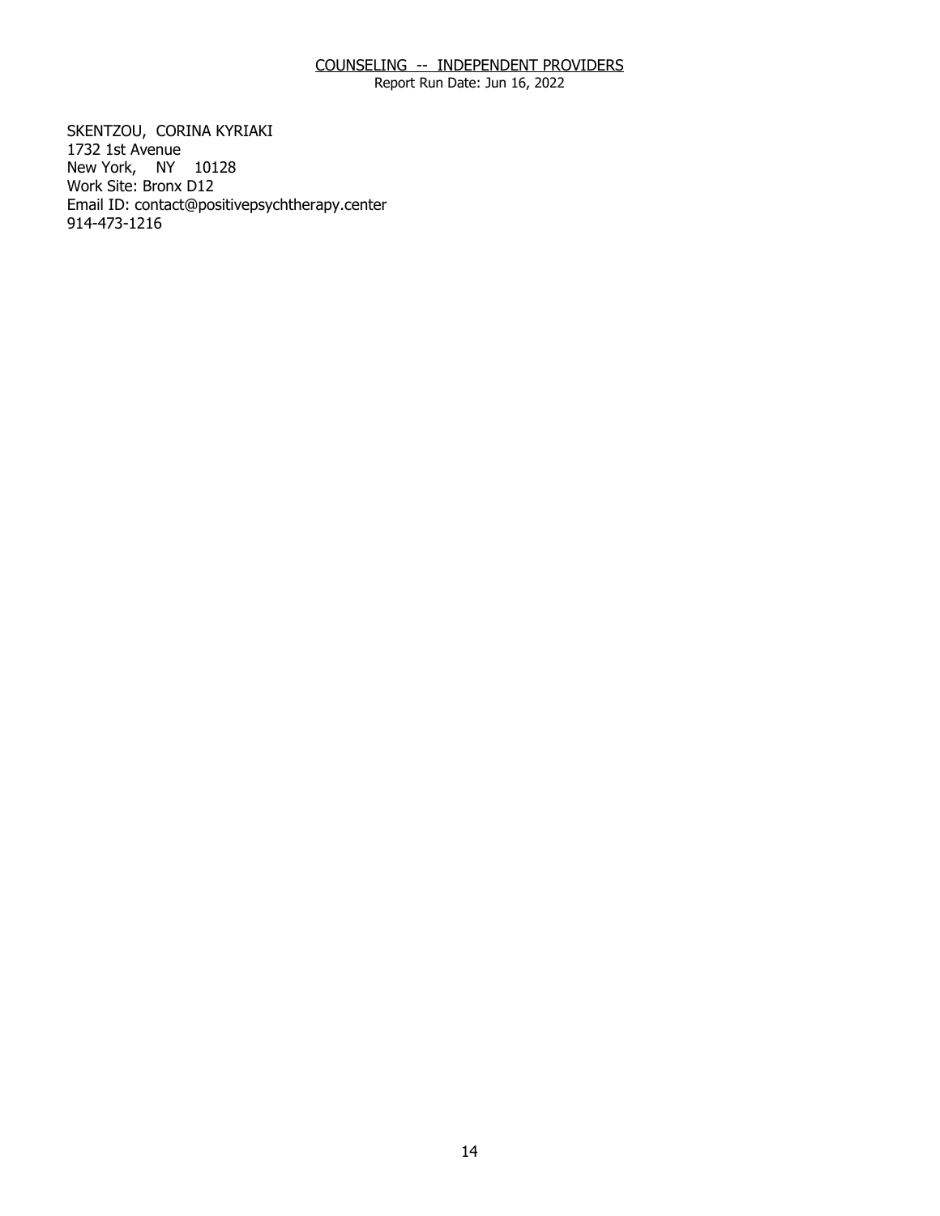COUNSELING -- INDEPENDENT PROVIDERS
Report Run Date: Jun 16, 2022

SKENTZOU, CORINA KYRIAKI
1732 1st Avenue
New York, NY 10128
Work Site: Bronx D12
Email ID: contact@positivepsychtherapy.center
914-473-1216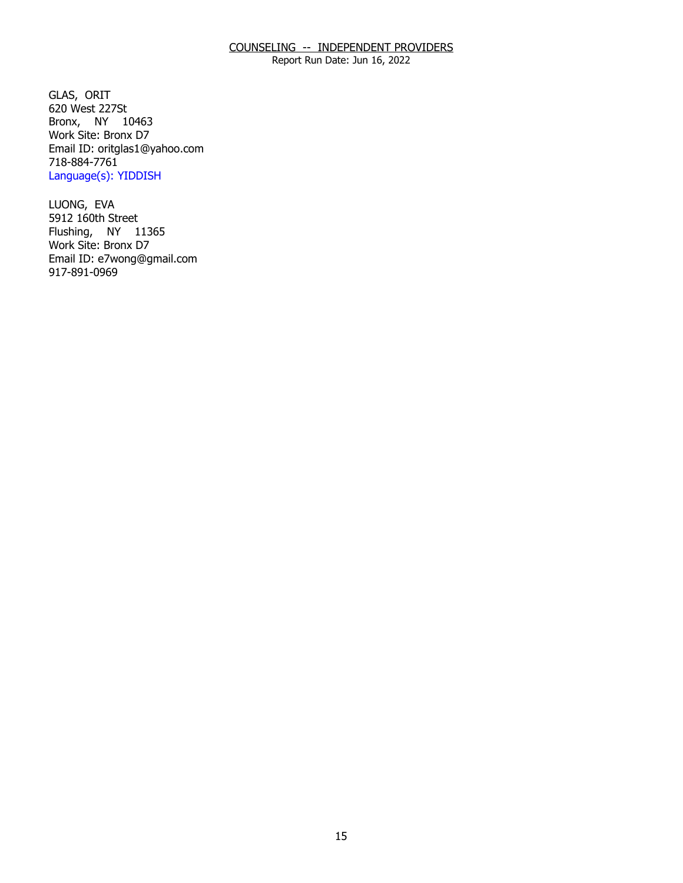COUNSELING -- INDEPENDENT PROVIDERS

Report Run Date: Jun 16, 2022

GLAS, ORIT
620 West 227St
Bronx, NY 10463
Work Site: Bronx D7
Email ID: oritglas1@yahoo.com
718-884-7761
Language(s): YIDDISH

LUONG, EVA
5912 160th Street
Flushing, NY 11365
Work Site: Bronx D7
Email ID: e7wong@gmail.com
917-891-0969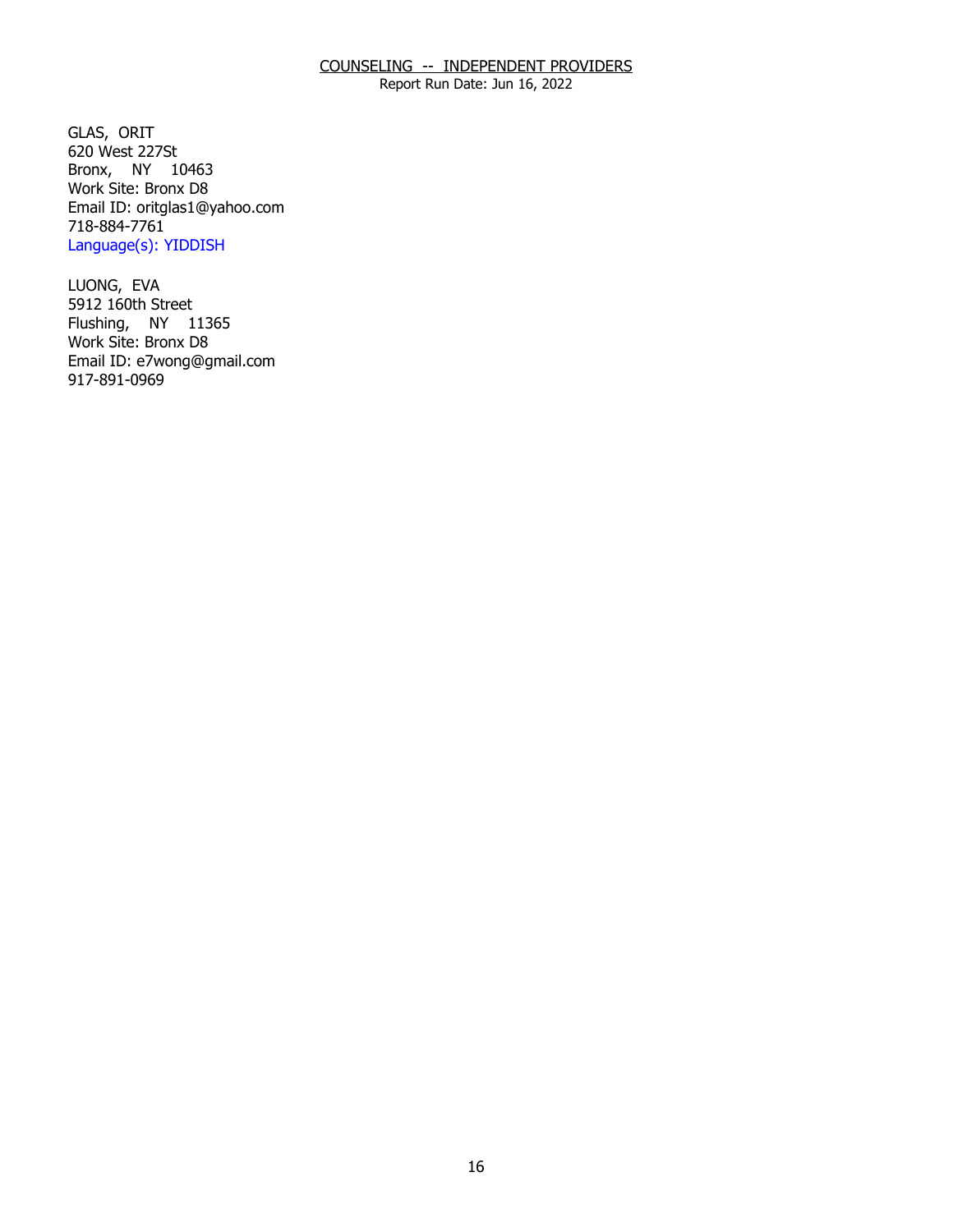COUNSELING -- INDEPENDENT PROVIDERS
Report Run Date: Jun 16, 2022

GLAS, ORIT
620 West 227St
Bronx, NY 10463
Work Site: Bronx D8
Email ID: oritglas1@yahoo.com
718-884-7761
Language(s): YIDDISH

LUONG, EVA
5912 160th Street
Flushing, NY 11365
Work Site: Bronx D8
Email ID: e7wong@gmail.com
917-891-0969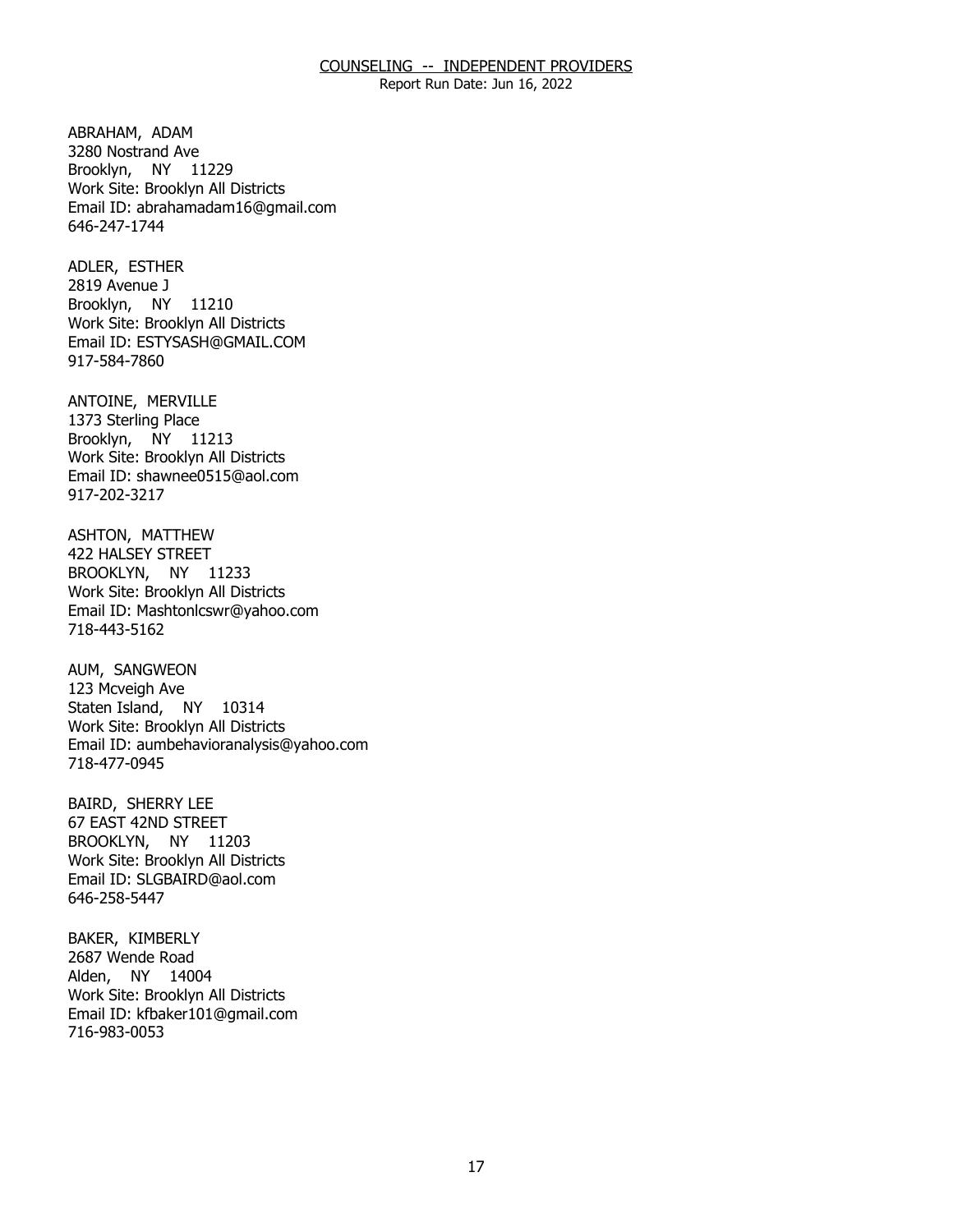ABRAHAM, ADAM
3280 Nostrand Ave
Brooklyn, NY 11229
Work Site: Brooklyn All Districts
Email ID: abrahamadam16@gmail.com
646-247-1744

ADLER, ESTHER
2819 Avenue J
Brooklyn, NY 11210
Work Site: Brooklyn All Districts
Email ID: ESTYSASH@GMAIL.COM
917-584-7860

ANTOINE, MERVILLE
1373 Sterling Place
Brooklyn, NY 11213
Work Site: Brooklyn All Districts
Email ID: shawnee0515@aol.com
917-202-3217

ASHTON, MATTHEW
422 HALSEY STREET
BROOKLYN, NY 11233
Work Site: Brooklyn All Districts
Email ID: Mashtonlcswr@yahoo.com
718-443-5162

AUM, SANGWEON
123 Mcveigh Ave
Staten Island, NY 10314
Work Site: Brooklyn All Districts
Email ID: aumbehavioranalysis@yahoo.com
718-477-0945

BAIRD, SHERRY LEE
67 EAST 42ND STREET
BROOKLYN, NY 11203
Work Site: Brooklyn All Districts
Email ID: SLGBAIRD@aol.com
646-258-5447

BAKER, KIMBERLY
2687 Wende Road
Alden, NY 14004
Work Site: Brooklyn All Districts
Email ID: kfbaker101@gmail.com
716-983-0053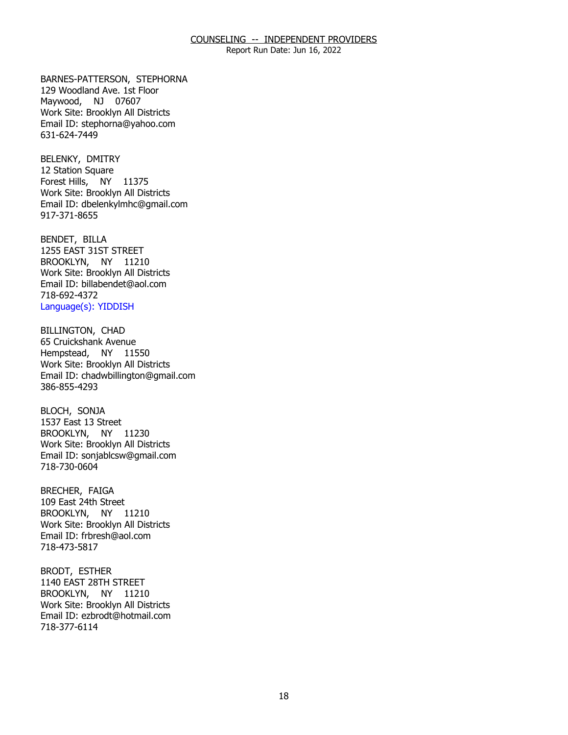BARNES-PATTERSON, STEPHORNA
129 Woodland Ave. 1st Floor
Maywood, NJ 07607
Work Site: Brooklyn All Districts
Email ID: stephorna@yahoo.com
631-624-7449

BELENKY, DMITRY
12 Station Square
Forest Hills, NY 11375
Work Site: Brooklyn All Districts
Email ID: dbelenkylmhc@gmail.com
917-371-8655

BENDET, BILLA
1255 EAST 31ST STREET
BROOKLYN, NY 11210
Work Site: Brooklyn All Districts
Email ID: billabendet@aol.com
718-692-4372
Language(s): YIDDISH

BILLINGTON, CHAD
65 Cruickshank Avenue
Hempstead, NY 11550
Work Site: Brooklyn All Districts
Email ID: chadwbillington@gmail.com
386-855-4293

BLOCH, SONJA
1537 East 13 Street
BROOKLYN, NY 11230
Work Site: Brooklyn All Districts
Email ID: sonjablcsw@gmail.com
718-730-0604

BRECHER, FAIGA
109 East 24th Street
BROOKLYN, NY 11210
Work Site: Brooklyn All Districts
Email ID: frbresh@aol.com
718-473-5817

BRODT, ESTHER
1140 EAST 28TH STREET
BROOKLYN, NY 11210
Work Site: Brooklyn All Districts
Email ID: ezbrodt@hotmail.com
718-377-6114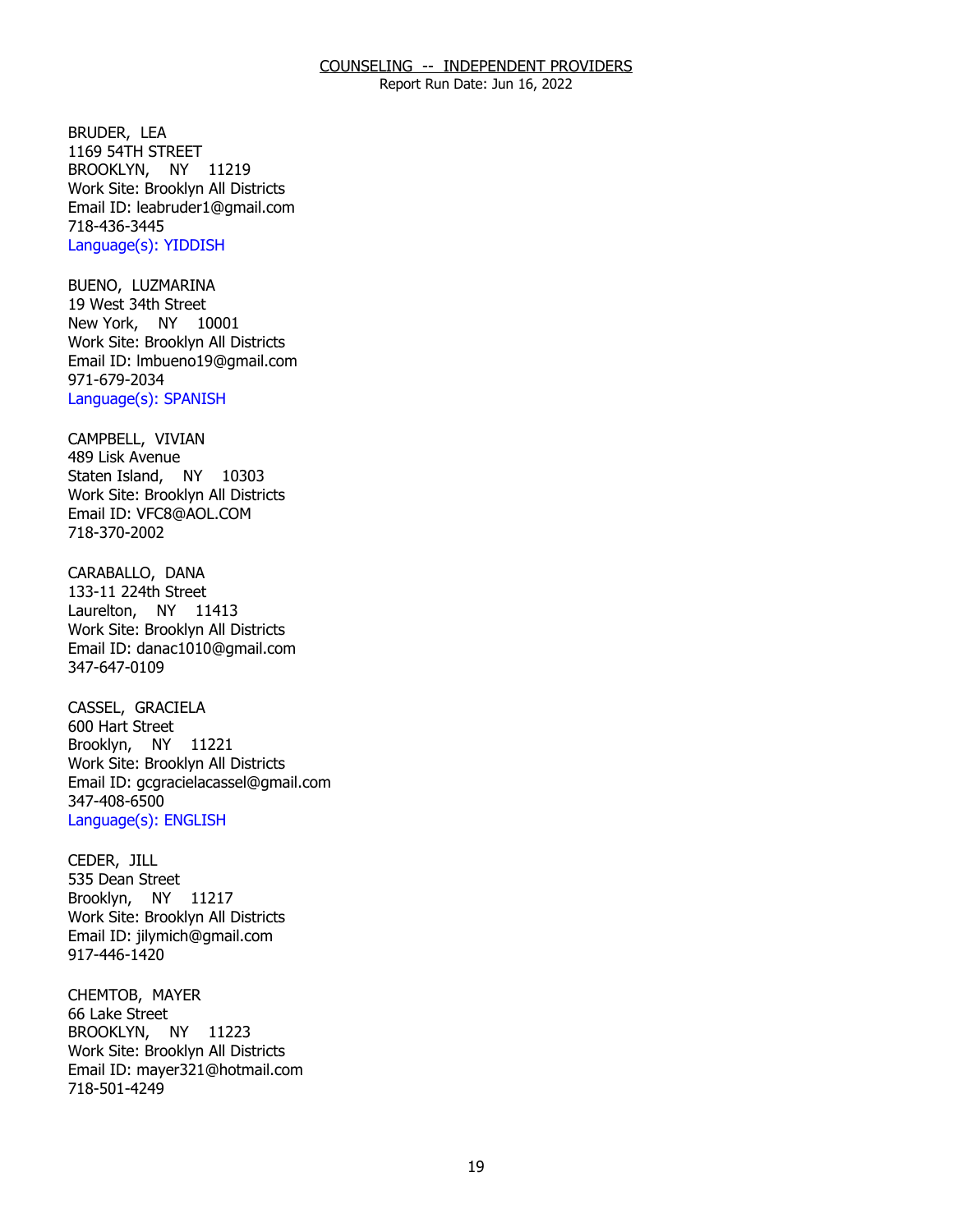BRUDER, LEA
1169 54TH STREET
BROOKLYN, NY 11219
Work Site: Brooklyn All Districts
Email ID: leabruder1@gmail.com
718-436-3445
Language(s): YIDDISH

BUENO, LUZMARINA
19 West 34th Street
New York, NY 10001
Work Site: Brooklyn All Districts
Email ID: lmbueno19@gmail.com
971-679-2034
Language(s): SPANISH

CAMPBELL, VIVIAN
489 Lisk Avenue
Staten Island, NY 10303
Work Site: Brooklyn All Districts
Email ID: VFC8@AOL.COM
718-370-2002

CARABALLO, DANA
133-11 224th Street
Laurelton, NY 11413
Work Site: Brooklyn All Districts
Email ID: danac1010@gmail.com
347-647-0109

CASSEL, GRACIELA
600 Hart Street
Brooklyn, NY 11221
Work Site: Brooklyn All Districts
Email ID: gcgracielacassel@gmail.com
347-408-6500
Language(s): ENGLISH

CEDER, JILL
535 Dean Street
Brooklyn, NY 11217
Work Site: Brooklyn All Districts
Email ID: jilymich@gmail.com
917-446-1420

CHEMTOB, MAYER
66 Lake Street
BROOKLYN, NY 11223
Work Site: Brooklyn All Districts
Email ID: mayer321@hotmail.com
718-501-4249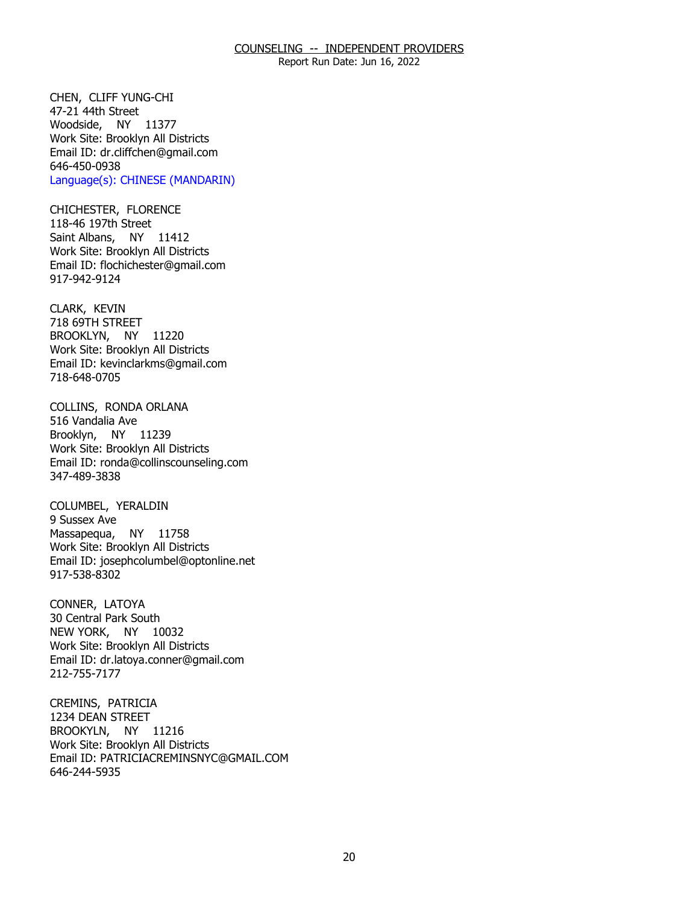COUNSELING -- INDEPENDENT PROVIDERS
Report Run Date: Jun 16, 2022

CHEN, CLIFF YUNG-CHI
47-21 44th Street
Woodside, NY 11377
Work Site: Brooklyn All Districts
Email ID: dr.cliffchen@gmail.com
646-450-0938
Language(s): CHINESE (MANDARIN)

CHICHESTER, FLORENCE
118-46 197th Street
Saint Albans, NY 11412
Work Site: Brooklyn All Districts
Email ID: flochichester@gmail.com
917-942-9124

CLARK, KEVIN
718 69TH STREET
BROOKLYN, NY 11220
Work Site: Brooklyn All Districts
Email ID: kevinclarkms@gmail.com
718-648-0705

COLLINS, RONDA ORLANA
516 Vandalia Ave
Brooklyn, NY 11239
Work Site: Brooklyn All Districts
Email ID: ronda@collinscounseling.com
347-489-3838

COLUMBEL, YERALDIN
9 Sussex Ave
Massapequa, NY 11758
Work Site: Brooklyn All Districts
Email ID: josephcolumbel@optonline.net
917-538-8302

CONNER, LATOYA
30 Central Park South
NEW YORK, NY 10032
Work Site: Brooklyn All Districts
Email ID: dr.latoya.conner@gmail.com
212-755-7177

CREMINS, PATRICIA
1234 DEAN STREET
BROOKYLN, NY 11216
Work Site: Brooklyn All Districts
Email ID: PATRICIACREMINSNYC@GMAIL.COM
646-244-5935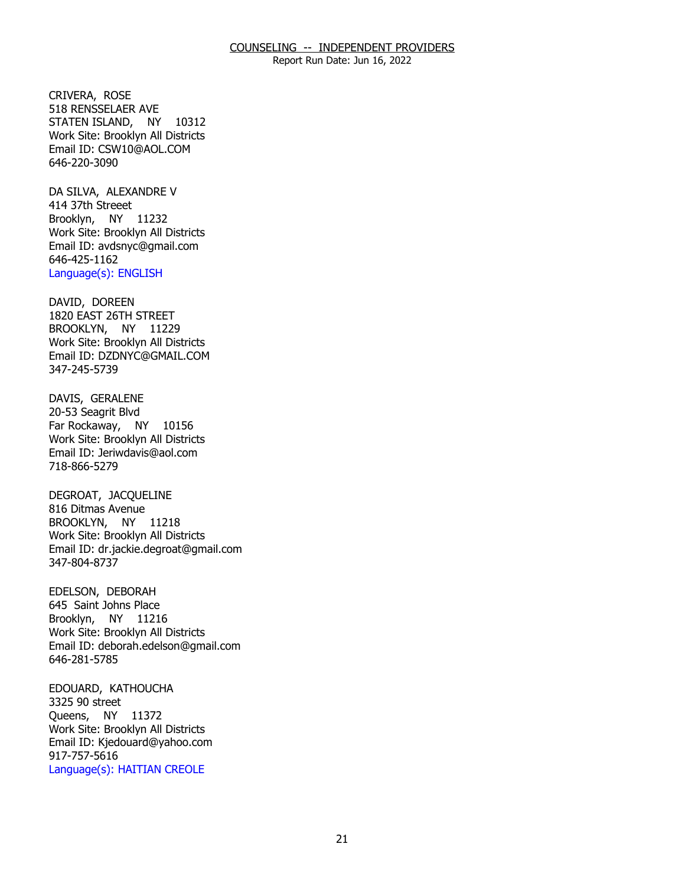CRIVERA, ROSE
518 RENSSELAER AVE
STATEN ISLAND, NY 10312
Work Site: Brooklyn All Districts
Email ID: CSW10@AOL.COM
646-220-3090

DA SILVA, ALEXANDRE V
414 37th Streeet
Brooklyn, NY 11232
Work Site: Brooklyn All Districts
Email ID: avdsnyc@gmail.com
646-425-1162
Language(s): ENGLISH

DAVID, DOREEN
1820 EAST 26TH STREET
BROOKLYN, NY 11229
Work Site: Brooklyn All Districts
Email ID: DZDNYC@GMAIL.COM
347-245-5739

DAVIS, GERALENE
20-53 Seagrit Blvd
Far Rockaway, NY 10156
Work Site: Brooklyn All Districts
Email ID: Jeriwdavis@aol.com
718-866-5279

DEGROAT, JACQUELINE
816 Ditmas Avenue
BROOKLYN, NY 11218
Work Site: Brooklyn All Districts
Email ID: dr.jackie.degroat@gmail.com
347-804-8737

EDELSON, DEBORAH
645 Saint Johns Place
Brooklyn, NY 11216
Work Site: Brooklyn All Districts
Email ID: deborah.edelson@gmail.com
646-281-5785

EDOUARD, KATHOUCHA
3325 90 street
Queens, NY 11372
Work Site: Brooklyn All Districts
Email ID: Kjedouard@yahoo.com
917-757-5616
Language(s): HAITIAN CREOLE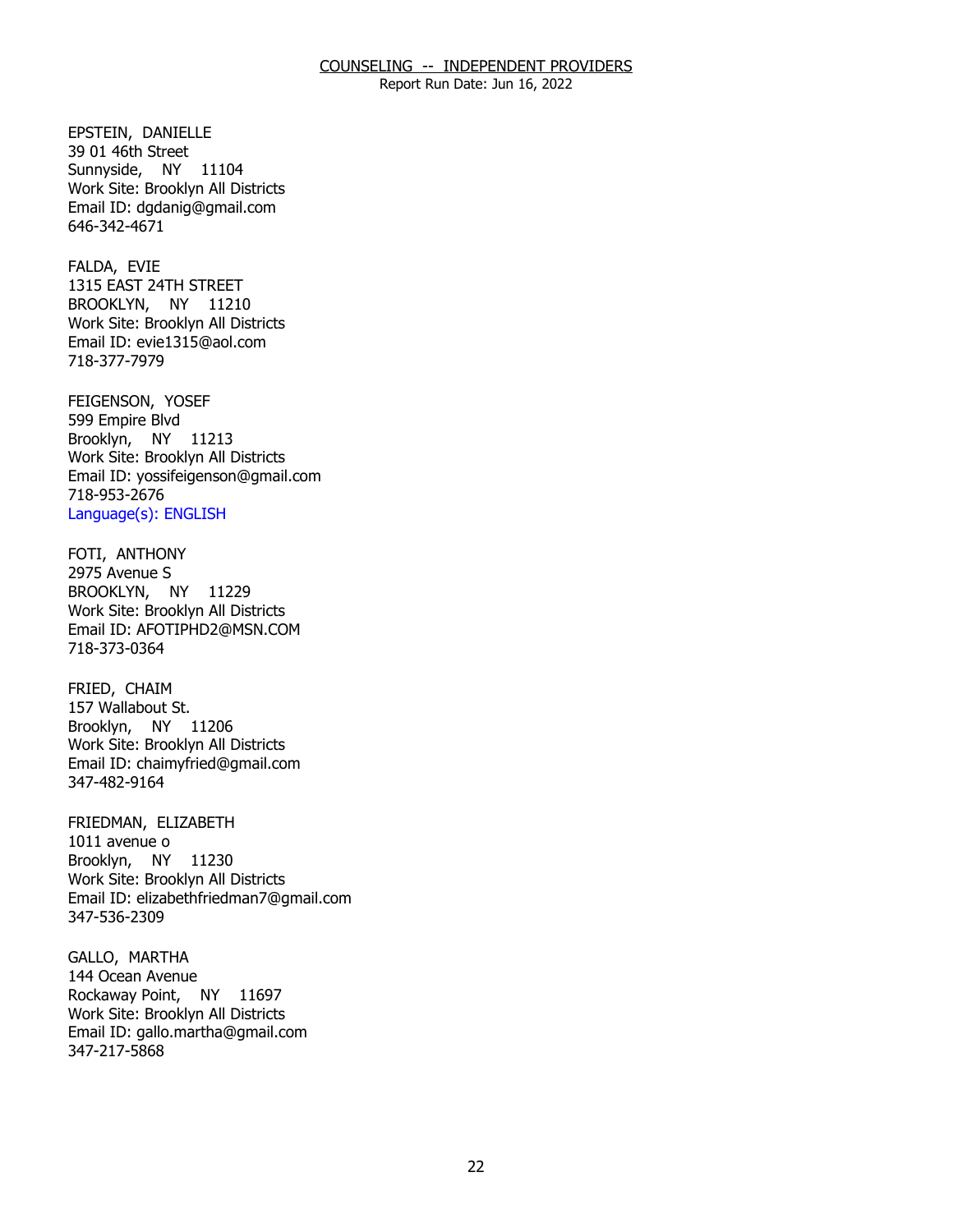EPSTEIN, DANIELLE
39 01 46th Street
Sunnyside, NY 11104
Work Site: Brooklyn All Districts
Email ID: dgdanig@gmail.com
646-342-4671

FALDA, EVIE
1315 EAST 24TH STREET
BROOKLYN, NY 11210
Work Site: Brooklyn All Districts
Email ID: evie1315@aol.com
718-377-7979

FEIGENSON, YOSEF
599 Empire Blvd
Brooklyn, NY 11213
Work Site: Brooklyn All Districts
Email ID: yossifeigenson@gmail.com
718-953-2676
Language(s): ENGLISH

FOTI, ANTHONY
2975 Avenue S
BROOKLYN, NY 11229
Work Site: Brooklyn All Districts
Email ID: AFOTIPHD2@MSN.COM
718-373-0364

FRIED, CHAIM
157 Wallabout St.
Brooklyn, NY 11206
Work Site: Brooklyn All Districts
Email ID: chaimyfried@gmail.com
347-482-9164

FRIEDMAN, ELIZABETH
1011 avenue o
Brooklyn, NY 11230
Work Site: Brooklyn All Districts
Email ID: elizabethfriedman7@gmail.com
347-536-2309

GALLO, MARTHA
144 Ocean Avenue
Rockaway Point, NY 11697
Work Site: Brooklyn All Districts
Email ID: gallo.martha@gmail.com
347-217-5868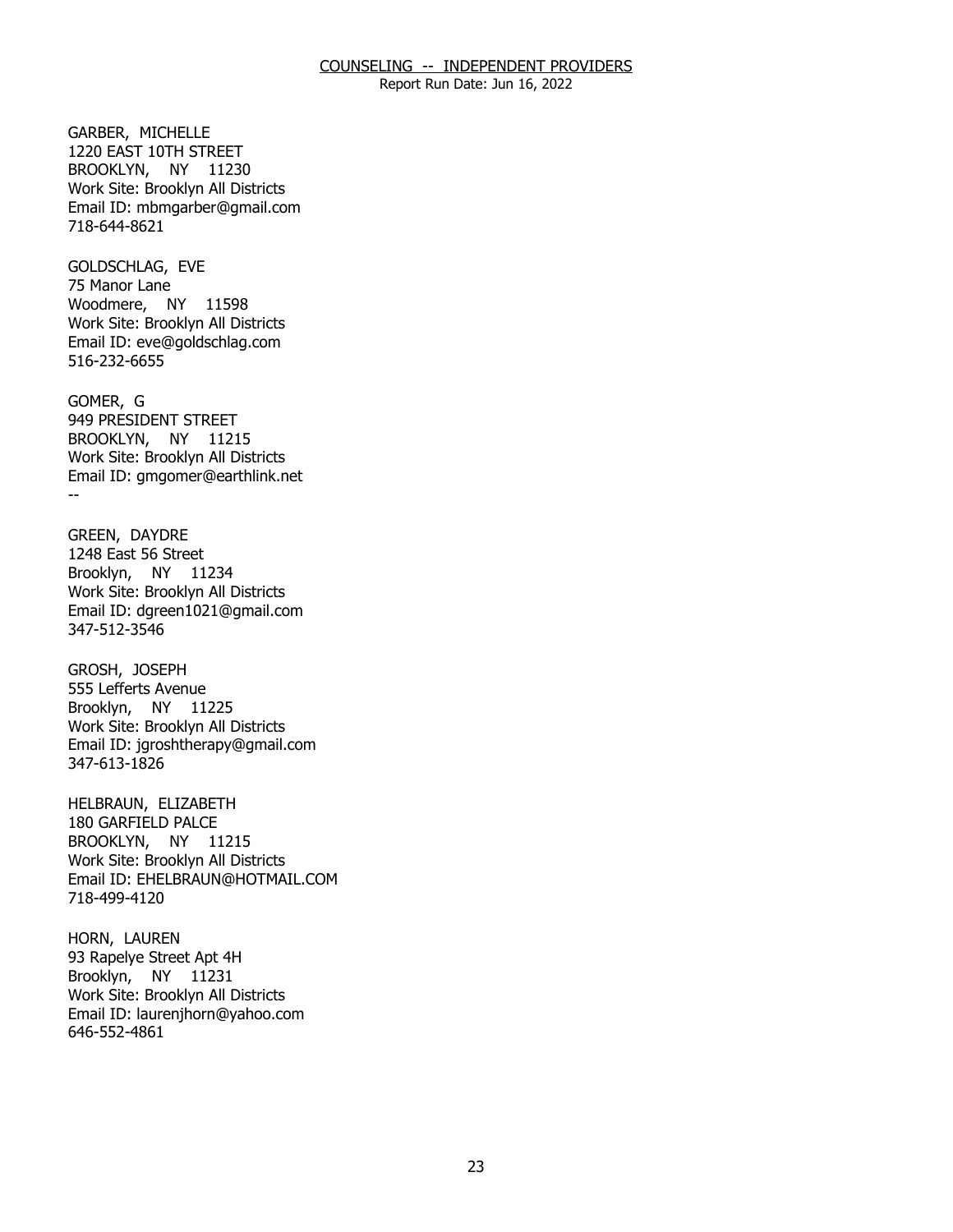GARBER, MICHELLE
1220 EAST 10TH STREET
BROOKLYN, NY 11230
Work Site: Brooklyn All Districts
Email ID: mbmgarber@gmail.com
718-644-8621

GOLDSCHLAG, EVE
75 Manor Lane
Woodmere, NY 11598
Work Site: Brooklyn All Districts
Email ID: eve@goldschlag.com
516-232-6655

GOMER, G
949 PRESIDENT STREET
BROOKLYN, NY 11215
Work Site: Brooklyn All Districts
Email ID: gmgomer@earthlink.net
--

GREEN, DAYDRE
1248 East 56 Street
Brooklyn, NY 11234
Work Site: Brooklyn All Districts
Email ID: dgreen1021@gmail.com
347-512-3546

GROSH, JOSEPH
555 Lefferts Avenue
Brooklyn, NY 11225
Work Site: Brooklyn All Districts
Email ID: jgroshtherapy@gmail.com
347-613-1826

HELBRAUN, ELIZABETH
180 GARFIELD PALCE
BROOKLYN, NY 11215
Work Site: Brooklyn All Districts
Email ID: EHELBRAUN@HOTMAIL.COM
718-499-4120

HORN, LAUREN
93 Rapelye Street Apt 4H
Brooklyn, NY 11231
Work Site: Brooklyn All Districts
Email ID: laurenjhorn@yahoo.com
646-552-4861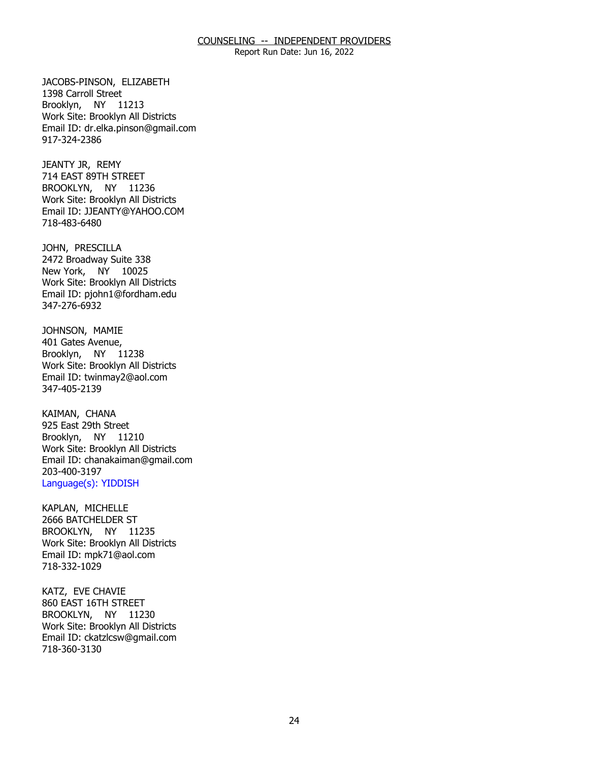# COUNSELING -- INDEPENDENT PROVIDERS

Report Run Date: Jun 16, 2022

JACOBS-PINSON, ELIZABETH
1398 Carroll Street
Brooklyn, NY 11213
Work Site: Brooklyn All Districts
Email ID: dr.elka.pinson@gmail.com
917-324-2386

JEANTY JR, REMY
714 EAST 89TH STREET
BROOKLYN, NY 11236
Work Site: Brooklyn All Districts
Email ID: JJEANTY@YAHOO.COM
718-483-6480

JOHN, PRESCILLA
2472 Broadway Suite 338
New York, NY 10025
Work Site: Brooklyn All Districts
Email ID: pjohn1@fordham.edu
347-276-6932

JOHNSON, MAMIE
401 Gates Avenue,
Brooklyn, NY 11238
Work Site: Brooklyn All Districts
Email ID: twinmay2@aol.com
347-405-2139

KAIMAN, CHANA
925 East 29th Street
Brooklyn, NY 11210
Work Site: Brooklyn All Districts
Email ID: chanakaiman@gmail.com
203-400-3197
Language(s): YIDDISH

KAPLAN, MICHELLE
2666 BATCHELDER ST
BROOKLYN, NY 11235
Work Site: Brooklyn All Districts
Email ID: mpk71@aol.com
718-332-1029

KATZ, EVE CHAVIE
860 EAST 16TH STREET
BROOKLYN, NY 11230
Work Site: Brooklyn All Districts
Email ID: ckatzlcsw@gmail.com
718-360-3130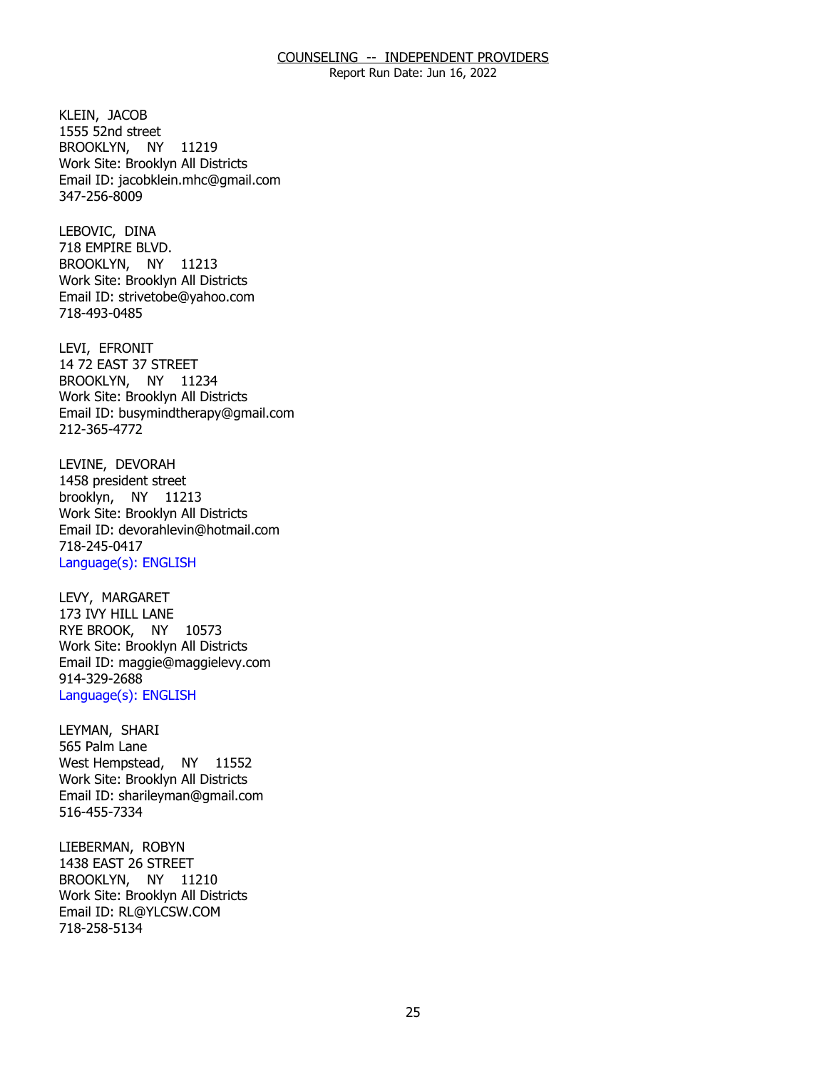KLEIN, JACOB
1555 52nd street
BROOKLYN, NY 11219
Work Site: Brooklyn All Districts
Email ID: jacobklein.mhc@gmail.com
347-256-8009

LEBOVIC, DINA
718 EMPIRE BLVD.
BROOKLYN, NY 11213
Work Site: Brooklyn All Districts
Email ID: strivetobe@yahoo.com
718-493-0485

LEVI, EFRONIT
14 72 EAST 37 STREET
BROOKLYN, NY 11234
Work Site: Brooklyn All Districts
Email ID: busymindtherapy@gmail.com
212-365-4772

LEVINE, DEVORAH
1458 president street
brooklyn, NY 11213
Work Site: Brooklyn All Districts
Email ID: devorahlevin@hotmail.com
718-245-0417
Language(s): ENGLISH

LEVY, MARGARET
173 IVY HILL LANE
RYE BROOK, NY 10573
Work Site: Brooklyn All Districts
Email ID: maggie@maggielevy.com
914-329-2688
Language(s): ENGLISH

LEYMAN, SHARI
565 Palm Lane
West Hempstead, NY 11552
Work Site: Brooklyn All Districts
Email ID: sharileyman@gmail.com
516-455-7334

LIEBERMAN, ROBYN
1438 EAST 26 STREET
BROOKLYN, NY 11210
Work Site: Brooklyn All Districts
Email ID: RL@YLCSW.COM
718-258-5134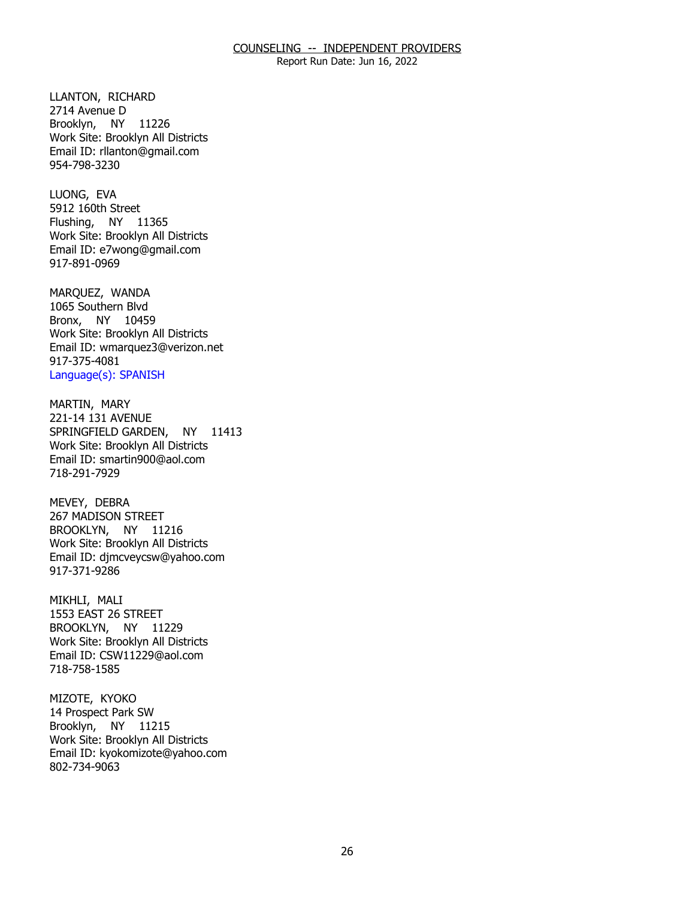LLANTON, RICHARD
2714 Avenue D
Brooklyn, NY 11226
Work Site: Brooklyn All Districts
Email ID: rllanton@gmail.com
954-798-3230

LUONG, EVA
5912 160th Street
Flushing, NY 11365
Work Site: Brooklyn All Districts
Email ID: e7wong@gmail.com
917-891-0969

MARQUEZ, WANDA
1065 Southern Blvd
Bronx, NY 10459
Work Site: Brooklyn All Districts
Email ID: wmarquez3@verizon.net
917-375-4081
Language(s): SPANISH

MARTIN, MARY
221-14 131 AVENUE
SPRINGFIELD GARDEN, NY 11413
Work Site: Brooklyn All Districts
Email ID: smartin900@aol.com
718-291-7929

MEVEY, DEBRA
267 MADISON STREET
BROOKLYN, NY 11216
Work Site: Brooklyn All Districts
Email ID: djmcveycsw@yahoo.com
917-371-9286

MIKHLI, MALI
1553 EAST 26 STREET
BROOKLYN, NY 11229
Work Site: Brooklyn All Districts
Email ID: CSW11229@aol.com
718-758-1585

MIZOTE, KYOKO
14 Prospect Park SW
Brooklyn, NY 11215
Work Site: Brooklyn All Districts
Email ID: kyokomizote@yahoo.com
802-734-9063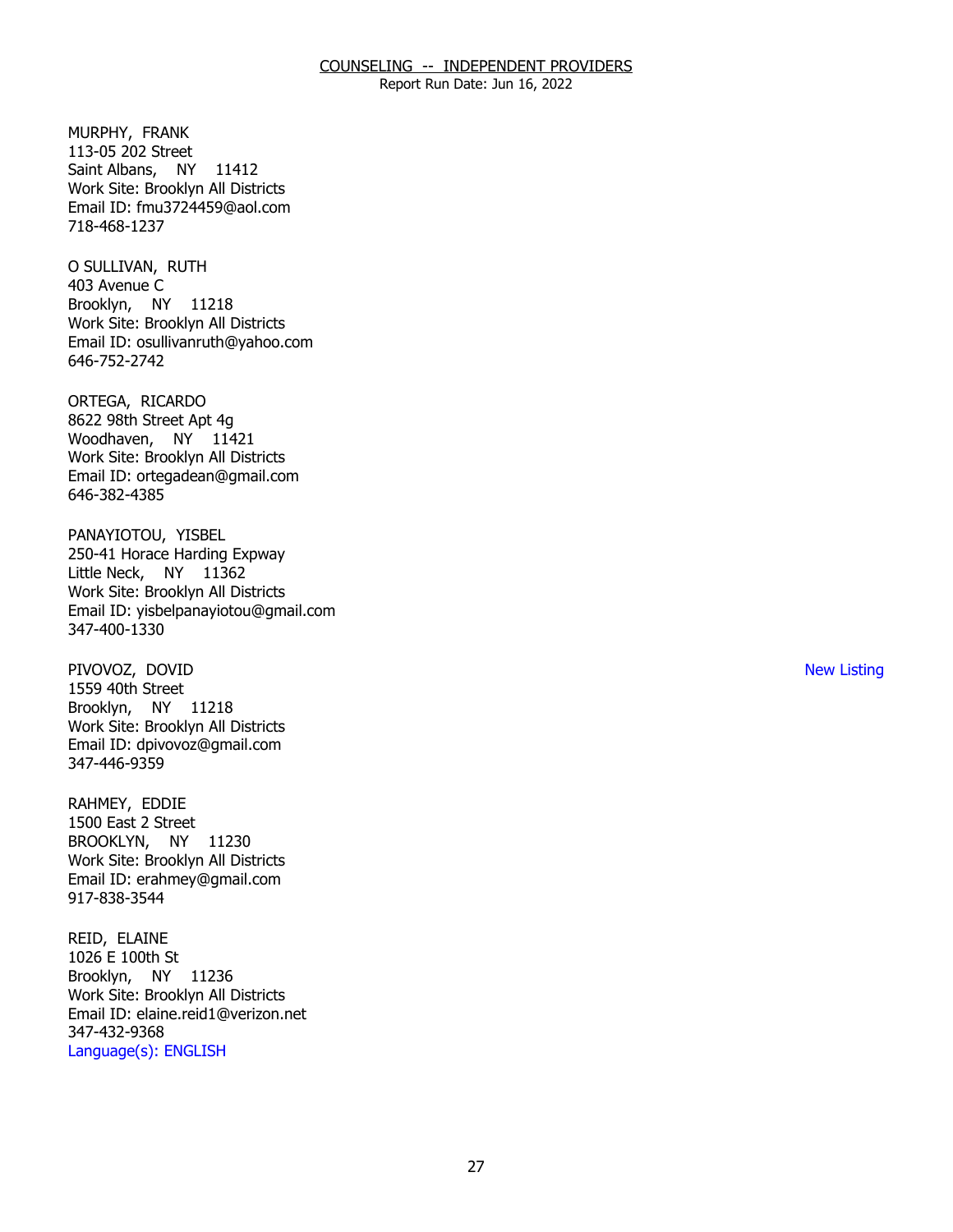MURPHY, FRANK
113-05 202 Street
Saint Albans, NY 11412
Work Site: Brooklyn All Districts
Email ID: fmu3724459@aol.com
718-468-1237

O SULLIVAN, RUTH
403 Avenue C
Brooklyn, NY 11218
Work Site: Brooklyn All Districts
Email ID: osullivanruth@yahoo.com
646-752-2742

ORTEGA, RICARDO
8622 98th Street Apt 4g
Woodhaven, NY 11421
Work Site: Brooklyn All Districts
Email ID: ortegadean@gmail.com
646-382-4385

PANAYIOTOU, YISBEL
250-41 Horace Harding Expway
Little Neck, NY 11362
Work Site: Brooklyn All Districts
Email ID: yisbelpanayiotou@gmail.com
347-400-1330

PIVOVOZ, DOVID — New Listing
1559 40th Street
Brooklyn, NY 11218
Work Site: Brooklyn All Districts
Email ID: dpivovoz@gmail.com
347-446-9359

RAHMEY, EDDIE
1500 East 2 Street
BROOKLYN, NY 11230
Work Site: Brooklyn All Districts
Email ID: erahmey@gmail.com
917-838-3544

REID, ELAINE
1026 E 100th St
Brooklyn, NY 11236
Work Site: Brooklyn All Districts
Email ID: elaine.reid1@verizon.net
347-432-9368
Language(s): ENGLISH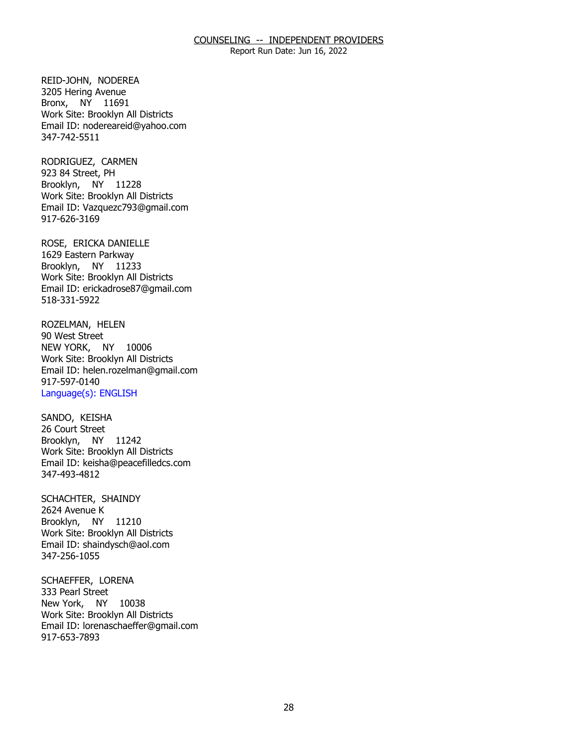REID-JOHN, NODEREA
3205 Hering Avenue
Bronx, NY 11691
Work Site: Brooklyn All Districts
Email ID: nodereareid@yahoo.com
347-742-5511

RODRIGUEZ, CARMEN
923 84 Street, PH
Brooklyn, NY 11228
Work Site: Brooklyn All Districts
Email ID: Vazquezc793@gmail.com
917-626-3169

ROSE, ERICKA DANIELLE
1629 Eastern Parkway
Brooklyn, NY 11233
Work Site: Brooklyn All Districts
Email ID: erickadrose87@gmail.com
518-331-5922

ROZELMAN, HELEN
90 West Street
NEW YORK, NY 10006
Work Site: Brooklyn All Districts
Email ID: helen.rozelman@gmail.com
917-597-0140
Language(s): ENGLISH

SANDO, KEISHA
26 Court Street
Brooklyn, NY 11242
Work Site: Brooklyn All Districts
Email ID: keisha@peacefilledcs.com
347-493-4812

SCHACHTER, SHAINDY
2624 Avenue K
Brooklyn, NY 11210
Work Site: Brooklyn All Districts
Email ID: shaindysch@aol.com
347-256-1055

SCHAEFFER, LORENA
333 Pearl Street
New York, NY 10038
Work Site: Brooklyn All Districts
Email ID: lorenaschaeffer@gmail.com
917-653-7893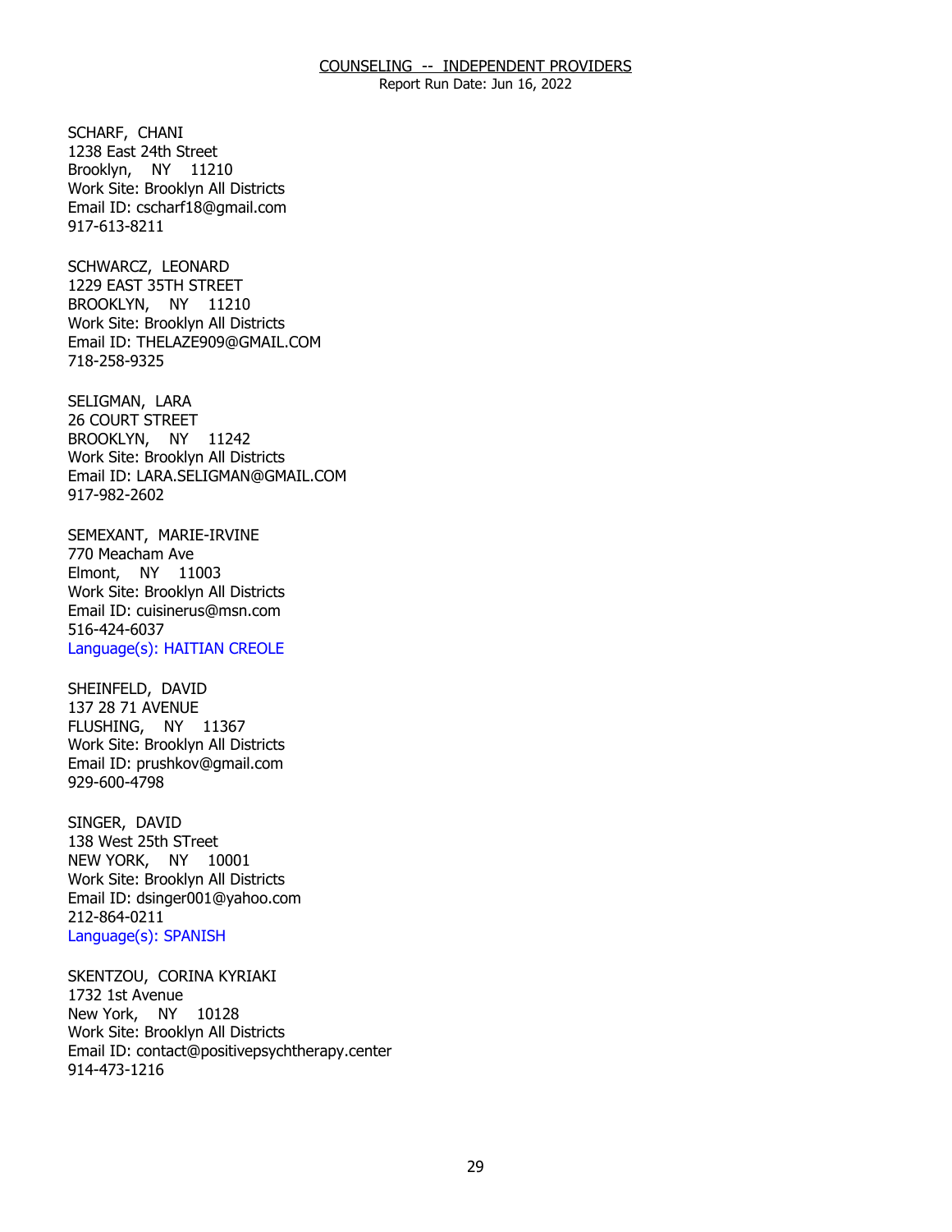## COUNSELING -- INDEPENDENT PROVIDERS

Report Run Date: Jun 16, 2022

SCHARF, CHANI
1238 East 24th Street
Brooklyn, NY 11210
Work Site: Brooklyn All Districts
Email ID: cscharf18@gmail.com
917-613-8211

SCHWARCZ, LEONARD
1229 EAST 35TH STREET
BROOKLYN, NY 11210
Work Site: Brooklyn All Districts
Email ID: THELAZE909@GMAIL.COM
718-258-9325

SELIGMAN, LARA
26 COURT STREET
BROOKLYN, NY 11242
Work Site: Brooklyn All Districts
Email ID: LARA.SELIGMAN@GMAIL.COM
917-982-2602

SEMEXANT, MARIE-IRVINE
770 Meacham Ave
Elmont, NY 11003
Work Site: Brooklyn All Districts
Email ID: cuisinerus@msn.com
516-424-6037
Language(s): HAITIAN CREOLE

SHEINFELD, DAVID
137 28 71 AVENUE
FLUSHING, NY 11367
Work Site: Brooklyn All Districts
Email ID: prushkov@gmail.com
929-600-4798

SINGER, DAVID
138 West 25th STreet
NEW YORK, NY 10001
Work Site: Brooklyn All Districts
Email ID: dsinger001@yahoo.com
212-864-0211
Language(s): SPANISH

SKENTZOU, CORINA KYRIAKI
1732 1st Avenue
New York, NY 10128
Work Site: Brooklyn All Districts
Email ID: contact@positivepsychtherapy.center
914-473-1216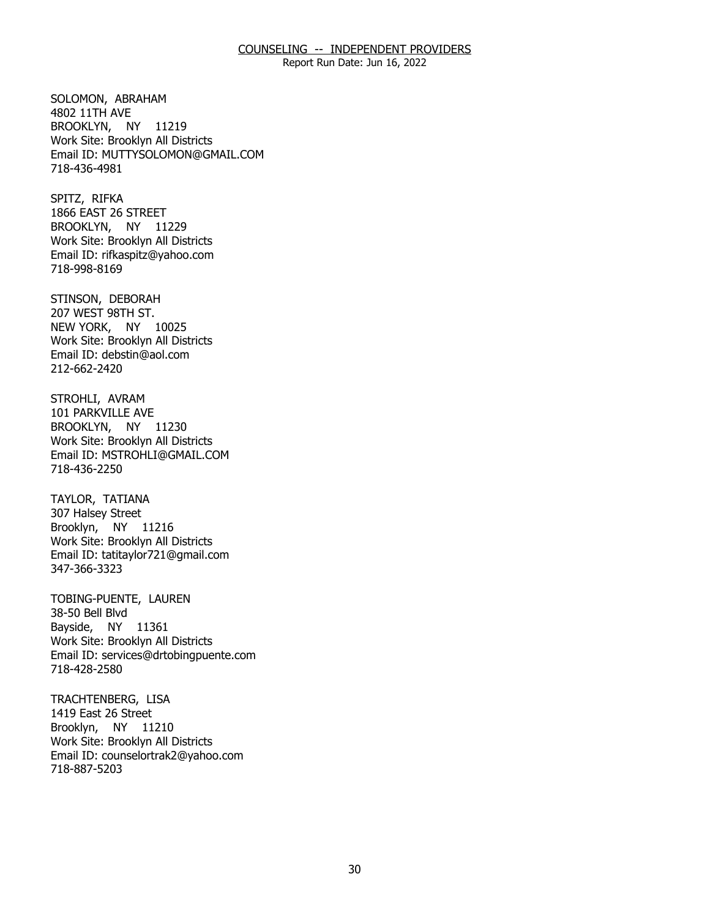SOLOMON, ABRAHAM
4802 11TH AVE
BROOKLYN, NY 11219
Work Site: Brooklyn All Districts
Email ID: MUTTYSOLOMON@GMAIL.COM
718-436-4981

SPITZ, RIFKA
1866 EAST 26 STREET
BROOKLYN, NY 11229
Work Site: Brooklyn All Districts
Email ID: rifkaspitz@yahoo.com
718-998-8169

STINSON, DEBORAH
207 WEST 98TH ST.
NEW YORK, NY 10025
Work Site: Brooklyn All Districts
Email ID: debstin@aol.com
212-662-2420

STROHLI, AVRAM
101 PARKVILLE AVE
BROOKLYN, NY 11230
Work Site: Brooklyn All Districts
Email ID: MSTROHLI@GMAIL.COM
718-436-2250

TAYLOR, TATIANA
307 Halsey Street
Brooklyn, NY 11216
Work Site: Brooklyn All Districts
Email ID: tatitaylor721@gmail.com
347-366-3323

TOBING-PUENTE, LAUREN
38-50 Bell Blvd
Bayside, NY 11361
Work Site: Brooklyn All Districts
Email ID: services@drtobingpuente.com
718-428-2580

TRACHTENBERG, LISA
1419 East 26 Street
Brooklyn, NY 11210
Work Site: Brooklyn All Districts
Email ID: counselortrak2@yahoo.com
718-887-5203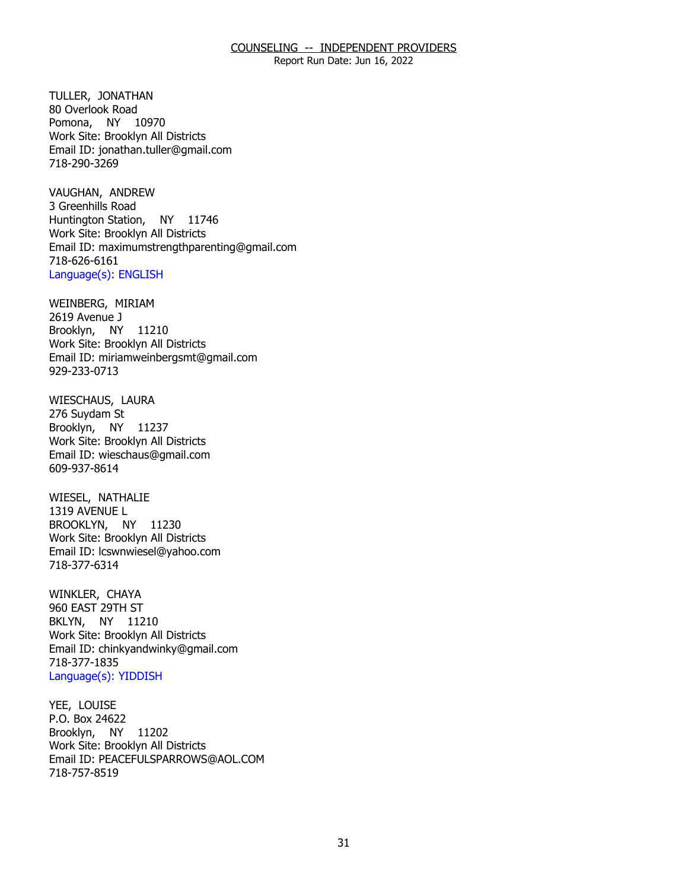TULLER, JONATHAN
80 Overlook Road
Pomona, NY 10970
Work Site: Brooklyn All Districts
Email ID: jonathan.tuller@gmail.com
718-290-3269

VAUGHAN, ANDREW
3 Greenhills Road
Huntington Station, NY 11746
Work Site: Brooklyn All Districts
Email ID: maximumstrengthparenting@gmail.com
718-626-6161
Language(s): ENGLISH

WEINBERG, MIRIAM
2619 Avenue J
Brooklyn, NY 11210
Work Site: Brooklyn All Districts
Email ID: miriamweinbergsmt@gmail.com
929-233-0713

WIESCHAUS, LAURA
276 Suydam St
Brooklyn, NY 11237
Work Site: Brooklyn All Districts
Email ID: wieschaus@gmail.com
609-937-8614

WIESEL, NATHALIE
1319 AVENUE L
BROOKLYN, NY 11230
Work Site: Brooklyn All Districts
Email ID: lcswnwiesel@yahoo.com
718-377-6314

WINKLER, CHAYA
960 EAST 29TH ST
BKLYN, NY 11210
Work Site: Brooklyn All Districts
Email ID: chinkyandwinky@gmail.com
718-377-1835
Language(s): YIDDISH

YEE, LOUISE
P.O. Box 24622
Brooklyn, NY 11202
Work Site: Brooklyn All Districts
Email ID: PEACEFULSPARROWS@AOL.COM
718-757-8519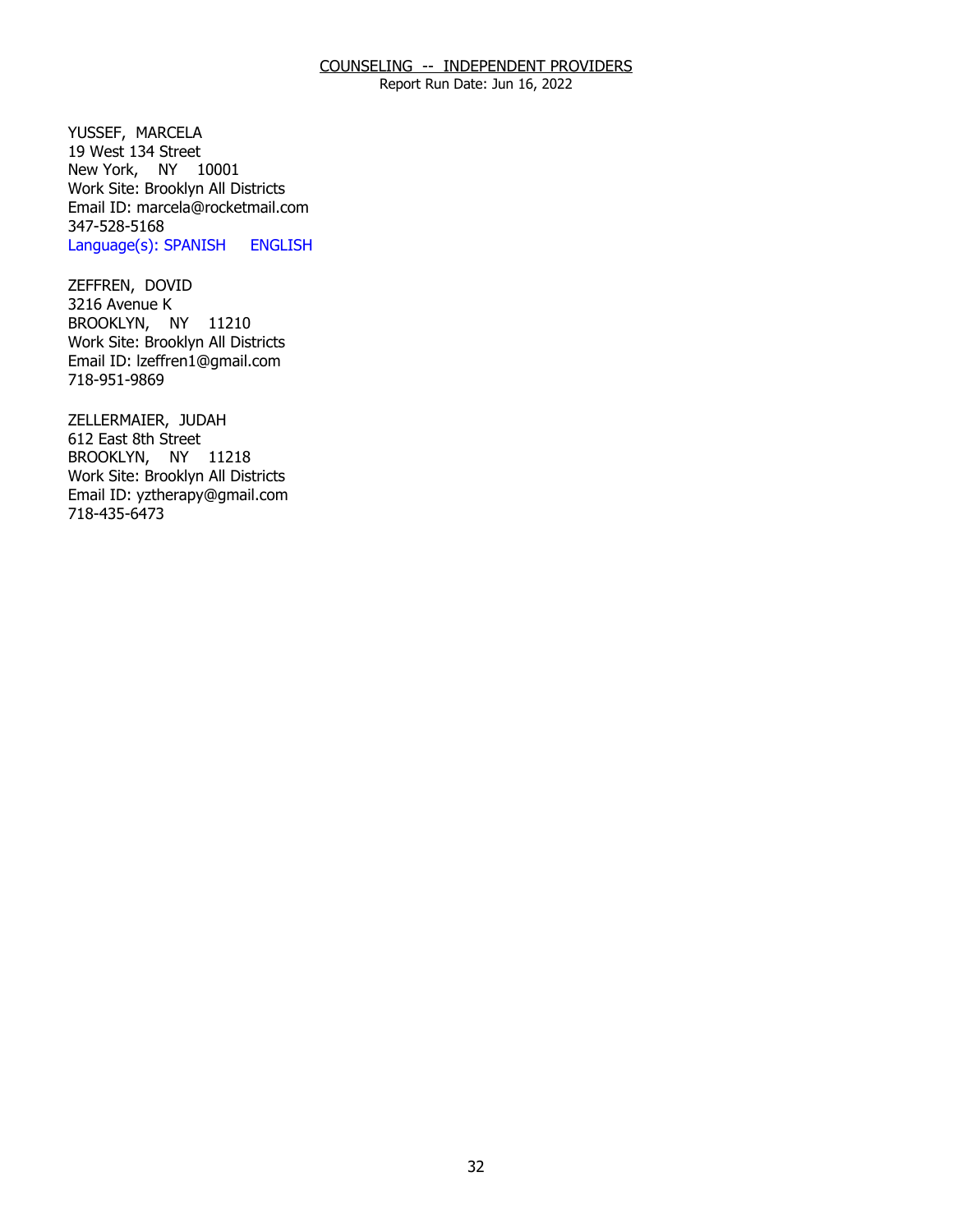COUNSELING -- INDEPENDENT PROVIDERS
Report Run Date: Jun 16, 2022

YUSSEF, MARCELA
19 West 134 Street
New York, NY 10001
Work Site: Brooklyn All Districts
Email ID: marcela@rocketmail.com
347-528-5168
Language(s): SPANISH ENGLISH

ZEFFREN, DOVID
3216 Avenue K
BROOKLYN, NY 11210
Work Site: Brooklyn All Districts
Email ID: lzeffren1@gmail.com
718-951-9869

ZELLERMAIER, JUDAH
612 East 8th Street
BROOKLYN, NY 11218
Work Site: Brooklyn All Districts
Email ID: yztherapy@gmail.com
718-435-6473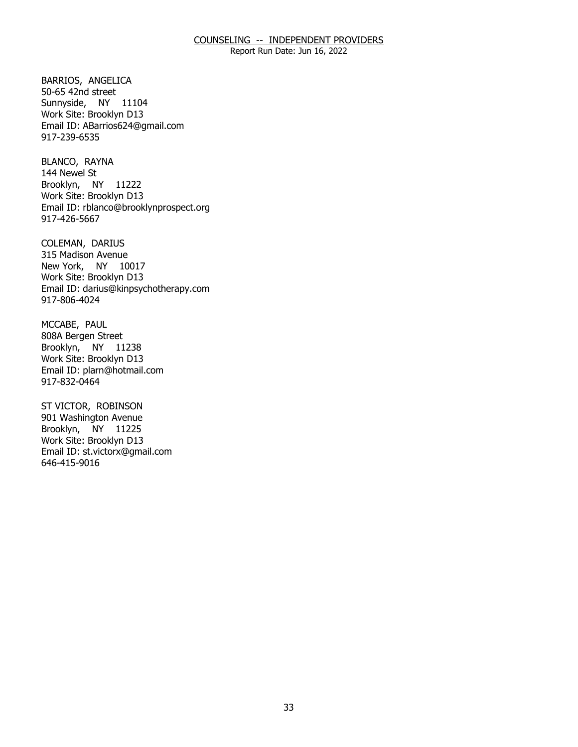BARRIOS, ANGELICA
50-65 42nd street
Sunnyside, NY 11104
Work Site: Brooklyn D13
Email ID: ABarrios624@gmail.com
917-239-6535

BLANCO, RAYNA
144 Newel St
Brooklyn, NY 11222
Work Site: Brooklyn D13
Email ID: rblanco@brooklynprospect.org
917-426-5667

COLEMAN, DARIUS
315 Madison Avenue
New York, NY 10017
Work Site: Brooklyn D13
Email ID: darius@kinpsychotherapy.com
917-806-4024

MCCABE, PAUL
808A Bergen Street
Brooklyn, NY 11238
Work Site: Brooklyn D13
Email ID: plarn@hotmail.com
917-832-0464

ST VICTOR, ROBINSON
901 Washington Avenue
Brooklyn, NY 11225
Work Site: Brooklyn D13
Email ID: st.victorx@gmail.com
646-415-9016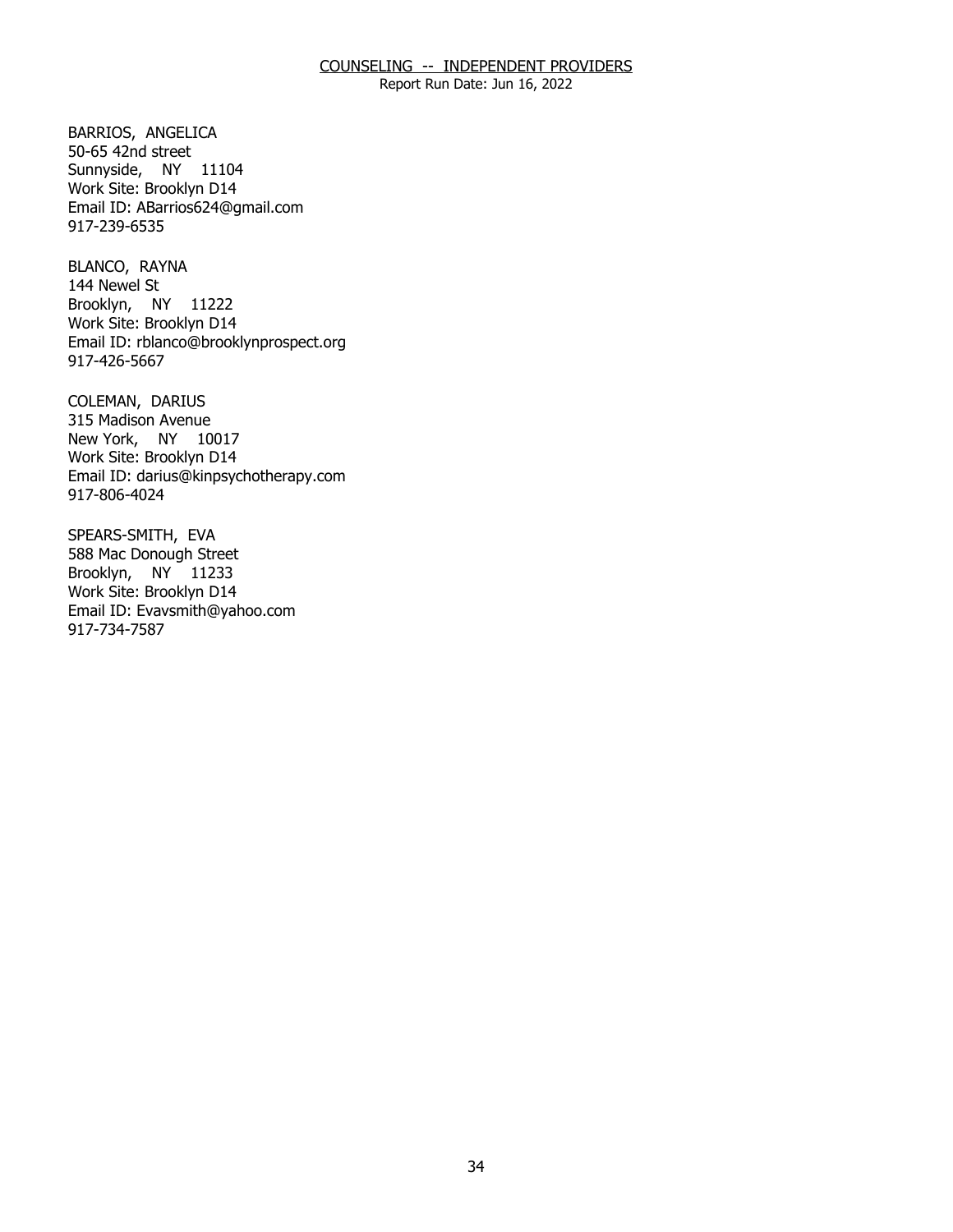## COUNSELING -- INDEPENDENT PROVIDERS

Report Run Date: Jun 16, 2022

BARRIOS, ANGELICA
50-65 42nd street
Sunnyside, NY 11104
Work Site: Brooklyn D14
Email ID: ABarrios624@gmail.com
917-239-6535

BLANCO, RAYNA
144 Newel St
Brooklyn, NY 11222
Work Site: Brooklyn D14
Email ID: rblanco@brooklynprospect.org
917-426-5667

COLEMAN, DARIUS
315 Madison Avenue
New York, NY 10017
Work Site: Brooklyn D14
Email ID: darius@kinpsychotherapy.com
917-806-4024

SPEARS-SMITH, EVA
588 Mac Donough Street
Brooklyn, NY 11233
Work Site: Brooklyn D14
Email ID: Evavsmith@yahoo.com
917-734-7587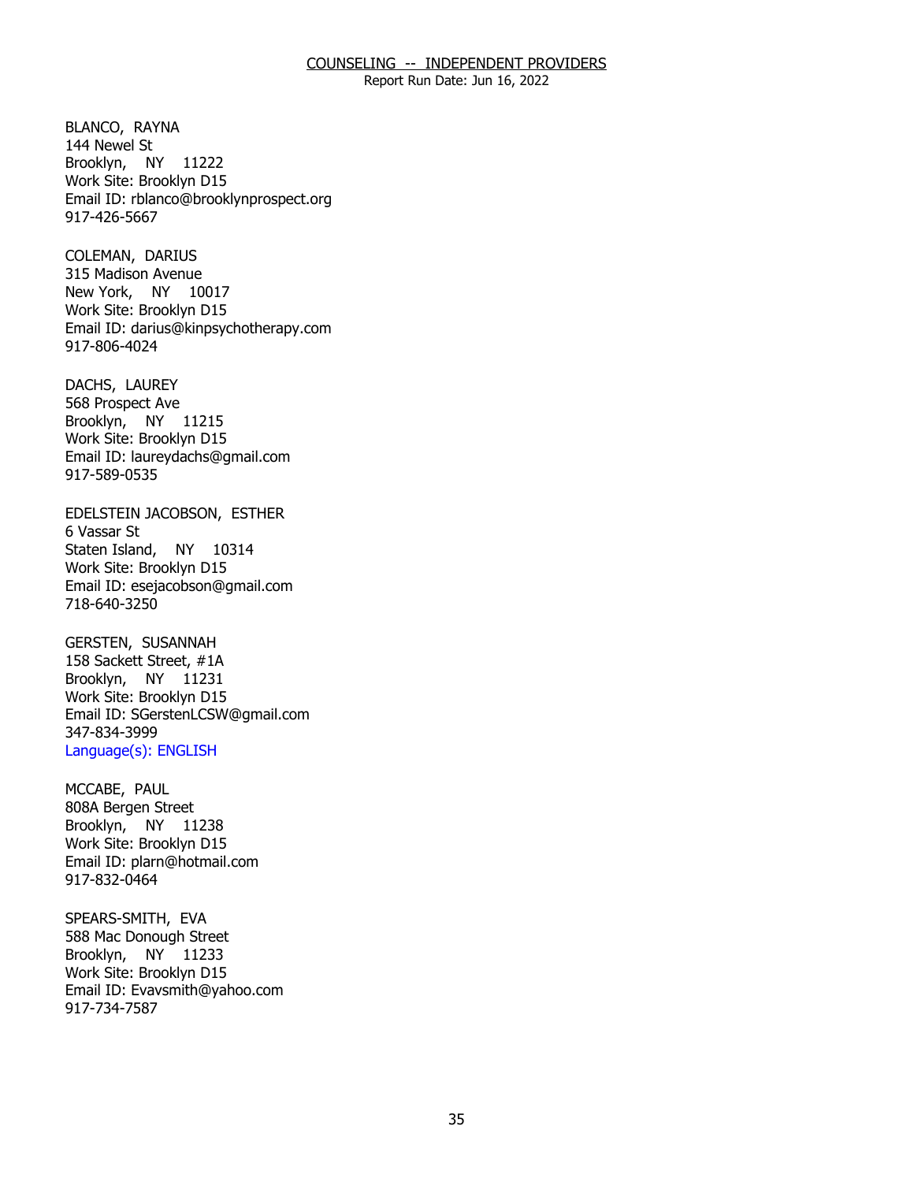## COUNSELING -- INDEPENDENT PROVIDERS

Report Run Date: Jun 16, 2022

BLANCO, RAYNA
144 Newel St
Brooklyn, NY 11222
Work Site: Brooklyn D15
Email ID: rblanco@brooklynprospect.org
917-426-5667

COLEMAN, DARIUS
315 Madison Avenue
New York, NY 10017
Work Site: Brooklyn D15
Email ID: darius@kinpsychotherapy.com
917-806-4024

DACHS, LAUREY
568 Prospect Ave
Brooklyn, NY 11215
Work Site: Brooklyn D15
Email ID: laureydachs@gmail.com
917-589-0535

EDELSTEIN JACOBSON, ESTHER
6 Vassar St
Staten Island, NY 10314
Work Site: Brooklyn D15
Email ID: esejacobson@gmail.com
718-640-3250

GERSTEN, SUSANNAH
158 Sackett Street, #1A
Brooklyn, NY 11231
Work Site: Brooklyn D15
Email ID: SGerstenLCSW@gmail.com
347-834-3999
Language(s): ENGLISH

MCCABE, PAUL
808A Bergen Street
Brooklyn, NY 11238
Work Site: Brooklyn D15
Email ID: plarn@hotmail.com
917-832-0464

SPEARS-SMITH, EVA
588 Mac Donough Street
Brooklyn, NY 11233
Work Site: Brooklyn D15
Email ID: Evavsmith@yahoo.com
917-734-7587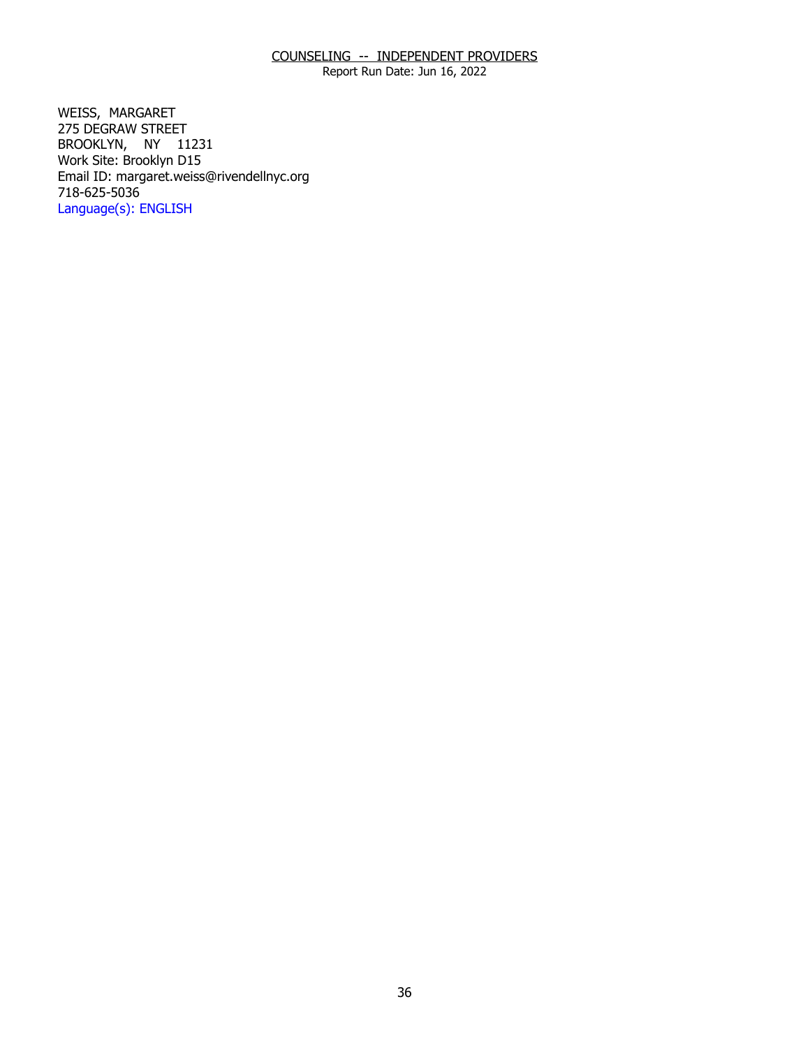COUNSELING -- INDEPENDENT PROVIDERS

Report Run Date: Jun 16, 2022

WEISS, MARGARET
275 DEGRAW STREET
BROOKLYN, NY 11231
Work Site: Brooklyn D15
Email ID: margaret.weiss@rivendellnyc.org
718-625-5036
Language(s): ENGLISH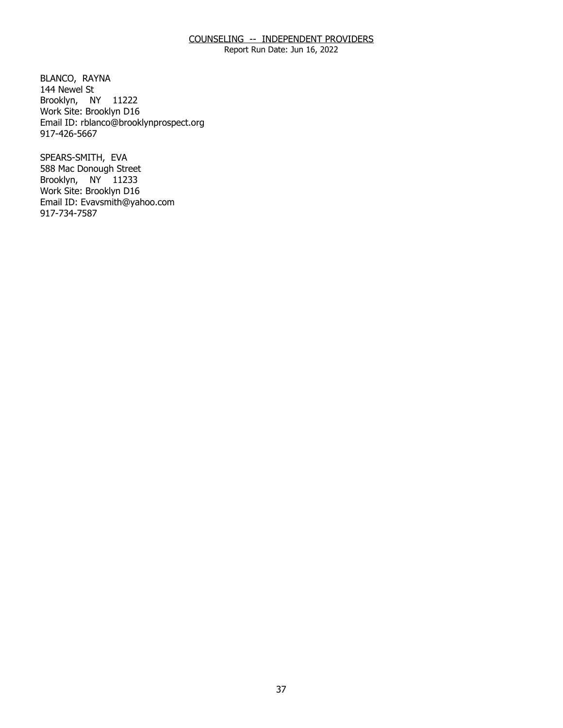## COUNSELING -- INDEPENDENT PROVIDERS

Report Run Date: Jun 16, 2022

BLANCO, RAYNA
144 Newel St
Brooklyn, NY 11222
Work Site: Brooklyn D16
Email ID: rblanco@brooklynprospect.org
917-426-5667

SPEARS-SMITH, EVA
588 Mac Donough Street
Brooklyn, NY 11233
Work Site: Brooklyn D16
Email ID: Evavsmith@yahoo.com
917-734-7587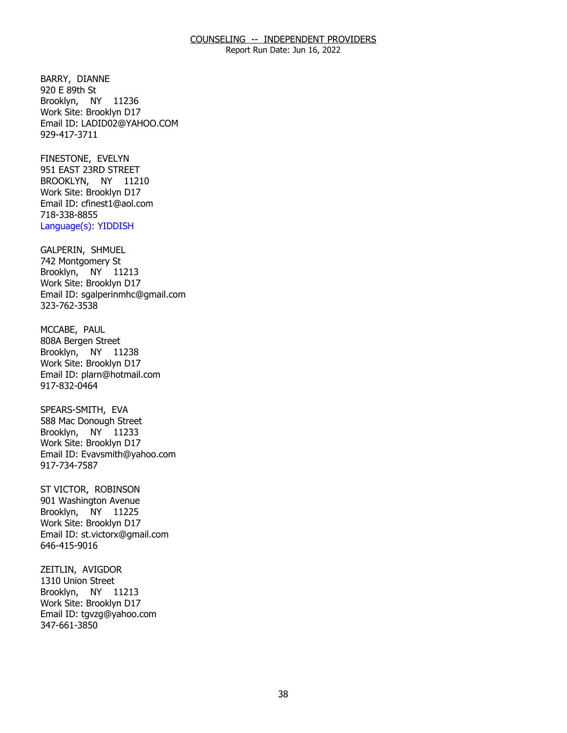## COUNSELING -- INDEPENDENT PROVIDERS

Report Run Date: Jun 16, 2022

BARRY, DIANNE
920 E 89th St
Brooklyn, NY 11236
Work Site: Brooklyn D17
Email ID: LADID02@YAHOO.COM
929-417-3711

FINESTONE, EVELYN
951 EAST 23RD STREET
BROOKLYN, NY 11210
Work Site: Brooklyn D17
Email ID: cfinest1@aol.com
718-338-8855
Language(s): YIDDISH

GALPERIN, SHMUEL
742 Montgomery St
Brooklyn, NY 11213
Work Site: Brooklyn D17
Email ID: sgalperinmhc@gmail.com
323-762-3538

MCCABE, PAUL
808A Bergen Street
Brooklyn, NY 11238
Work Site: Brooklyn D17
Email ID: plarn@hotmail.com
917-832-0464

SPEARS-SMITH, EVA
588 Mac Donough Street
Brooklyn, NY 11233
Work Site: Brooklyn D17
Email ID: Evavsmith@yahoo.com
917-734-7587

ST VICTOR, ROBINSON
901 Washington Avenue
Brooklyn, NY 11225
Work Site: Brooklyn D17
Email ID: st.victorx@gmail.com
646-415-9016

ZEITLIN, AVIGDOR
1310 Union Street
Brooklyn, NY 11213
Work Site: Brooklyn D17
Email ID: tgvzg@yahoo.com
347-661-3850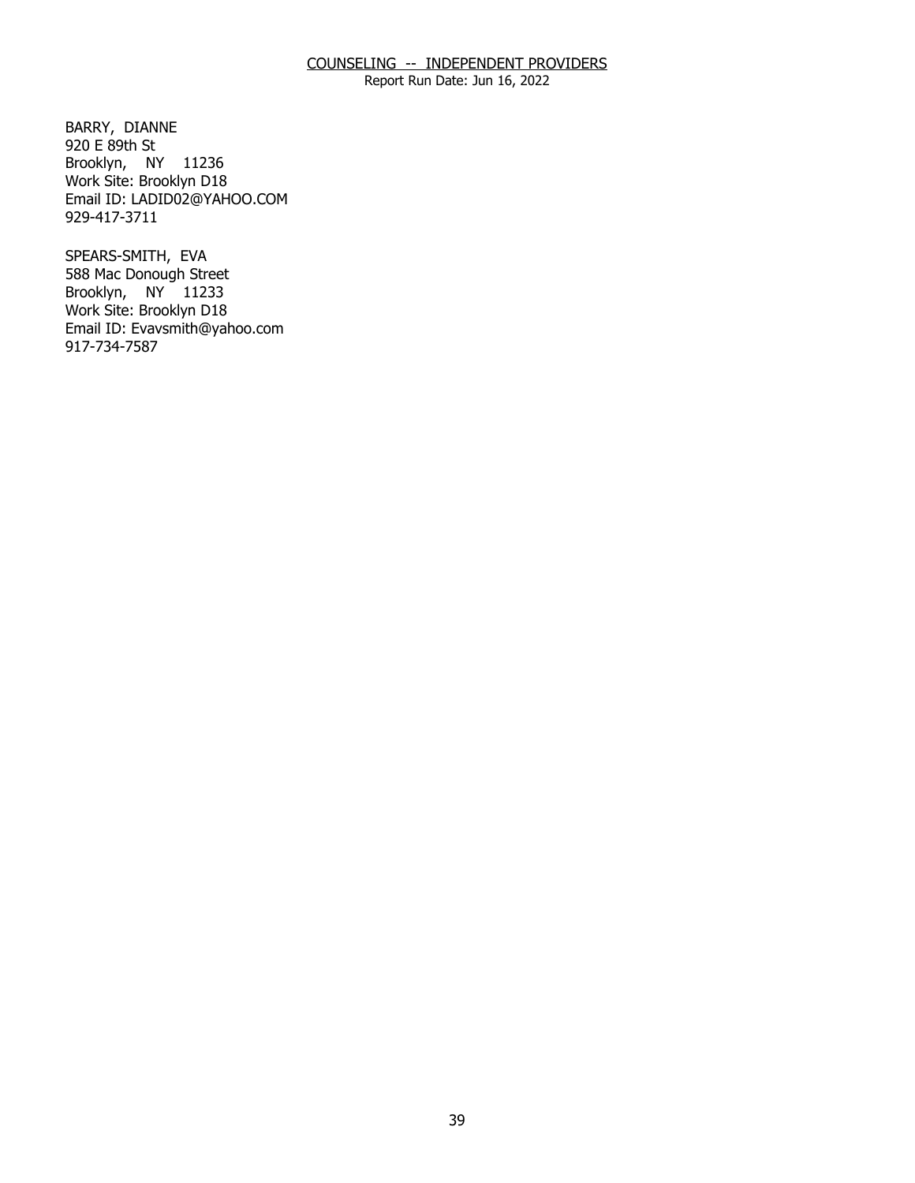BARRY, DIANNE
920 E 89th St
Brooklyn, NY 11236
Work Site: Brooklyn D18
Email ID: LADID02@YAHOO.COM
929-417-3711

SPEARS-SMITH, EVA
588 Mac Donough Street
Brooklyn, NY 11233
Work Site: Brooklyn D18
Email ID: Evavsmith@yahoo.com
917-734-7587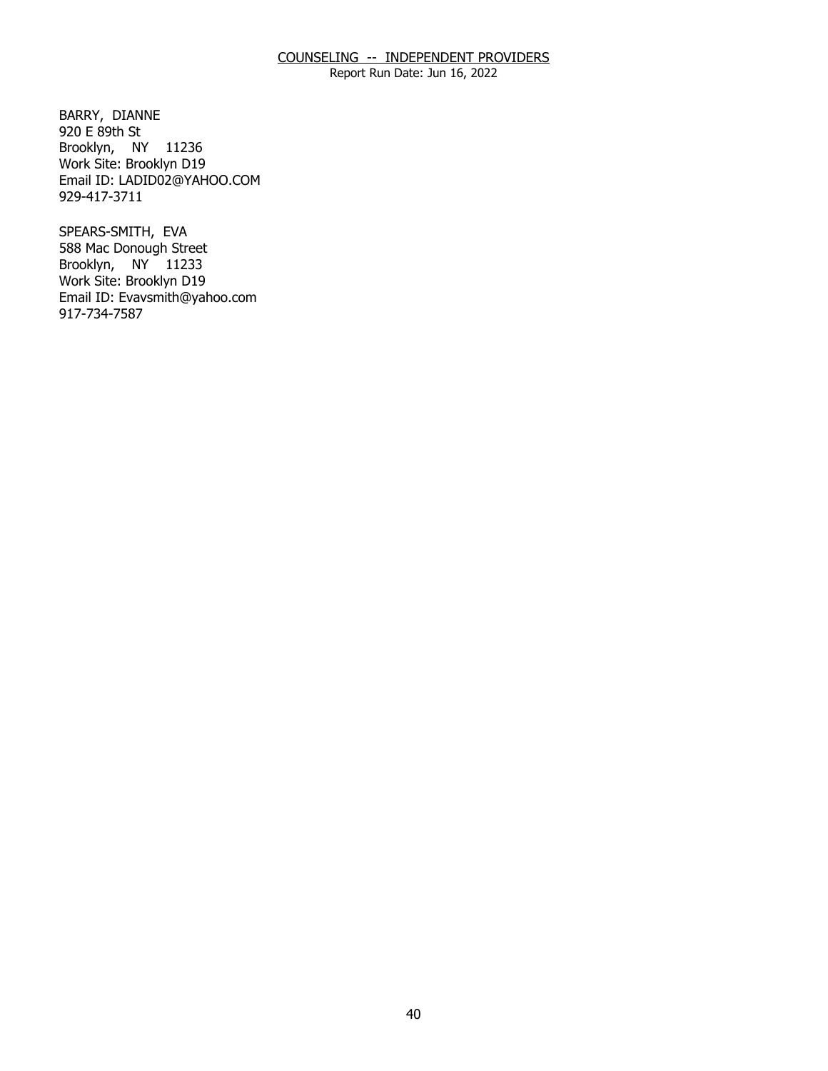COUNSELING -- INDEPENDENT PROVIDERS
Report Run Date: Jun 16, 2022

BARRY, DIANNE
920 E 89th St
Brooklyn, NY 11236
Work Site: Brooklyn D19
Email ID: LADID02@YAHOO.COM
929-417-3711

SPEARS-SMITH, EVA
588 Mac Donough Street
Brooklyn, NY 11233
Work Site: Brooklyn D19
Email ID: Evavsmith@yahoo.com
917-734-7587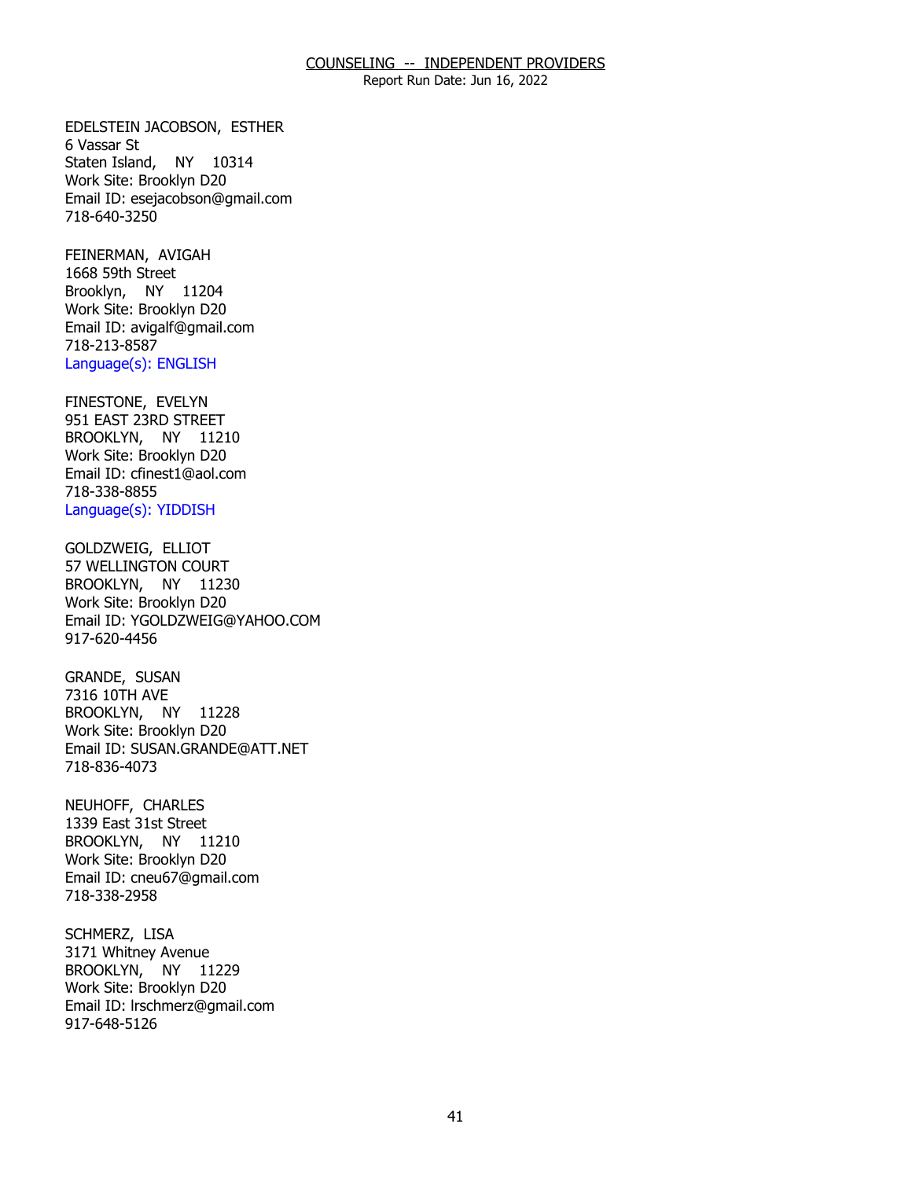## COUNSELING -- INDEPENDENT PROVIDERS

Report Run Date: Jun 16, 2022

EDELSTEIN JACOBSON, ESTHER
6 Vassar St
Staten Island, NY 10314
Work Site: Brooklyn D20
Email ID: esejacobson@gmail.com
718-640-3250

FEINERMAN, AVIGAH
1668 59th Street
Brooklyn, NY 11204
Work Site: Brooklyn D20
Email ID: avigalf@gmail.com
718-213-8587
Language(s): ENGLISH

FINESTONE, EVELYN
951 EAST 23RD STREET
BROOKLYN, NY 11210
Work Site: Brooklyn D20
Email ID: cfinest1@aol.com
718-338-8855
Language(s): YIDDISH

GOLDZWEIG, ELLIOT
57 WELLINGTON COURT
BROOKLYN, NY 11230
Work Site: Brooklyn D20
Email ID: YGOLDZWEIG@YAHOO.COM
917-620-4456

GRANDE, SUSAN
7316 10TH AVE
BROOKLYN, NY 11228
Work Site: Brooklyn D20
Email ID: SUSAN.GRANDE@ATT.NET
718-836-4073

NEUHOFF, CHARLES
1339 East 31st Street
BROOKLYN, NY 11210
Work Site: Brooklyn D20
Email ID: cneu67@gmail.com
718-338-2958

SCHMERZ, LISA
3171 Whitney Avenue
BROOKLYN, NY 11229
Work Site: Brooklyn D20
Email ID: lrschmerz@gmail.com
917-648-5126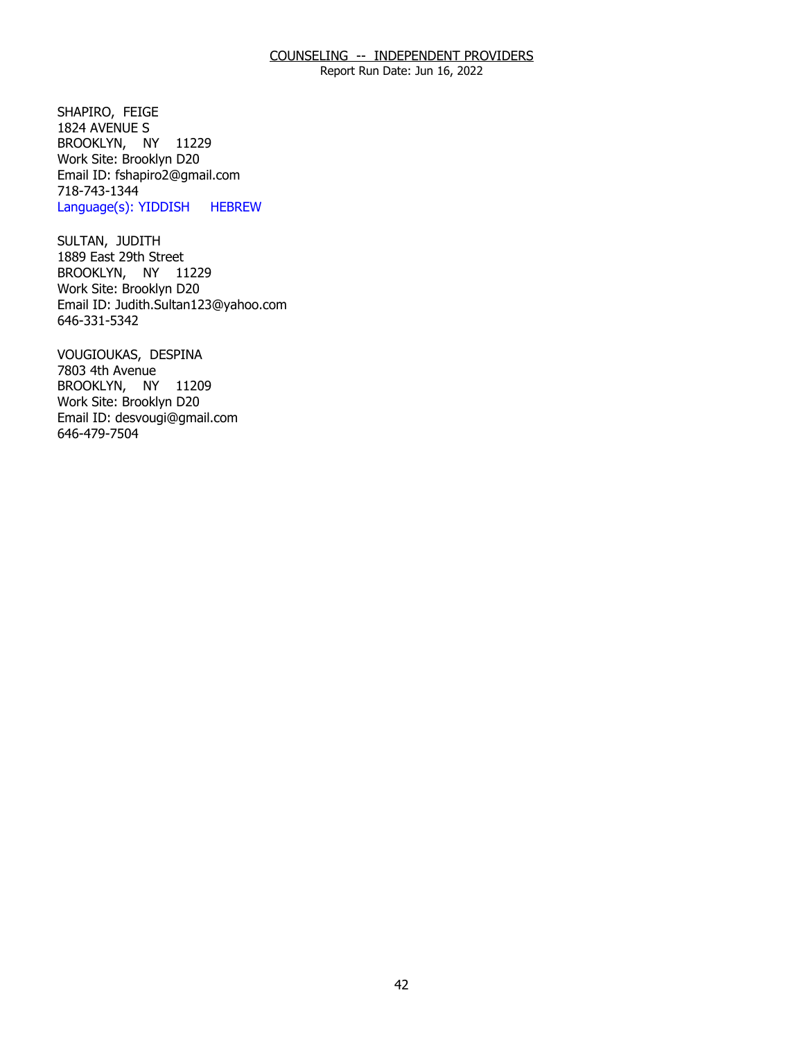SHAPIRO,  FEIGE
1824 AVENUE S
BROOKLYN,    NY    11229
Work Site: Brooklyn D20
Email ID: fshapiro2@gmail.com
718-743-1344
Language(s): YIDDISH     HEBREW

SULTAN,  JUDITH
1889 East 29th Street
BROOKLYN,    NY    11229
Work Site: Brooklyn D20
Email ID: Judith.Sultan123@yahoo.com
646-331-5342

VOUGIOUKAS,  DESPINA
7803 4th Avenue
BROOKLYN,    NY    11209
Work Site: Brooklyn D20
Email ID: desvougi@gmail.com
646-479-7504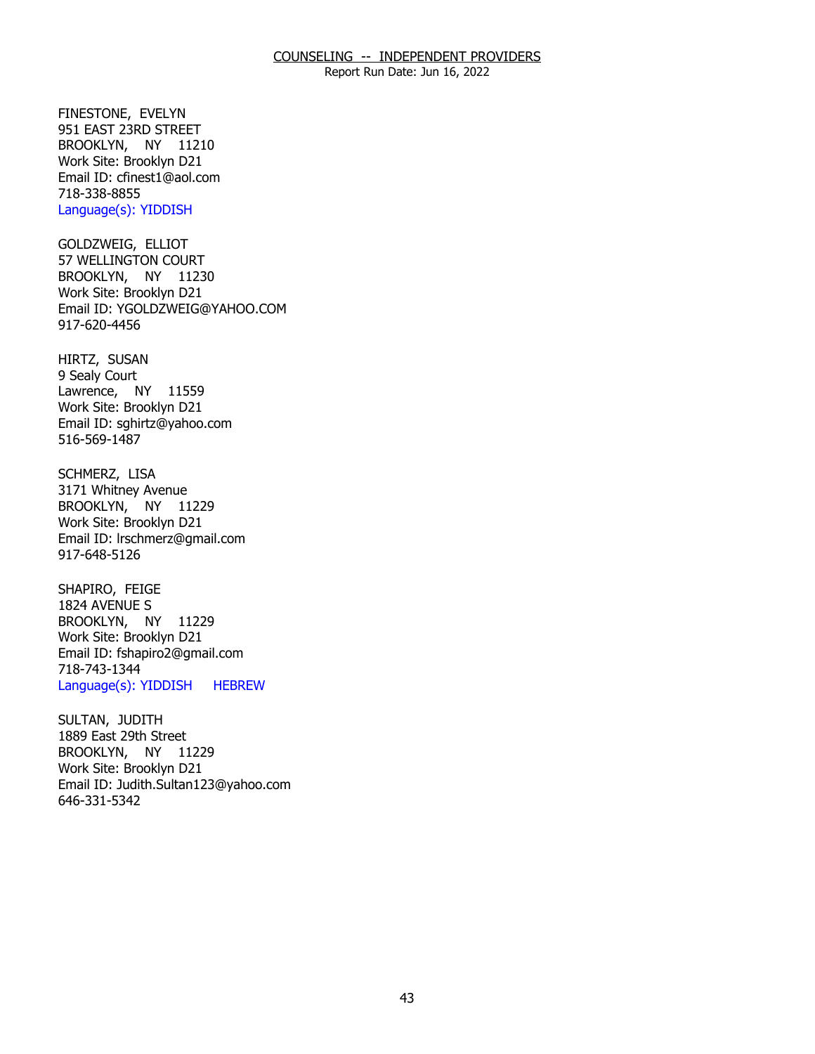## COUNSELING -- INDEPENDENT PROVIDERS

Report Run Date: Jun 16, 2022

FINESTONE, EVELYN
951 EAST 23RD STREET
BROOKLYN, NY 11210
Work Site: Brooklyn D21
Email ID: cfinest1@aol.com
718-338-8855
Language(s): YIDDISH

GOLDZWEIG, ELLIOT
57 WELLINGTON COURT
BROOKLYN, NY 11230
Work Site: Brooklyn D21
Email ID: YGOLDZWEIG@YAHOO.COM
917-620-4456

HIRTZ, SUSAN
9 Sealy Court
Lawrence, NY 11559
Work Site: Brooklyn D21
Email ID: sghirtz@yahoo.com
516-569-1487

SCHMERZ, LISA
3171 Whitney Avenue
BROOKLYN, NY 11229
Work Site: Brooklyn D21
Email ID: lrschmerz@gmail.com
917-648-5126

SHAPIRO, FEIGE
1824 AVENUE S
BROOKLYN, NY 11229
Work Site: Brooklyn D21
Email ID: fshapiro2@gmail.com
718-743-1344
Language(s): YIDDISH HEBREW

SULTAN, JUDITH
1889 East 29th Street
BROOKLYN, NY 11229
Work Site: Brooklyn D21
Email ID: Judith.Sultan123@yahoo.com
646-331-5342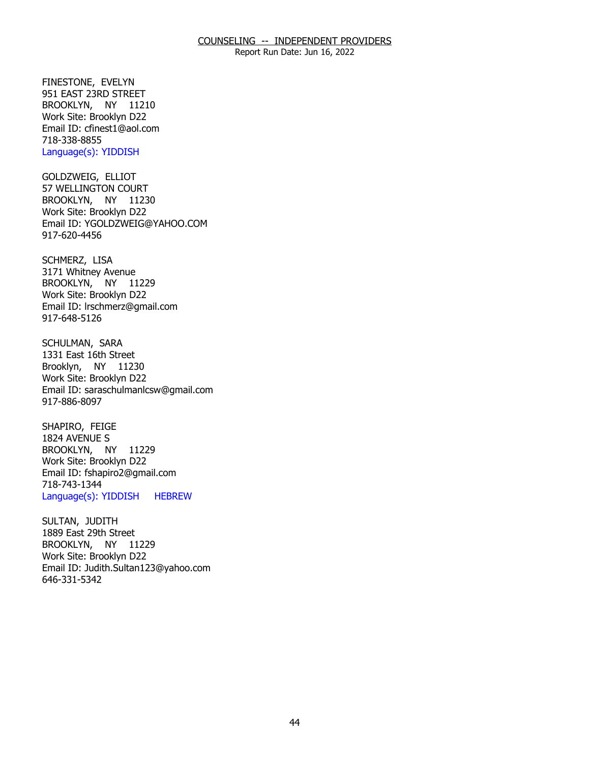COUNSELING -- INDEPENDENT PROVIDERS
Report Run Date: Jun 16, 2022

FINESTONE, EVELYN
951 EAST 23RD STREET
BROOKLYN, NY 11210
Work Site: Brooklyn D22
Email ID: cfinest1@aol.com
718-338-8855
Language(s): YIDDISH

GOLDZWEIG, ELLIOT
57 WELLINGTON COURT
BROOKLYN, NY 11230
Work Site: Brooklyn D22
Email ID: YGOLDZWEIG@YAHOO.COM
917-620-4456

SCHMERZ, LISA
3171 Whitney Avenue
BROOKLYN, NY 11229
Work Site: Brooklyn D22
Email ID: lrschmerz@gmail.com
917-648-5126

SCHULMAN, SARA
1331 East 16th Street
Brooklyn, NY 11230
Work Site: Brooklyn D22
Email ID: saraschulmanlcsw@gmail.com
917-886-8097

SHAPIRO, FEIGE
1824 AVENUE S
BROOKLYN, NY 11229
Work Site: Brooklyn D22
Email ID: fshapiro2@gmail.com
718-743-1344
Language(s): YIDDISH HEBREW

SULTAN, JUDITH
1889 East 29th Street
BROOKLYN, NY 11229
Work Site: Brooklyn D22
Email ID: Judith.Sultan123@yahoo.com
646-331-5342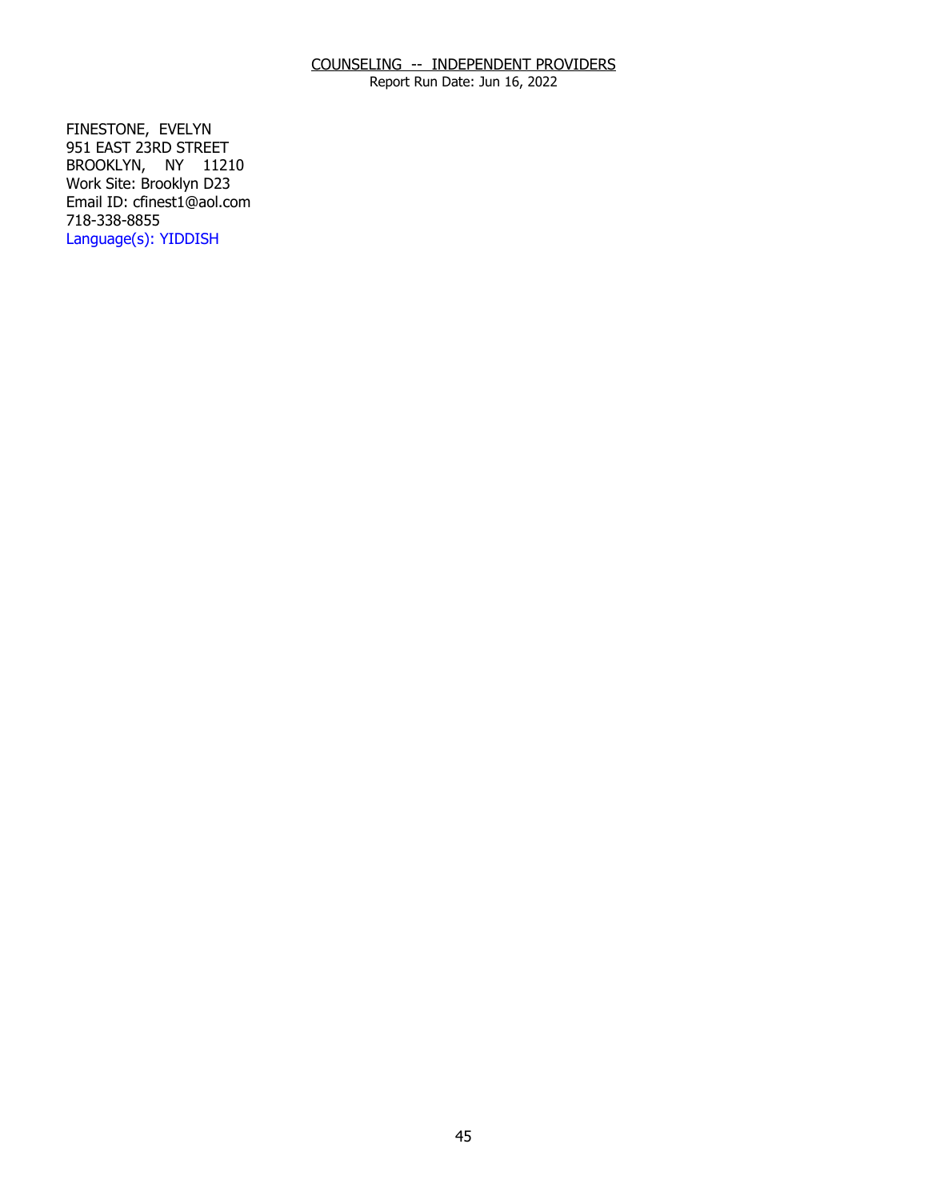COUNSELING -- INDEPENDENT PROVIDERS
Report Run Date: Jun 16, 2022

FINESTONE, EVELYN
951 EAST 23RD STREET
BROOKLYN, NY 11210
Work Site: Brooklyn D23
Email ID: cfinest1@aol.com
718-338-8855
Language(s): YIDDISH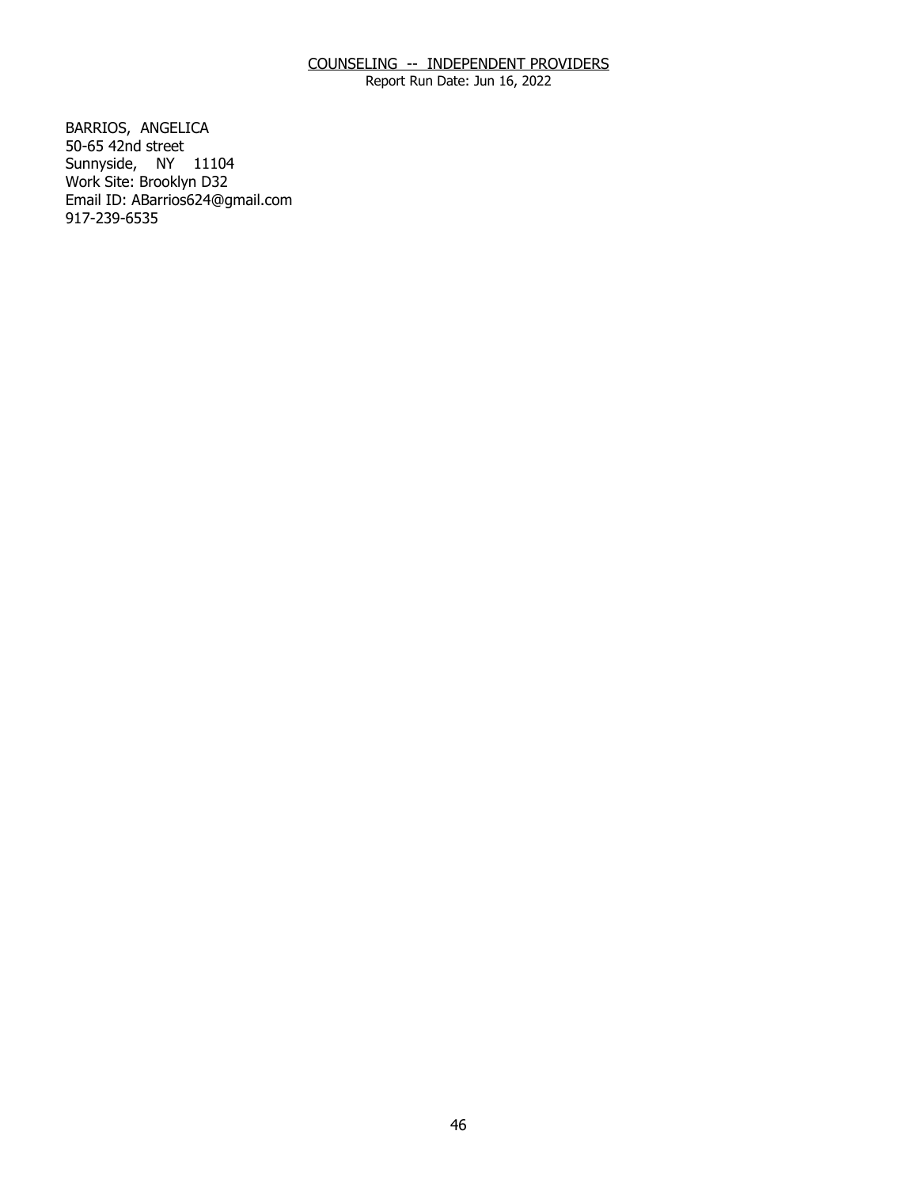COUNSELING -- INDEPENDENT PROVIDERS

Report Run Date: Jun 16, 2022

BARRIOS, ANGELICA
50-65 42nd street
Sunnyside, NY 11104
Work Site: Brooklyn D32
Email ID: ABarrios624@gmail.com
917-239-6535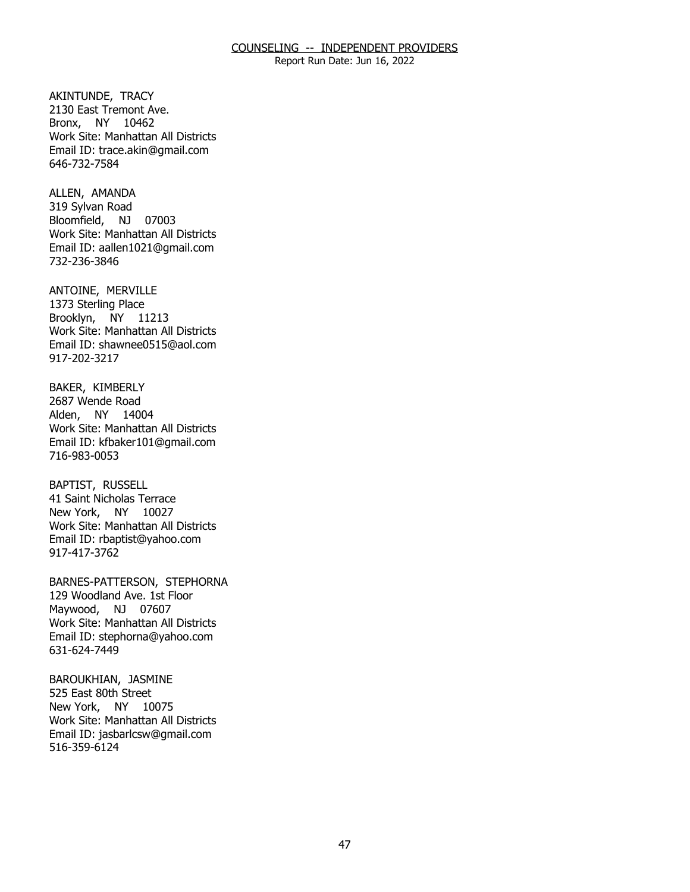AKINTUNDE, TRACY
2130 East Tremont Ave.
Bronx, NY 10462
Work Site: Manhattan All Districts
Email ID: trace.akin@gmail.com
646-732-7584

ALLEN, AMANDA
319 Sylvan Road
Bloomfield, NJ 07003
Work Site: Manhattan All Districts
Email ID: aallen1021@gmail.com
732-236-3846

ANTOINE, MERVILLE
1373 Sterling Place
Brooklyn, NY 11213
Work Site: Manhattan All Districts
Email ID: shawnee0515@aol.com
917-202-3217

BAKER, KIMBERLY
2687 Wende Road
Alden, NY 14004
Work Site: Manhattan All Districts
Email ID: kfbaker101@gmail.com
716-983-0053

BAPTIST, RUSSELL
41 Saint Nicholas Terrace
New York, NY 10027
Work Site: Manhattan All Districts
Email ID: rbaptist@yahoo.com
917-417-3762

BARNES-PATTERSON, STEPHORNA
129 Woodland Ave. 1st Floor
Maywood, NJ 07607
Work Site: Manhattan All Districts
Email ID: stephorna@yahoo.com
631-624-7449

BAROUKHIAN, JASMINE
525 East 80th Street
New York, NY 10075
Work Site: Manhattan All Districts
Email ID: jasbarlcsw@gmail.com
516-359-6124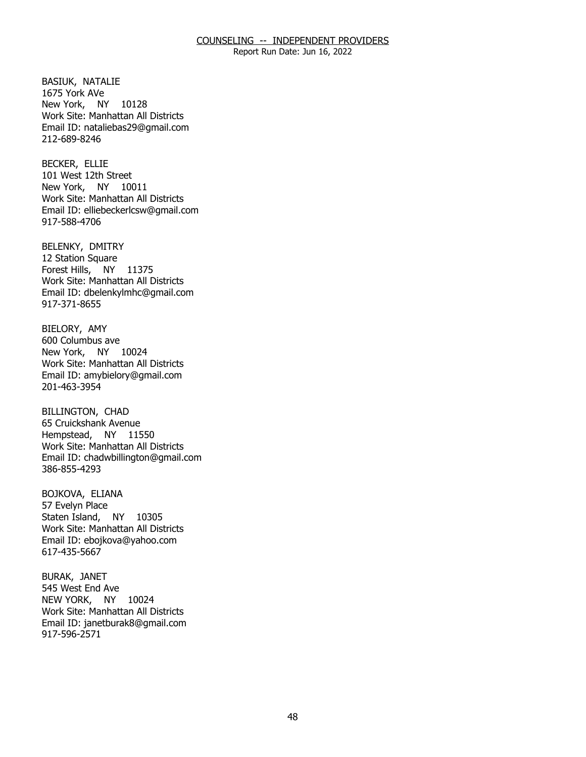BASIUK, NATALIE
1675 York AVe
New York, NY 10128
Work Site: Manhattan All Districts
Email ID: nataliebas29@gmail.com
212-689-8246

BECKER, ELLIE
101 West 12th Street
New York, NY 10011
Work Site: Manhattan All Districts
Email ID: elliebeckerlcsw@gmail.com
917-588-4706

BELENKY, DMITRY
12 Station Square
Forest Hills, NY 11375
Work Site: Manhattan All Districts
Email ID: dbelenkylmhc@gmail.com
917-371-8655

BIELORY, AMY
600 Columbus ave
New York, NY 10024
Work Site: Manhattan All Districts
Email ID: amybielory@gmail.com
201-463-3954

BILLINGTON, CHAD
65 Cruickshank Avenue
Hempstead, NY 11550
Work Site: Manhattan All Districts
Email ID: chadwbillington@gmail.com
386-855-4293

BOJKOVA, ELIANA
57 Evelyn Place
Staten Island, NY 10305
Work Site: Manhattan All Districts
Email ID: ebojkova@yahoo.com
617-435-5667

BURAK, JANET
545 West End Ave
NEW YORK, NY 10024
Work Site: Manhattan All Districts
Email ID: janetburak8@gmail.com
917-596-2571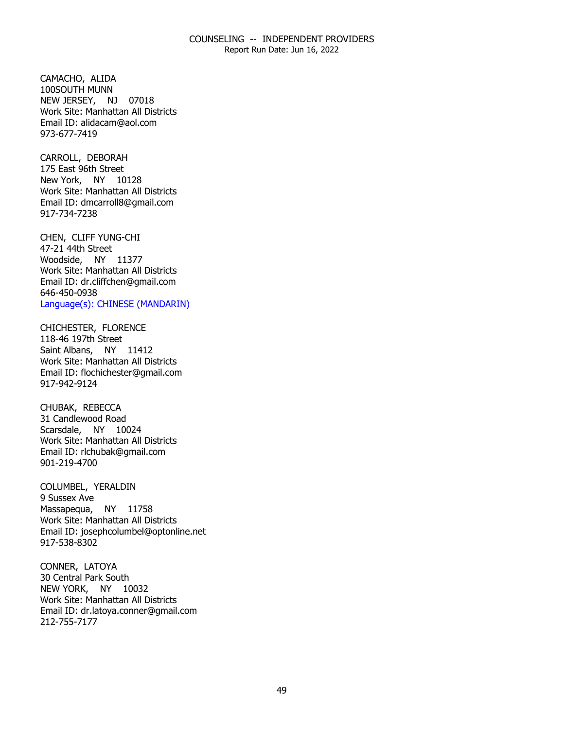COUNSELING -- INDEPENDENT PROVIDERS
Report Run Date: Jun 16, 2022

CAMACHO, ALIDA
100SOUTH MUNN
NEW JERSEY, NJ 07018
Work Site: Manhattan All Districts
Email ID: alidacam@aol.com
973-677-7419

CARROLL, DEBORAH
175 East 96th Street
New York, NY 10128
Work Site: Manhattan All Districts
Email ID: dmcarroll8@gmail.com
917-734-7238

CHEN, CLIFF YUNG-CHI
47-21 44th Street
Woodside, NY 11377
Work Site: Manhattan All Districts
Email ID: dr.cliffchen@gmail.com
646-450-0938
Language(s): CHINESE (MANDARIN)

CHICHESTER, FLORENCE
118-46 197th Street
Saint Albans, NY 11412
Work Site: Manhattan All Districts
Email ID: flochichester@gmail.com
917-942-9124

CHUBAK, REBECCA
31 Candlewood Road
Scarsdale, NY 10024
Work Site: Manhattan All Districts
Email ID: rlchubak@gmail.com
901-219-4700

COLUMBEL, YERALDIN
9 Sussex Ave
Massapequa, NY 11758
Work Site: Manhattan All Districts
Email ID: josephcolumbel@optonline.net
917-538-8302

CONNER, LATOYA
30 Central Park South
NEW YORK, NY 10032
Work Site: Manhattan All Districts
Email ID: dr.latoya.conner@gmail.com
212-755-7177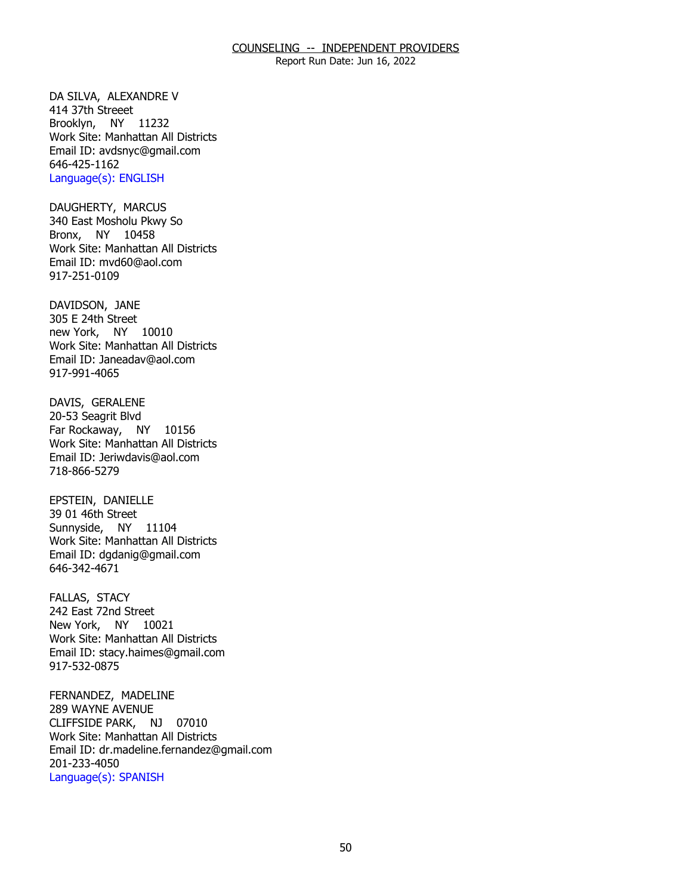DA SILVA, ALEXANDRE V
414 37th Streeet
Brooklyn, NY 11232
Work Site: Manhattan All Districts
Email ID: avdsnyc@gmail.com
646-425-1162
Language(s): ENGLISH

DAUGHERTY, MARCUS
340 East Mosholu Pkwy So
Bronx, NY 10458
Work Site: Manhattan All Districts
Email ID: mvd60@aol.com
917-251-0109

DAVIDSON, JANE
305 E 24th Street
new York, NY 10010
Work Site: Manhattan All Districts
Email ID: Janeadav@aol.com
917-991-4065

DAVIS, GERALENE
20-53 Seagrit Blvd
Far Rockaway, NY 10156
Work Site: Manhattan All Districts
Email ID: Jeriwdavis@aol.com
718-866-5279

EPSTEIN, DANIELLE
39 01 46th Street
Sunnyside, NY 11104
Work Site: Manhattan All Districts
Email ID: dgdanig@gmail.com
646-342-4671

FALLAS, STACY
242 East 72nd Street
New York, NY 10021
Work Site: Manhattan All Districts
Email ID: stacy.haimes@gmail.com
917-532-0875

FERNANDEZ, MADELINE
289 WAYNE AVENUE
CLIFFSIDE PARK, NJ 07010
Work Site: Manhattan All Districts
Email ID: dr.madeline.fernandez@gmail.com
201-233-4050
Language(s): SPANISH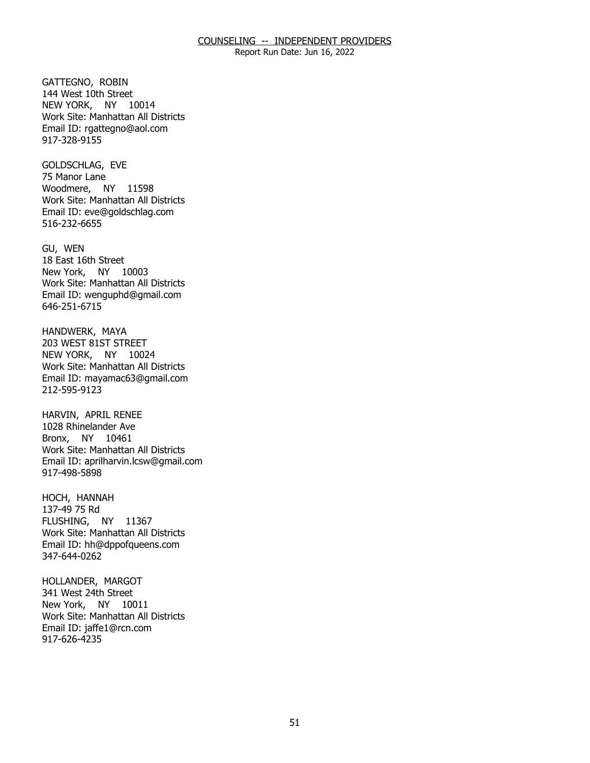GATTEGNO, ROBIN
144 West 10th Street
NEW YORK, NY 10014
Work Site: Manhattan All Districts
Email ID: rgattegno@aol.com
917-328-9155

GOLDSCHLAG, EVE
75 Manor Lane
Woodmere, NY 11598
Work Site: Manhattan All Districts
Email ID: eve@goldschlag.com
516-232-6655

GU, WEN
18 East 16th Street
New York, NY 10003
Work Site: Manhattan All Districts
Email ID: wenguphd@gmail.com
646-251-6715

HANDWERK, MAYA
203 WEST 81ST STREET
NEW YORK, NY 10024
Work Site: Manhattan All Districts
Email ID: mayamac63@gmail.com
212-595-9123

HARVIN, APRIL RENEE
1028 Rhinelander Ave
Bronx, NY 10461
Work Site: Manhattan All Districts
Email ID: aprilharvin.lcsw@gmail.com
917-498-5898

HOCH, HANNAH
137-49 75 Rd
FLUSHING, NY 11367
Work Site: Manhattan All Districts
Email ID: hh@dppofqueens.com
347-644-0262

HOLLANDER, MARGOT
341 West 24th Street
New York, NY 10011
Work Site: Manhattan All Districts
Email ID: jaffe1@rcn.com
917-626-4235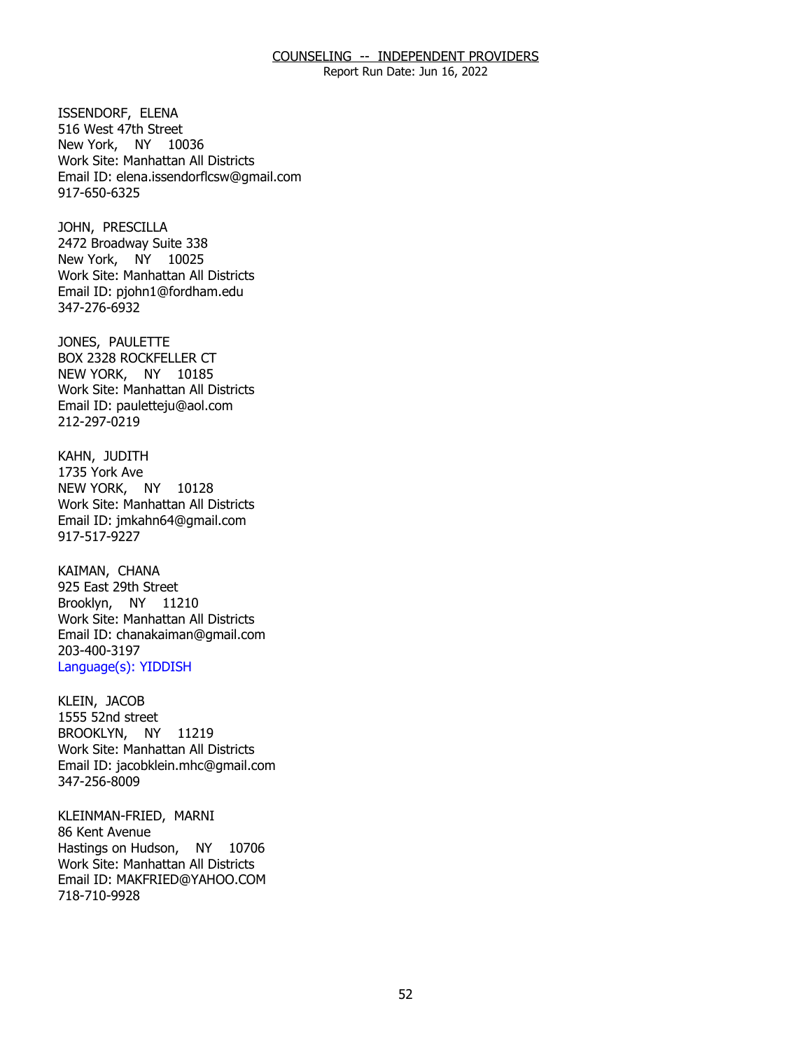COUNSELING -- INDEPENDENT PROVIDERS
Report Run Date: Jun 16, 2022

ISSENDORF, ELENA
516 West 47th Street
New York, NY 10036
Work Site: Manhattan All Districts
Email ID: elena.issendorflcsw@gmail.com
917-650-6325

JOHN, PRESCILLA
2472 Broadway Suite 338
New York, NY 10025
Work Site: Manhattan All Districts
Email ID: pjohn1@fordham.edu
347-276-6932

JONES, PAULETTE
BOX 2328 ROCKFELLER CT
NEW YORK, NY 10185
Work Site: Manhattan All Districts
Email ID: pauletteju@aol.com
212-297-0219

KAHN, JUDITH
1735 York Ave
NEW YORK, NY 10128
Work Site: Manhattan All Districts
Email ID: jmkahn64@gmail.com
917-517-9227

KAIMAN, CHANA
925 East 29th Street
Brooklyn, NY 11210
Work Site: Manhattan All Districts
Email ID: chanakaiman@gmail.com
203-400-3197
Language(s): YIDDISH

KLEIN, JACOB
1555 52nd street
BROOKLYN, NY 11219
Work Site: Manhattan All Districts
Email ID: jacobklein.mhc@gmail.com
347-256-8009

KLEINMAN-FRIED, MARNI
86 Kent Avenue
Hastings on Hudson, NY 10706
Work Site: Manhattan All Districts
Email ID: MAKFRIED@YAHOO.COM
718-710-9928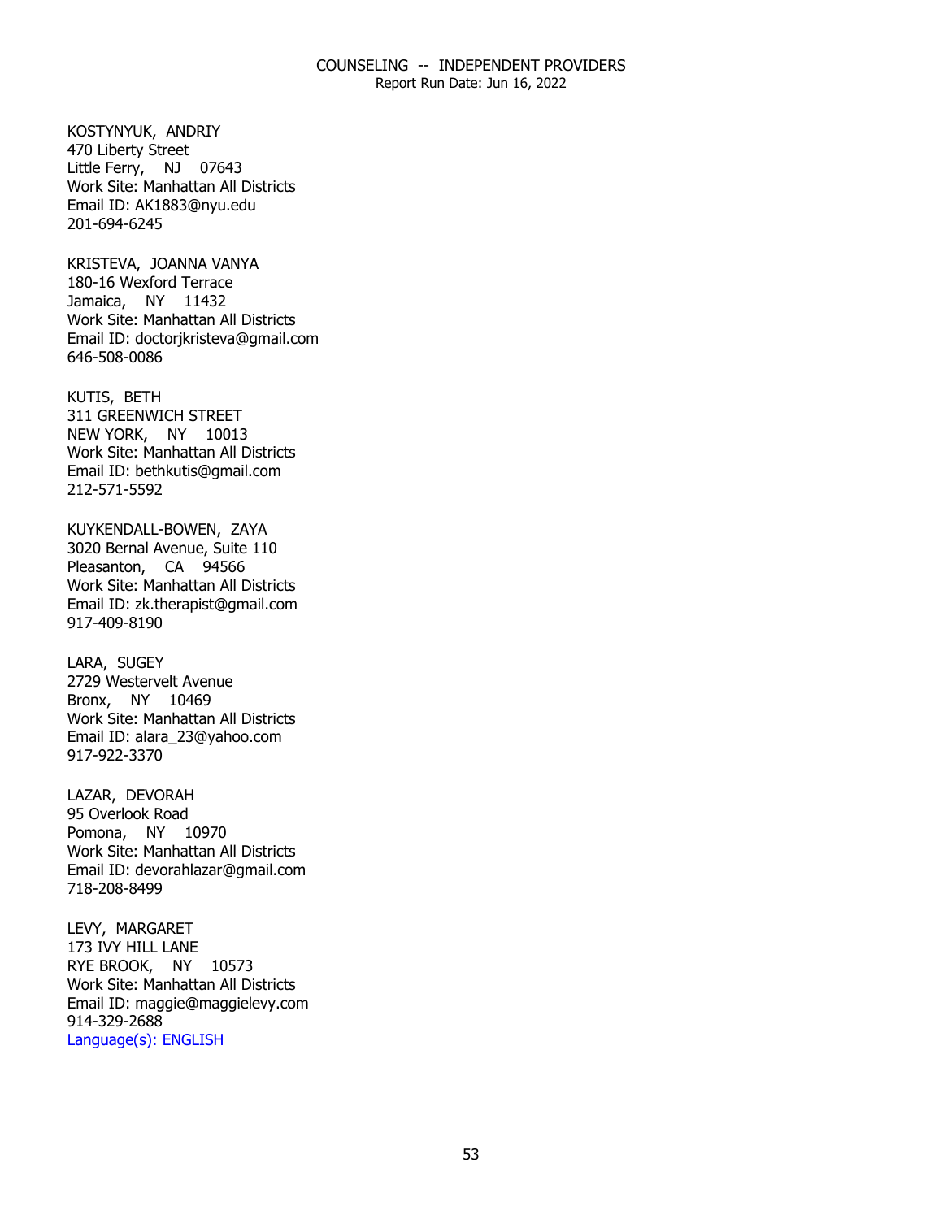KOSTYNYUK, ANDRIY
470 Liberty Street
Little Ferry, NJ 07643
Work Site: Manhattan All Districts
Email ID: AK1883@nyu.edu
201-694-6245

KRISTEVA, JOANNA VANYA
180-16 Wexford Terrace
Jamaica, NY 11432
Work Site: Manhattan All Districts
Email ID: doctorjkristeva@gmail.com
646-508-0086

KUTIS, BETH
311 GREENWICH STREET
NEW YORK, NY 10013
Work Site: Manhattan All Districts
Email ID: bethkutis@gmail.com
212-571-5592

KUYKENDALL-BOWEN, ZAYA
3020 Bernal Avenue, Suite 110
Pleasanton, CA 94566
Work Site: Manhattan All Districts
Email ID: zk.therapist@gmail.com
917-409-8190

LARA, SUGEY
2729 Westervelt Avenue
Bronx, NY 10469
Work Site: Manhattan All Districts
Email ID: alara_23@yahoo.com
917-922-3370

LAZAR, DEVORAH
95 Overlook Road
Pomona, NY 10970
Work Site: Manhattan All Districts
Email ID: devorahlazar@gmail.com
718-208-8499

LEVY, MARGARET
173 IVY HILL LANE
RYE BROOK, NY 10573
Work Site: Manhattan All Districts
Email ID: maggie@maggielevy.com
914-329-2688
Language(s): ENGLISH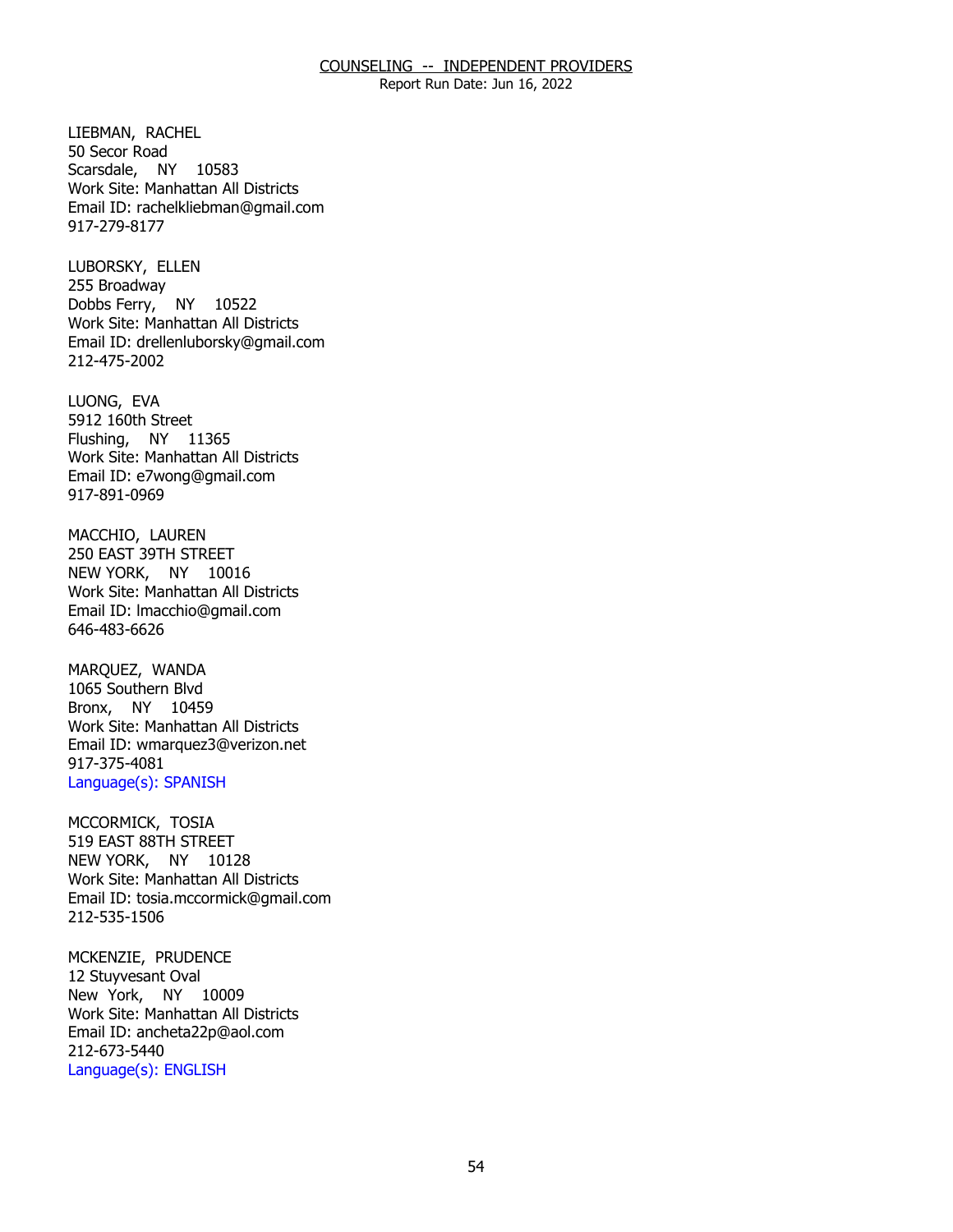LIEBMAN, RACHEL
50 Secor Road
Scarsdale, NY 10583
Work Site: Manhattan All Districts
Email ID: rachelkliebman@gmail.com
917-279-8177

LUBORSKY, ELLEN
255 Broadway
Dobbs Ferry, NY 10522
Work Site: Manhattan All Districts
Email ID: drellenluborsky@gmail.com
212-475-2002

LUONG, EVA
5912 160th Street
Flushing, NY 11365
Work Site: Manhattan All Districts
Email ID: e7wong@gmail.com
917-891-0969

MACCHIO, LAUREN
250 EAST 39TH STREET
NEW YORK, NY 10016
Work Site: Manhattan All Districts
Email ID: lmacchio@gmail.com
646-483-6626

MARQUEZ, WANDA
1065 Southern Blvd
Bronx, NY 10459
Work Site: Manhattan All Districts
Email ID: wmarquez3@verizon.net
917-375-4081
Language(s): SPANISH

MCCORMICK, TOSIA
519 EAST 88TH STREET
NEW YORK, NY 10128
Work Site: Manhattan All Districts
Email ID: tosia.mccormick@gmail.com
212-535-1506

MCKENZIE, PRUDENCE
12 Stuyvesant Oval
New York, NY 10009
Work Site: Manhattan All Districts
Email ID: ancheta22p@aol.com
212-673-5440
Language(s): ENGLISH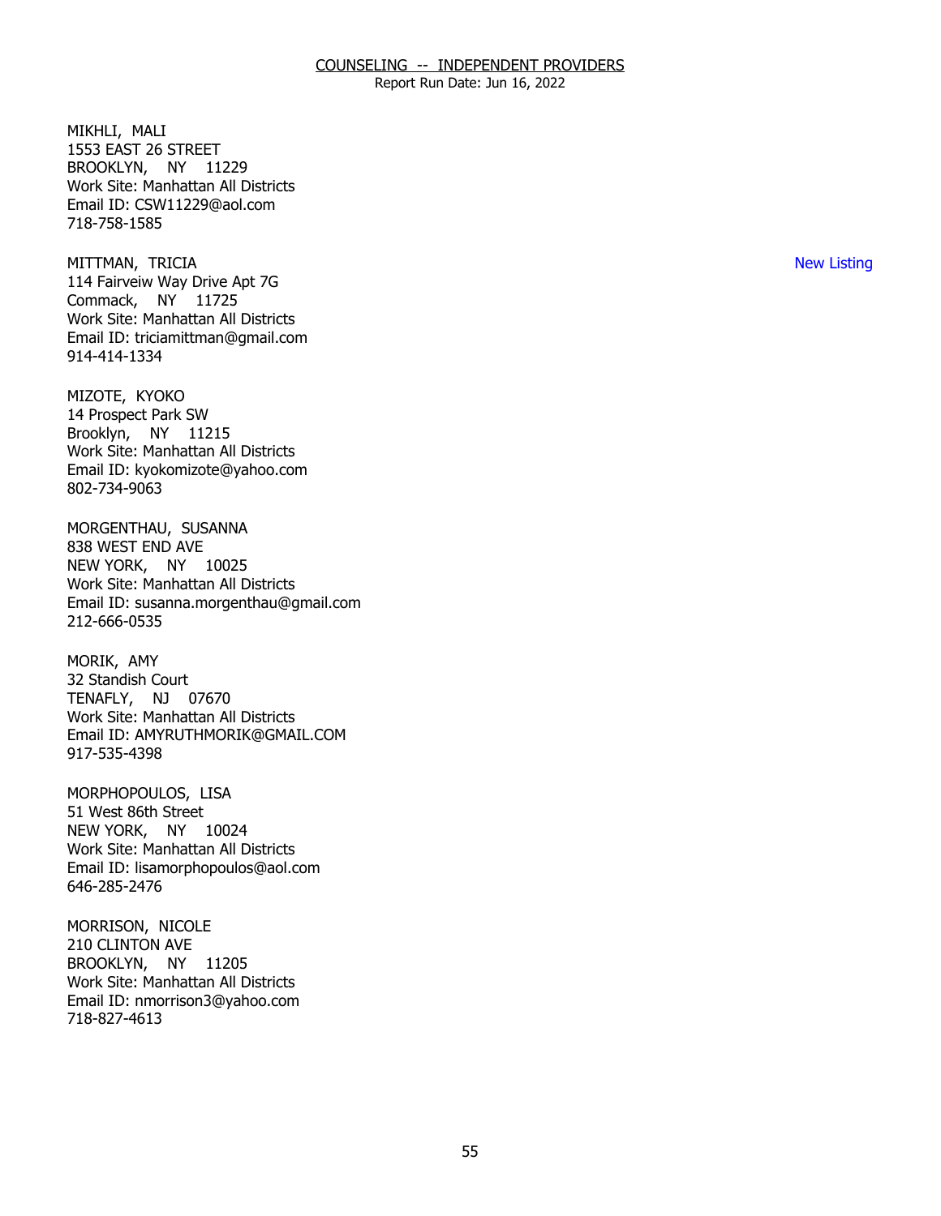MIKHLI, MALI
1553 EAST 26 STREET
BROOKLYN, NY 11229
Work Site: Manhattan All Districts
Email ID: CSW11229@aol.com
718-758-1585

MITTMAN, TRICIA — New Listing
114 Fairveiw Way Drive Apt 7G
Commack, NY 11725
Work Site: Manhattan All Districts
Email ID: triciamittman@gmail.com
914-414-1334

MIZOTE, KYOKO
14 Prospect Park SW
Brooklyn, NY 11215
Work Site: Manhattan All Districts
Email ID: kyokomizote@yahoo.com
802-734-9063

MORGENTHAU, SUSANNA
838 WEST END AVE
NEW YORK, NY 10025
Work Site: Manhattan All Districts
Email ID: susanna.morgenthau@gmail.com
212-666-0535

MORIK, AMY
32 Standish Court
TENAFLY, NJ 07670
Work Site: Manhattan All Districts
Email ID: AMYRUTHMORIK@GMAIL.COM
917-535-4398

MORPHOPOULOS, LISA
51 West 86th Street
NEW YORK, NY 10024
Work Site: Manhattan All Districts
Email ID: lisamorphopoulos@aol.com
646-285-2476

MORRISON, NICOLE
210 CLINTON AVE
BROOKLYN, NY 11205
Work Site: Manhattan All Districts
Email ID: nmorrison3@yahoo.com
718-827-4613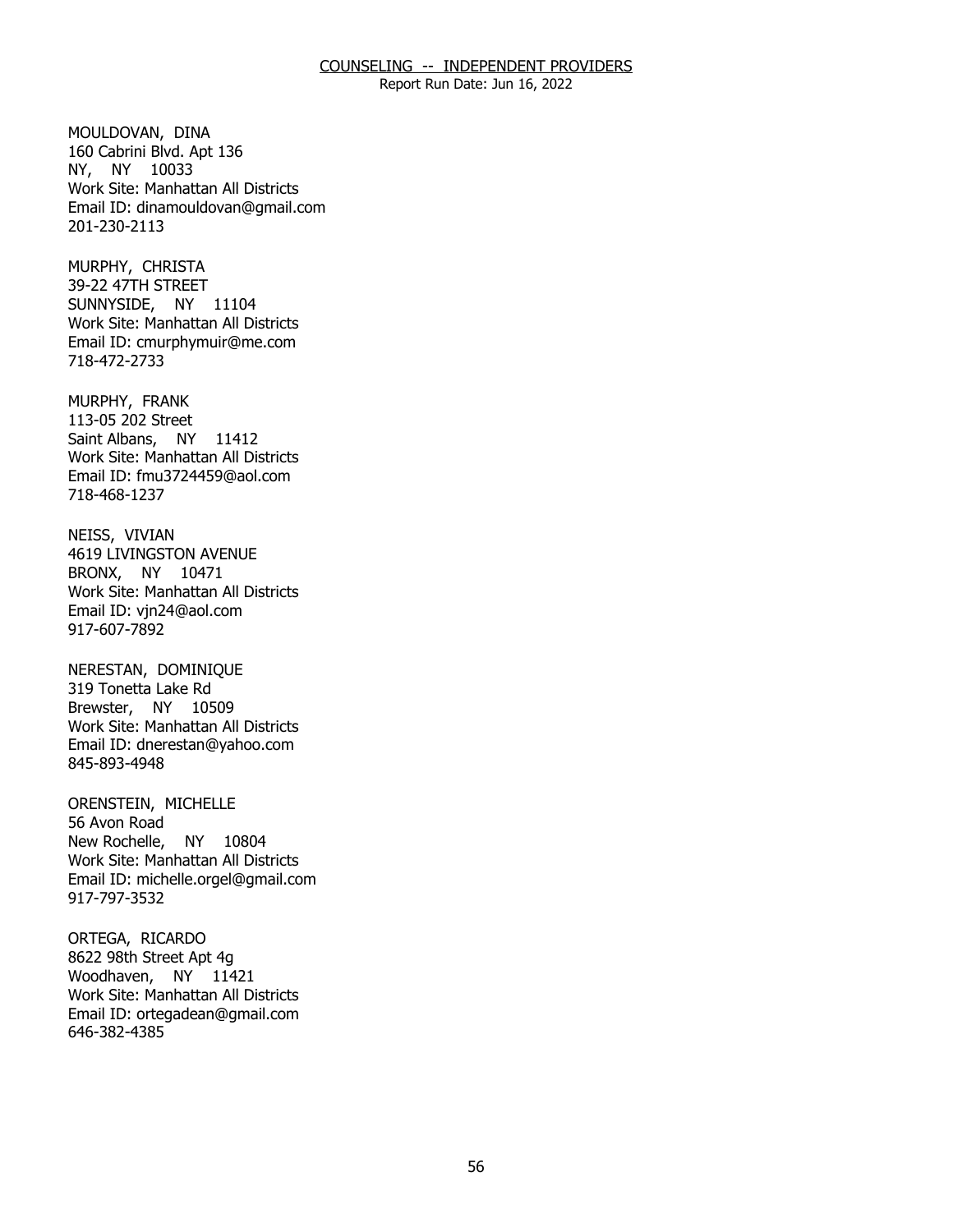COUNSELING -- INDEPENDENT PROVIDERS
Report Run Date: Jun 16, 2022

MOULDOVAN, DINA
160 Cabrini Blvd. Apt 136
NY, NY 10033
Work Site: Manhattan All Districts
Email ID: dinamouldovan@gmail.com
201-230-2113

MURPHY, CHRISTA
39-22 47TH STREET
SUNNYSIDE, NY 11104
Work Site: Manhattan All Districts
Email ID: cmurphymuir@me.com
718-472-2733

MURPHY, FRANK
113-05 202 Street
Saint Albans, NY 11412
Work Site: Manhattan All Districts
Email ID: fmu3724459@aol.com
718-468-1237

NEISS, VIVIAN
4619 LIVINGSTON AVENUE
BRONX, NY 10471
Work Site: Manhattan All Districts
Email ID: vjn24@aol.com
917-607-7892

NERESTAN, DOMINIQUE
319 Tonetta Lake Rd
Brewster, NY 10509
Work Site: Manhattan All Districts
Email ID: dnerestan@yahoo.com
845-893-4948

ORENSTEIN, MICHELLE
56 Avon Road
New Rochelle, NY 10804
Work Site: Manhattan All Districts
Email ID: michelle.orgel@gmail.com
917-797-3532

ORTEGA, RICARDO
8622 98th Street Apt 4g
Woodhaven, NY 11421
Work Site: Manhattan All Districts
Email ID: ortegadean@gmail.com
646-382-4385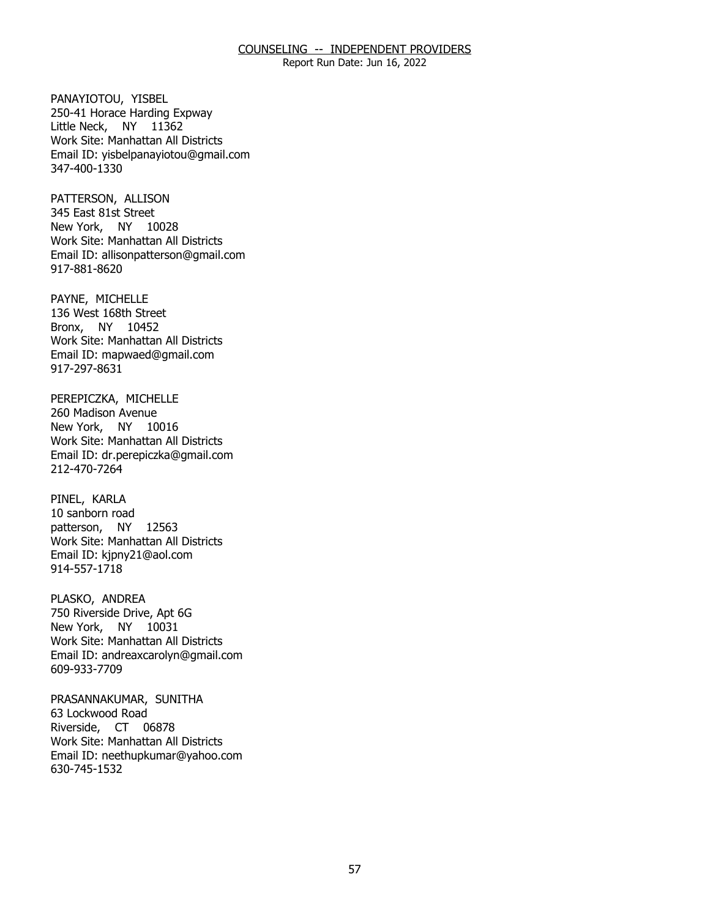PANAYIOTOU, YISBEL
250-41 Horace Harding Expway
Little Neck, NY 11362
Work Site: Manhattan All Districts
Email ID: yisbelpanayiotou@gmail.com
347-400-1330

PATTERSON, ALLISON
345 East 81st Street
New York, NY 10028
Work Site: Manhattan All Districts
Email ID: allisonpatterson@gmail.com
917-881-8620

PAYNE, MICHELLE
136 West 168th Street
Bronx, NY 10452
Work Site: Manhattan All Districts
Email ID: mapwaed@gmail.com
917-297-8631

PEREPICZKA, MICHELLE
260 Madison Avenue
New York, NY 10016
Work Site: Manhattan All Districts
Email ID: dr.perepiczka@gmail.com
212-470-7264

PINEL, KARLA
10 sanborn road
patterson, NY 12563
Work Site: Manhattan All Districts
Email ID: kjpny21@aol.com
914-557-1718

PLASKO, ANDREA
750 Riverside Drive, Apt 6G
New York, NY 10031
Work Site: Manhattan All Districts
Email ID: andreaxcarolyn@gmail.com
609-933-7709

PRASANNAKUMAR, SUNITHA
63 Lockwood Road
Riverside, CT 06878
Work Site: Manhattan All Districts
Email ID: neethupkumar@yahoo.com
630-745-1532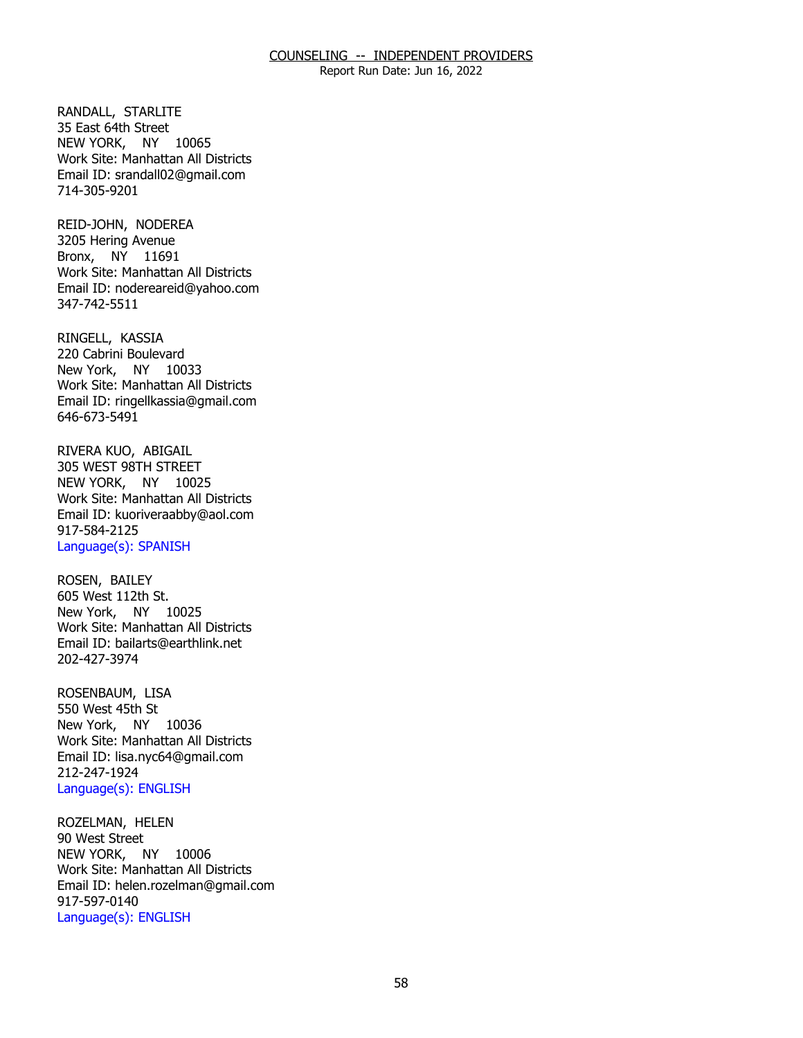RANDALL, STARLITE
35 East 64th Street
NEW YORK, NY 10065
Work Site: Manhattan All Districts
Email ID: srandall02@gmail.com
714-305-9201

REID-JOHN, NODEREA
3205 Hering Avenue
Bronx, NY 11691
Work Site: Manhattan All Districts
Email ID: nodereareid@yahoo.com
347-742-5511

RINGELL, KASSIA
220 Cabrini Boulevard
New York, NY 10033
Work Site: Manhattan All Districts
Email ID: ringellkassia@gmail.com
646-673-5491

RIVERA KUO, ABIGAIL
305 WEST 98TH STREET
NEW YORK, NY 10025
Work Site: Manhattan All Districts
Email ID: kuoriveraabby@aol.com
917-584-2125
Language(s): SPANISH

ROSEN, BAILEY
605 West 112th St.
New York, NY 10025
Work Site: Manhattan All Districts
Email ID: bailarts@earthlink.net
202-427-3974

ROSENBAUM, LISA
550 West 45th St
New York, NY 10036
Work Site: Manhattan All Districts
Email ID: lisa.nyc64@gmail.com
212-247-1924
Language(s): ENGLISH

ROZELMAN, HELEN
90 West Street
NEW YORK, NY 10006
Work Site: Manhattan All Districts
Email ID: helen.rozelman@gmail.com
917-597-0140
Language(s): ENGLISH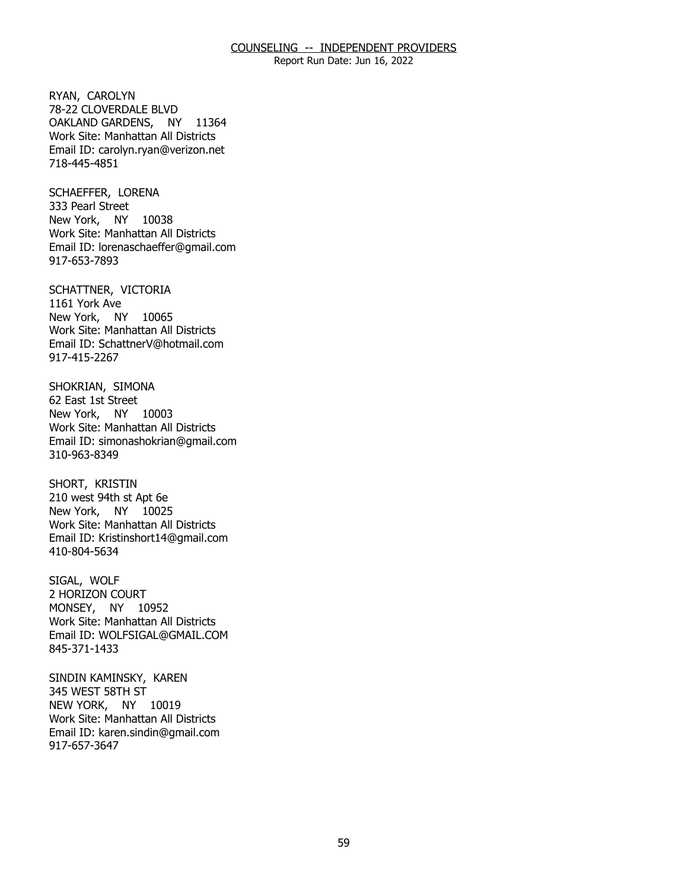RYAN, CAROLYN
78-22 CLOVERDALE BLVD
OAKLAND GARDENS, NY 11364
Work Site: Manhattan All Districts
Email ID: carolyn.ryan@verizon.net
718-445-4851

SCHAEFFER, LORENA
333 Pearl Street
New York, NY 10038
Work Site: Manhattan All Districts
Email ID: lorenaschaeffer@gmail.com
917-653-7893

SCHATTNER, VICTORIA
1161 York Ave
New York, NY 10065
Work Site: Manhattan All Districts
Email ID: SchattnerV@hotmail.com
917-415-2267

SHOKRIAN, SIMONA
62 East 1st Street
New York, NY 10003
Work Site: Manhattan All Districts
Email ID: simonashokrian@gmail.com
310-963-8349

SHORT, KRISTIN
210 west 94th st Apt 6e
New York, NY 10025
Work Site: Manhattan All Districts
Email ID: Kristinshort14@gmail.com
410-804-5634

SIGAL, WOLF
2 HORIZON COURT
MONSEY, NY 10952
Work Site: Manhattan All Districts
Email ID: WOLFSIGAL@GMAIL.COM
845-371-1433

SINDIN KAMINSKY, KAREN
345 WEST 58TH ST
NEW YORK, NY 10019
Work Site: Manhattan All Districts
Email ID: karen.sindin@gmail.com
917-657-3647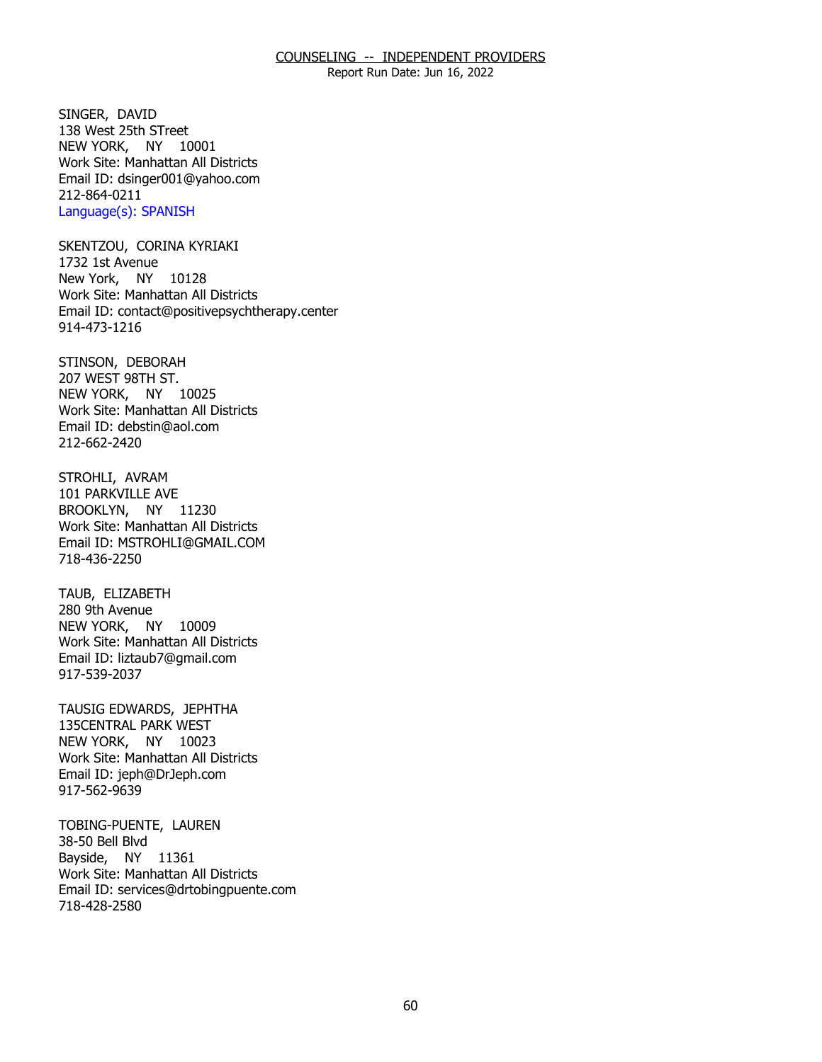# COUNSELING -- INDEPENDENT PROVIDERS

Report Run Date: Jun 16, 2022

SINGER, DAVID
138 West 25th STreet
NEW YORK, NY 10001
Work Site: Manhattan All Districts
Email ID: dsinger001@yahoo.com
212-864-0211
Language(s): SPANISH

SKENTZOU, CORINA KYRIAKI
1732 1st Avenue
New York, NY 10128
Work Site: Manhattan All Districts
Email ID: contact@positivepsychtherapy.center
914-473-1216

STINSON, DEBORAH
207 WEST 98TH ST.
NEW YORK, NY 10025
Work Site: Manhattan All Districts
Email ID: debstin@aol.com
212-662-2420

STROHLI, AVRAM
101 PARKVILLE AVE
BROOKLYN, NY 11230
Work Site: Manhattan All Districts
Email ID: MSTROHLI@GMAIL.COM
718-436-2250

TAUB, ELIZABETH
280 9th Avenue
NEW YORK, NY 10009
Work Site: Manhattan All Districts
Email ID: liztaub7@gmail.com
917-539-2037

TAUSIG EDWARDS, JEPHTHA
135CENTRAL PARK WEST
NEW YORK, NY 10023
Work Site: Manhattan All Districts
Email ID: jeph@DrJeph.com
917-562-9639

TOBING-PUENTE, LAUREN
38-50 Bell Blvd
Bayside, NY 11361
Work Site: Manhattan All Districts
Email ID: services@drtobingpuente.com
718-428-2580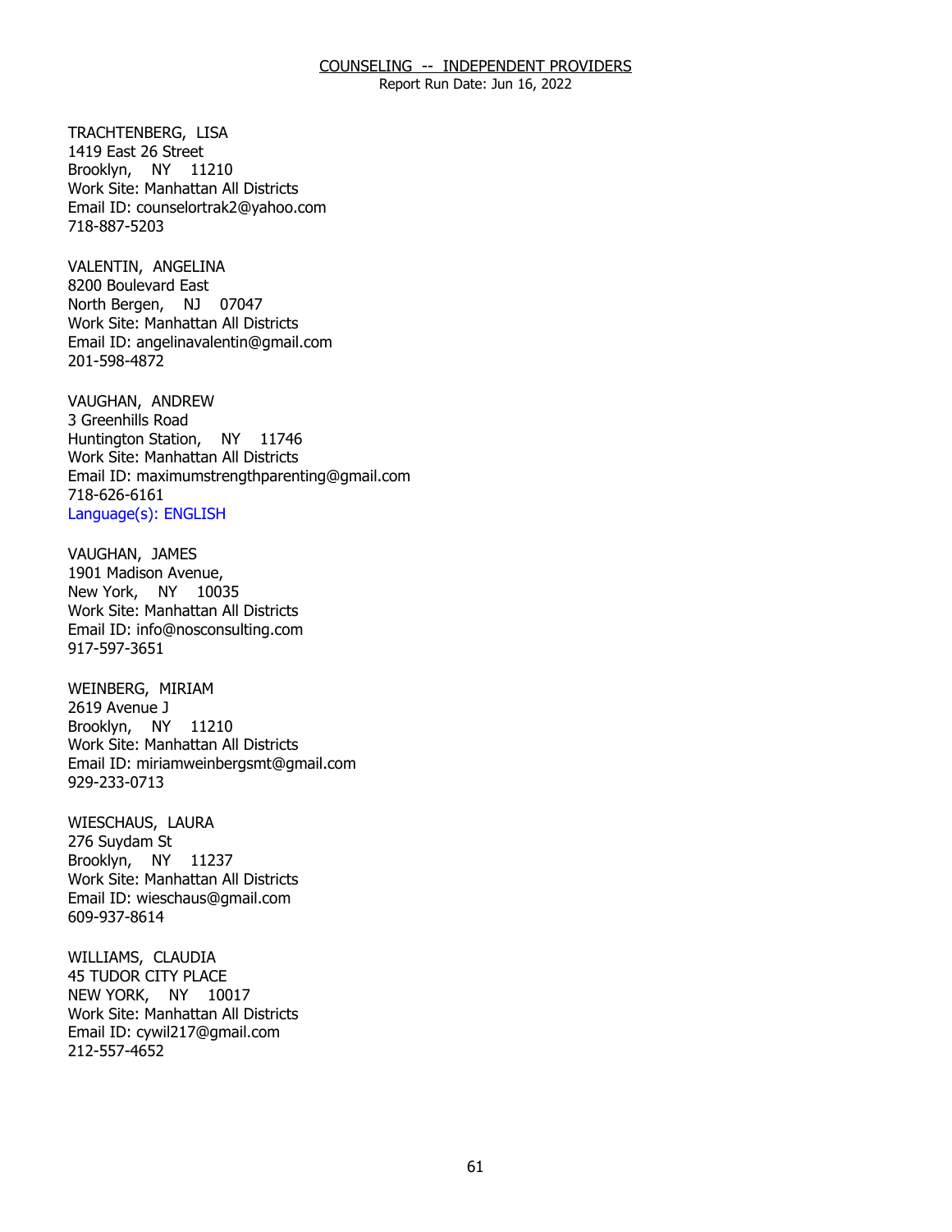TRACHTENBERG, LISA
1419 East 26 Street
Brooklyn, NY 11210
Work Site: Manhattan All Districts
Email ID: counselortrak2@yahoo.com
718-887-5203

VALENTIN, ANGELINA
8200 Boulevard East
North Bergen, NJ 07047
Work Site: Manhattan All Districts
Email ID: angelinavalentin@gmail.com
201-598-4872

VAUGHAN, ANDREW
3 Greenhills Road
Huntington Station, NY 11746
Work Site: Manhattan All Districts
Email ID: maximumstrengthparenting@gmail.com
718-626-6161
Language(s): ENGLISH

VAUGHAN, JAMES
1901 Madison Avenue,
New York, NY 10035
Work Site: Manhattan All Districts
Email ID: info@nosconsulting.com
917-597-3651

WEINBERG, MIRIAM
2619 Avenue J
Brooklyn, NY 11210
Work Site: Manhattan All Districts
Email ID: miriamweinbergsmt@gmail.com
929-233-0713

WIESCHAUS, LAURA
276 Suydam St
Brooklyn, NY 11237
Work Site: Manhattan All Districts
Email ID: wieschaus@gmail.com
609-937-8614

WILLIAMS, CLAUDIA
45 TUDOR CITY PLACE
NEW YORK, NY 10017
Work Site: Manhattan All Districts
Email ID: cywil217@gmail.com
212-557-4652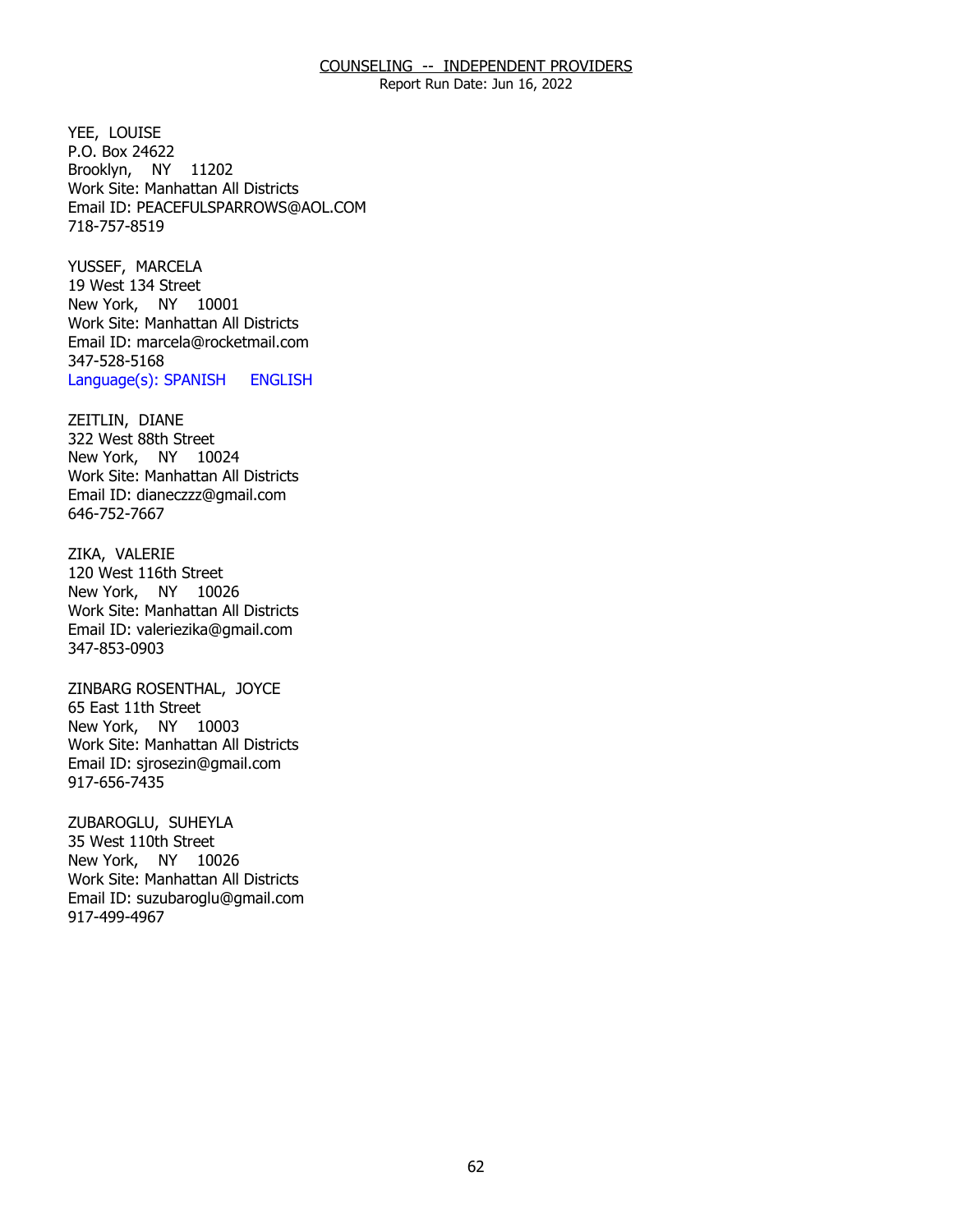## COUNSELING -- INDEPENDENT PROVIDERS

Report Run Date: Jun 16, 2022

YEE, LOUISE
P.O. Box 24622
Brooklyn, NY 11202
Work Site: Manhattan All Districts
Email ID: PEACEFULSPARROWS@AOL.COM
718-757-8519

YUSSEF, MARCELA
19 West 134 Street
New York, NY 10001
Work Site: Manhattan All Districts
Email ID: marcela@rocketmail.com
347-528-5168
Language(s): SPANISH ENGLISH

ZEITLIN, DIANE
322 West 88th Street
New York, NY 10024
Work Site: Manhattan All Districts
Email ID: dianeczzz@gmail.com
646-752-7667

ZIKA, VALERIE
120 West 116th Street
New York, NY 10026
Work Site: Manhattan All Districts
Email ID: valeriezika@gmail.com
347-853-0903

ZINBARG ROSENTHAL, JOYCE
65 East 11th Street
New York, NY 10003
Work Site: Manhattan All Districts
Email ID: sjrosezin@gmail.com
917-656-7435

ZUBAROGLU, SUHEYLA
35 West 110th Street
New York, NY 10026
Work Site: Manhattan All Districts
Email ID: suzubaroglu@gmail.com
917-499-4967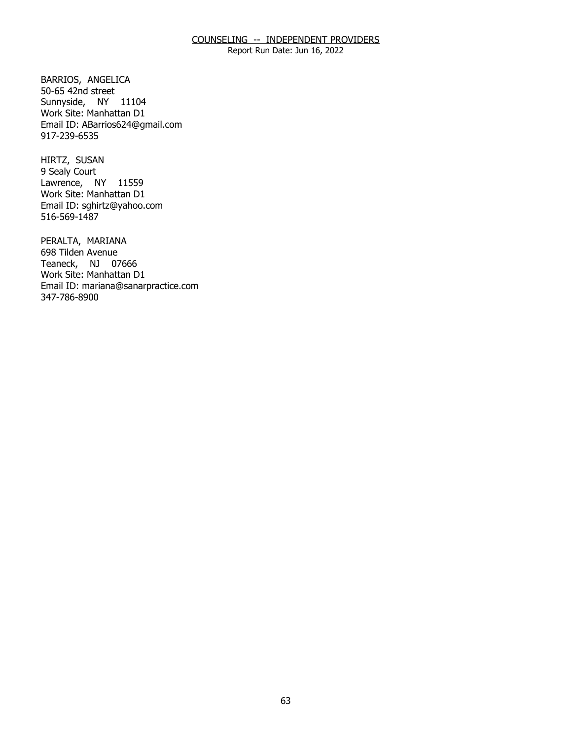# COUNSELING -- INDEPENDENT PROVIDERS

Report Run Date: Jun 16, 2022

BARRIOS, ANGELICA
50-65 42nd street
Sunnyside, NY 11104
Work Site: Manhattan D1
Email ID: ABarrios624@gmail.com
917-239-6535

HIRTZ, SUSAN
9 Sealy Court
Lawrence, NY 11559
Work Site: Manhattan D1
Email ID: sghirtz@yahoo.com
516-569-1487

PERALTA, MARIANA
698 Tilden Avenue
Teaneck, NJ 07666
Work Site: Manhattan D1
Email ID: mariana@sanarpractice.com
347-786-8900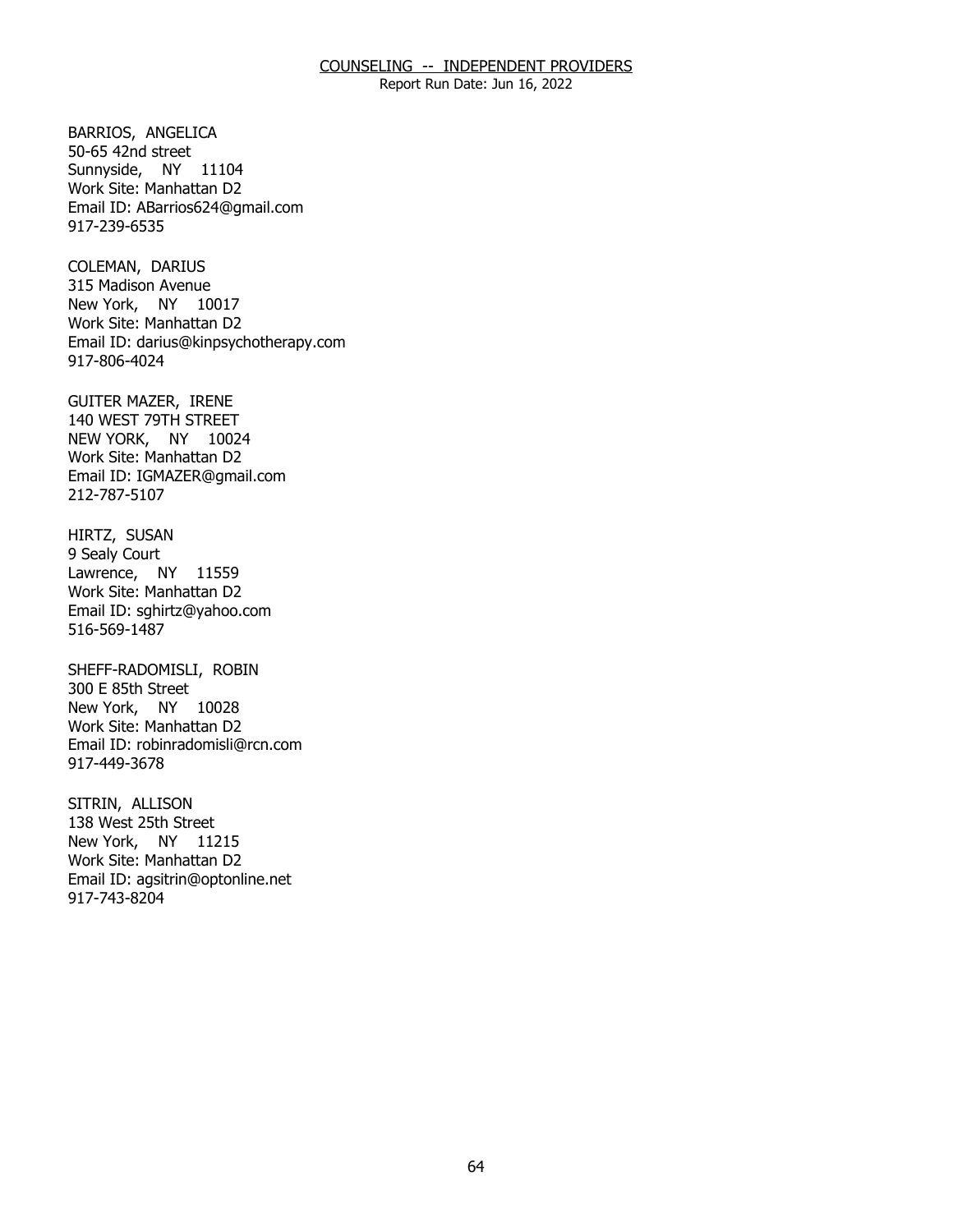## COUNSELING -- INDEPENDENT PROVIDERS

Report Run Date: Jun 16, 2022

BARRIOS, ANGELICA
50-65 42nd street
Sunnyside, NY 11104
Work Site: Manhattan D2
Email ID: ABarrios624@gmail.com
917-239-6535

COLEMAN, DARIUS
315 Madison Avenue
New York, NY 10017
Work Site: Manhattan D2
Email ID: darius@kinpsychotherapy.com
917-806-4024

GUITER MAZER, IRENE
140 WEST 79TH STREET
NEW YORK, NY 10024
Work Site: Manhattan D2
Email ID: IGMAZER@gmail.com
212-787-5107

HIRTZ, SUSAN
9 Sealy Court
Lawrence, NY 11559
Work Site: Manhattan D2
Email ID: sghirtz@yahoo.com
516-569-1487

SHEFF-RADOMISLI, ROBIN
300 E 85th Street
New York, NY 10028
Work Site: Manhattan D2
Email ID: robinradomisli@rcn.com
917-449-3678

SITRIN, ALLISON
138 West 25th Street
New York, NY 11215
Work Site: Manhattan D2
Email ID: agsitrin@optonline.net
917-743-8204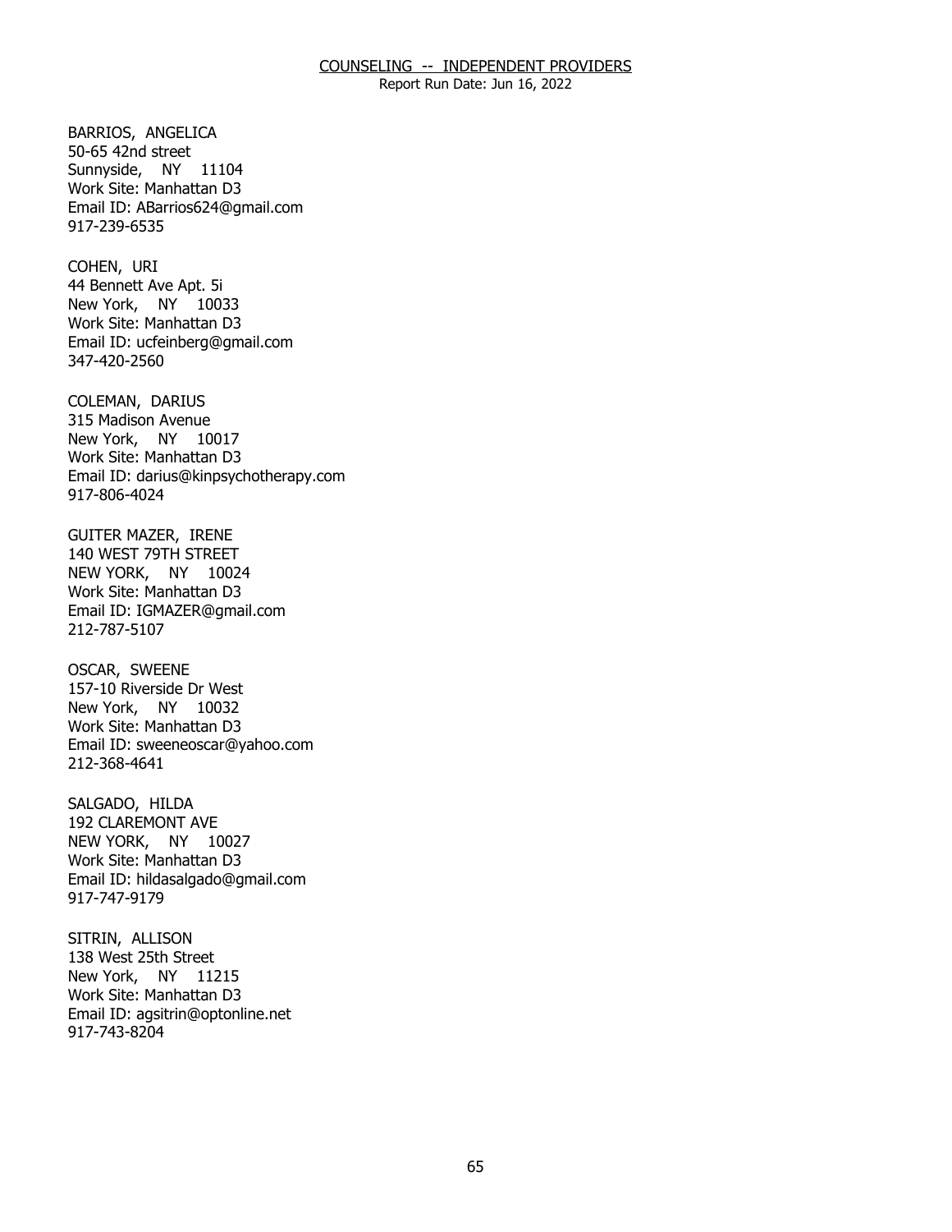## COUNSELING -- INDEPENDENT PROVIDERS

Report Run Date: Jun 16, 2022

BARRIOS, ANGELICA
50-65 42nd street
Sunnyside, NY 11104
Work Site: Manhattan D3
Email ID: ABarrios624@gmail.com
917-239-6535

COHEN, URI
44 Bennett Ave Apt. 5i
New York, NY 10033
Work Site: Manhattan D3
Email ID: ucfeinberg@gmail.com
347-420-2560

COLEMAN, DARIUS
315 Madison Avenue
New York, NY 10017
Work Site: Manhattan D3
Email ID: darius@kinpsychotherapy.com
917-806-4024

GUITER MAZER, IRENE
140 WEST 79TH STREET
NEW YORK, NY 10024
Work Site: Manhattan D3
Email ID: IGMAZER@gmail.com
212-787-5107

OSCAR, SWEENE
157-10 Riverside Dr West
New York, NY 10032
Work Site: Manhattan D3
Email ID: sweeneoscar@yahoo.com
212-368-4641

SALGADO, HILDA
192 CLAREMONT AVE
NEW YORK, NY 10027
Work Site: Manhattan D3
Email ID: hildasalgado@gmail.com
917-747-9179

SITRIN, ALLISON
138 West 25th Street
New York, NY 11215
Work Site: Manhattan D3
Email ID: agsitrin@optonline.net
917-743-8204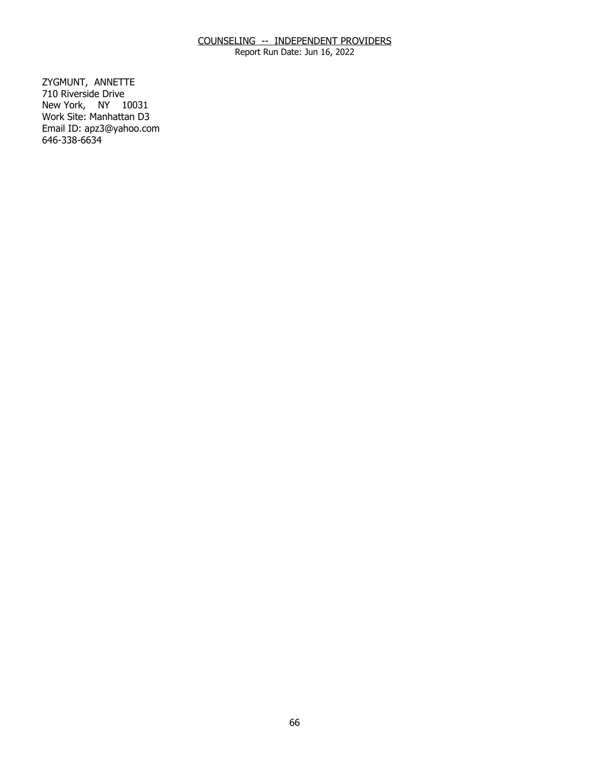COUNSELING -- INDEPENDENT PROVIDERS
Report Run Date: Jun 16, 2022

ZYGMUNT, ANNETTE
710 Riverside Drive
New York, NY 10031
Work Site: Manhattan D3
Email ID: apz3@yahoo.com
646-338-6634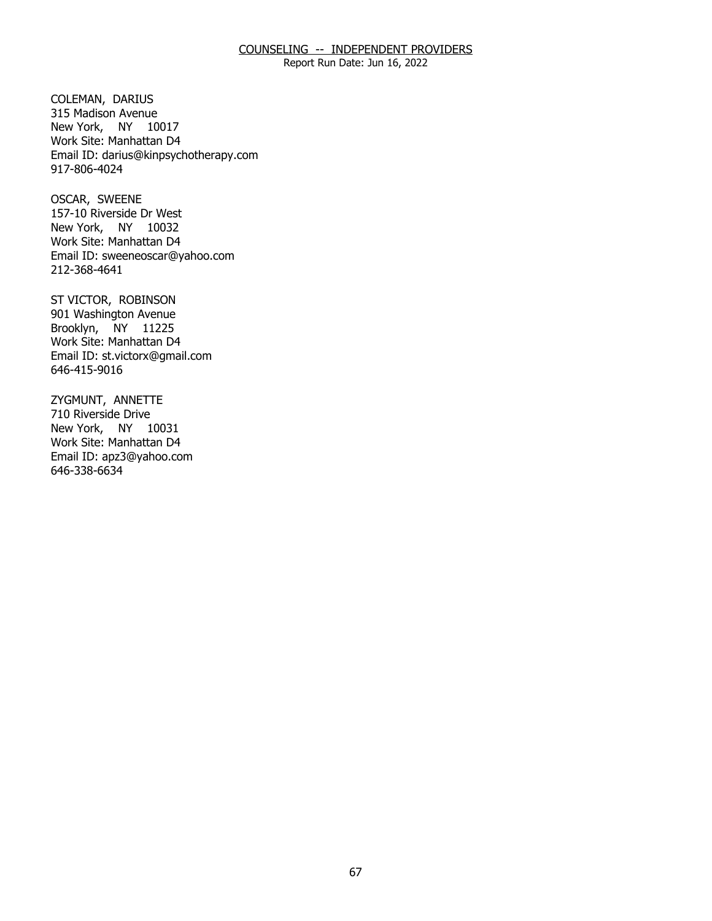COLEMAN, DARIUS
315 Madison Avenue
New York, NY 10017
Work Site: Manhattan D4
Email ID: darius@kinpsychotherapy.com
917-806-4024

OSCAR, SWEENE
157-10 Riverside Dr West
New York, NY 10032
Work Site: Manhattan D4
Email ID: sweeneoscar@yahoo.com
212-368-4641

ST VICTOR, ROBINSON
901 Washington Avenue
Brooklyn, NY 11225
Work Site: Manhattan D4
Email ID: st.victorx@gmail.com
646-415-9016

ZYGMUNT, ANNETTE
710 Riverside Drive
New York, NY 10031
Work Site: Manhattan D4
Email ID: apz3@yahoo.com
646-338-6634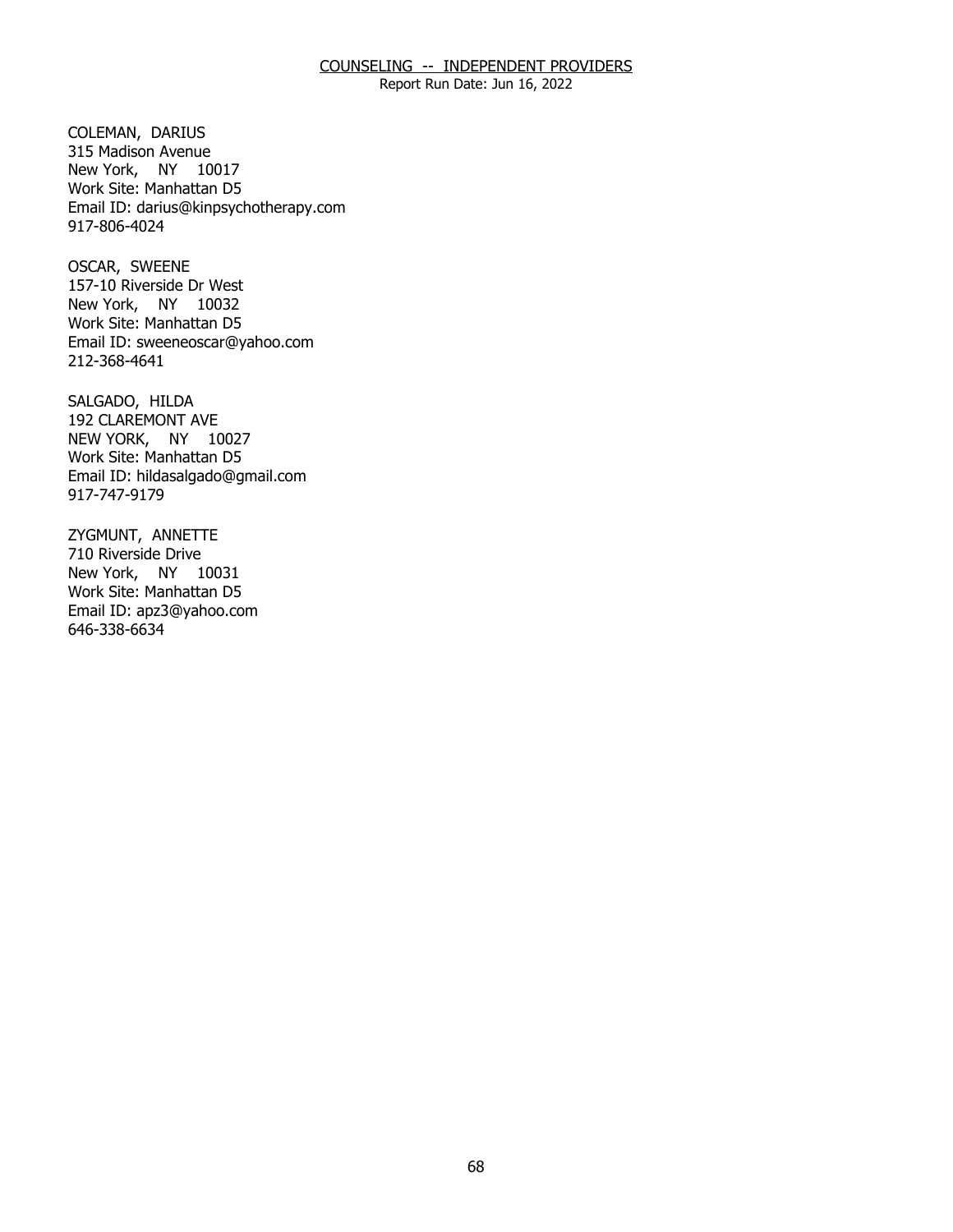COLEMAN, DARIUS
315 Madison Avenue
New York, NY 10017
Work Site: Manhattan D5
Email ID: darius@kinpsychotherapy.com
917-806-4024

OSCAR, SWEENE
157-10 Riverside Dr West
New York, NY 10032
Work Site: Manhattan D5
Email ID: sweeneoscar@yahoo.com
212-368-4641

SALGADO, HILDA
192 CLAREMONT AVE
NEW YORK, NY 10027
Work Site: Manhattan D5
Email ID: hildasalgado@gmail.com
917-747-9179

ZYGMUNT, ANNETTE
710 Riverside Drive
New York, NY 10031
Work Site: Manhattan D5
Email ID: apz3@yahoo.com
646-338-6634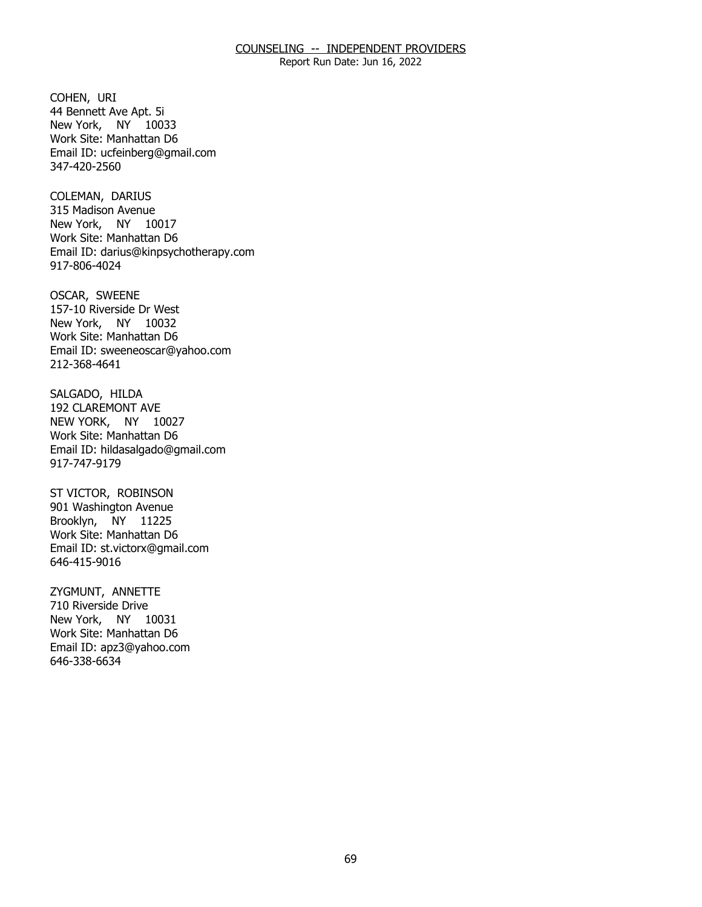COHEN, URI
44 Bennett Ave Apt. 5i
New York, NY 10033
Work Site: Manhattan D6
Email ID: ucfeinberg@gmail.com
347-420-2560

COLEMAN, DARIUS
315 Madison Avenue
New York, NY 10017
Work Site: Manhattan D6
Email ID: darius@kinpsychotherapy.com
917-806-4024

OSCAR, SWEENE
157-10 Riverside Dr West
New York, NY 10032
Work Site: Manhattan D6
Email ID: sweeneoscar@yahoo.com
212-368-4641

SALGADO, HILDA
192 CLAREMONT AVE
NEW YORK, NY 10027
Work Site: Manhattan D6
Email ID: hildasalgado@gmail.com
917-747-9179

ST VICTOR, ROBINSON
901 Washington Avenue
Brooklyn, NY 11225
Work Site: Manhattan D6
Email ID: st.victorx@gmail.com
646-415-9016

ZYGMUNT, ANNETTE
710 Riverside Drive
New York, NY 10031
Work Site: Manhattan D6
Email ID: apz3@yahoo.com
646-338-6634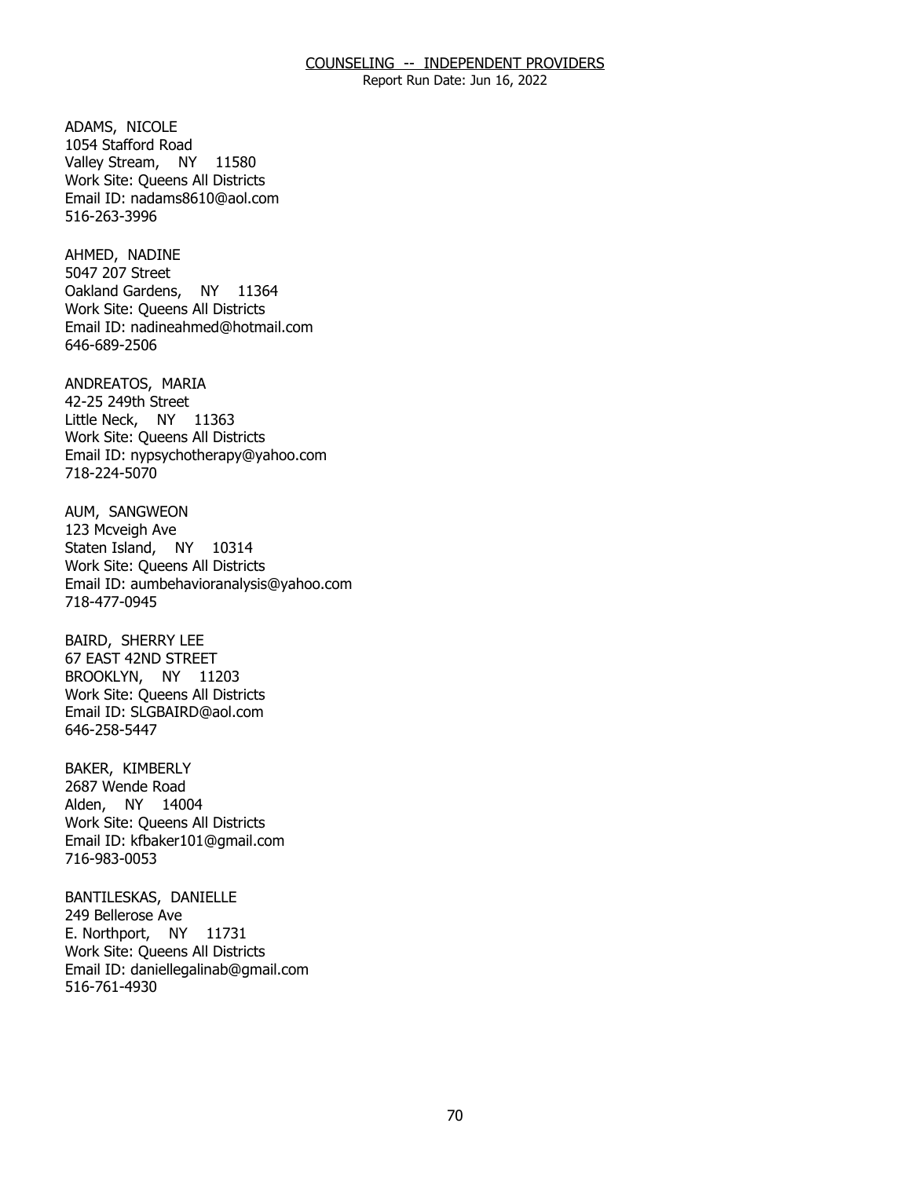# COUNSELING -- INDEPENDENT PROVIDERS

Report Run Date: Jun 16, 2022

ADAMS, NICOLE
1054 Stafford Road
Valley Stream, NY 11580
Work Site: Queens All Districts
Email ID: nadams8610@aol.com
516-263-3996

AHMED, NADINE
5047 207 Street
Oakland Gardens, NY 11364
Work Site: Queens All Districts
Email ID: nadineahmed@hotmail.com
646-689-2506

ANDREATOS, MARIA
42-25 249th Street
Little Neck, NY 11363
Work Site: Queens All Districts
Email ID: nypsychotherapy@yahoo.com
718-224-5070

AUM, SANGWEON
123 Mcveigh Ave
Staten Island, NY 10314
Work Site: Queens All Districts
Email ID: aumbehavioranalysis@yahoo.com
718-477-0945

BAIRD, SHERRY LEE
67 EAST 42ND STREET
BROOKLYN, NY 11203
Work Site: Queens All Districts
Email ID: SLGBAIRD@aol.com
646-258-5447

BAKER, KIMBERLY
2687 Wende Road
Alden, NY 14004
Work Site: Queens All Districts
Email ID: kfbaker101@gmail.com
716-983-0053

BANTILESKAS, DANIELLE
249 Bellerose Ave
E. Northport, NY 11731
Work Site: Queens All Districts
Email ID: daniellegalinab@gmail.com
516-761-4930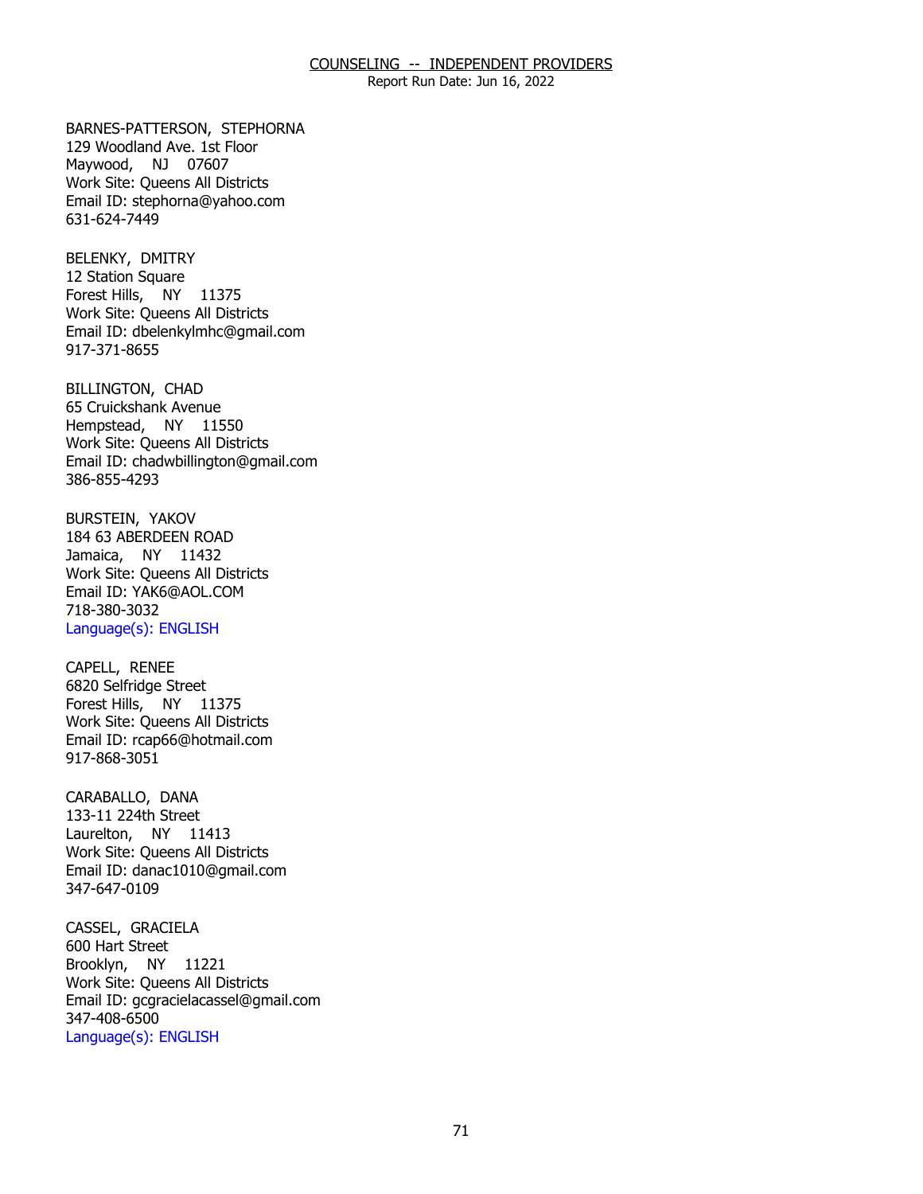## COUNSELING -- INDEPENDENT PROVIDERS

Report Run Date: Jun 16, 2022

BARNES-PATTERSON, STEPHORNA
129 Woodland Ave. 1st Floor
Maywood, NJ 07607
Work Site: Queens All Districts
Email ID: stephorna@yahoo.com
631-624-7449

BELENKY, DMITRY
12 Station Square
Forest Hills, NY 11375
Work Site: Queens All Districts
Email ID: dbelenkylmhc@gmail.com
917-371-8655

BILLINGTON, CHAD
65 Cruickshank Avenue
Hempstead, NY 11550
Work Site: Queens All Districts
Email ID: chadwbillington@gmail.com
386-855-4293

BURSTEIN, YAKOV
184 63 ABERDEEN ROAD
Jamaica, NY 11432
Work Site: Queens All Districts
Email ID: YAK6@AOL.COM
718-380-3032
Language(s): ENGLISH

CAPELL, RENEE
6820 Selfridge Street
Forest Hills, NY 11375
Work Site: Queens All Districts
Email ID: rcap66@hotmail.com
917-868-3051

CARABALLO, DANA
133-11 224th Street
Laurelton, NY 11413
Work Site: Queens All Districts
Email ID: danac1010@gmail.com
347-647-0109

CASSEL, GRACIELA
600 Hart Street
Brooklyn, NY 11221
Work Site: Queens All Districts
Email ID: gcgracielacassel@gmail.com
347-408-6500
Language(s): ENGLISH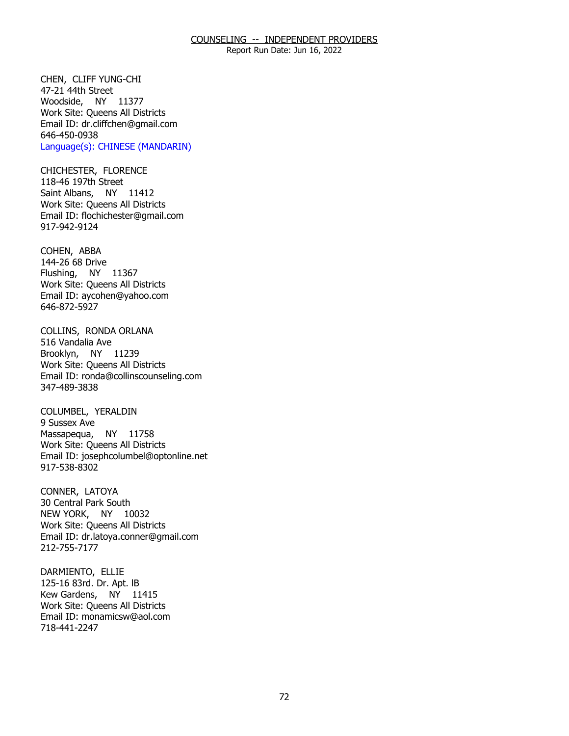COUNSELING -- INDEPENDENT PROVIDERS

Report Run Date: Jun 16, 2022

CHEN, CLIFF YUNG-CHI
47-21 44th Street
Woodside, NY 11377
Work Site: Queens All Districts
Email ID: dr.cliffchen@gmail.com
646-450-0938
Language(s): CHINESE (MANDARIN)

CHICHESTER, FLORENCE
118-46 197th Street
Saint Albans, NY 11412
Work Site: Queens All Districts
Email ID: flochichester@gmail.com
917-942-9124

COHEN, ABBA
144-26 68 Drive
Flushing, NY 11367
Work Site: Queens All Districts
Email ID: aycohen@yahoo.com
646-872-5927

COLLINS, RONDA ORLANA
516 Vandalia Ave
Brooklyn, NY 11239
Work Site: Queens All Districts
Email ID: ronda@collinscounseling.com
347-489-3838

COLUMBEL, YERALDIN
9 Sussex Ave
Massapequa, NY 11758
Work Site: Queens All Districts
Email ID: josephcolumbel@optonline.net
917-538-8302

CONNER, LATOYA
30 Central Park South
NEW YORK, NY 10032
Work Site: Queens All Districts
Email ID: dr.latoya.conner@gmail.com
212-755-7177

DARMIENTO, ELLIE
125-16 83rd. Dr. Apt. IB
Kew Gardens, NY 11415
Work Site: Queens All Districts
Email ID: monamicsw@aol.com
718-441-2247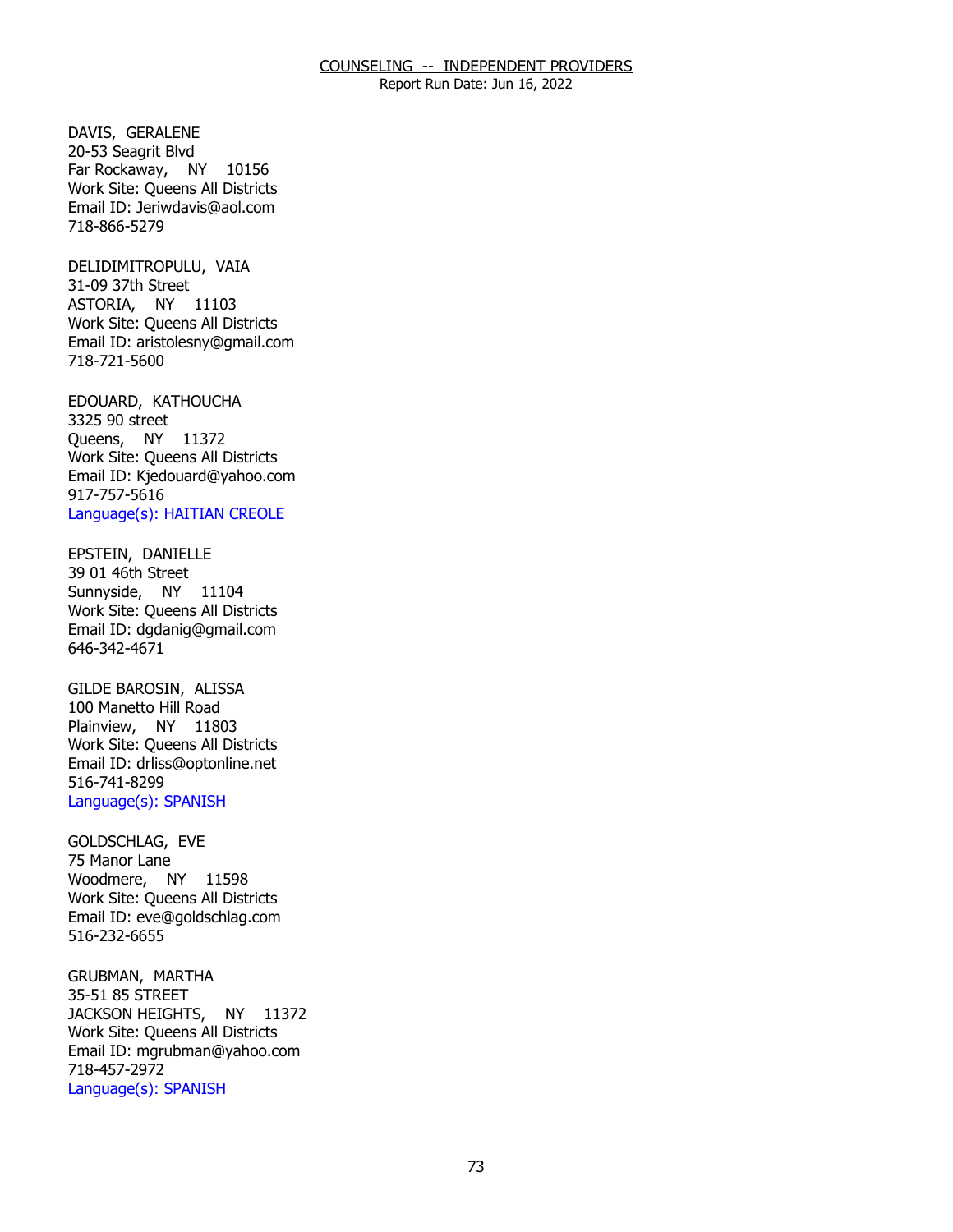DAVIS, GERALENE
20-53 Seagrit Blvd
Far Rockaway, NY 10156
Work Site: Queens All Districts
Email ID: Jeriwdavis@aol.com
718-866-5279

DELIDIMITROPULU, VAIA
31-09 37th Street
ASTORIA, NY 11103
Work Site: Queens All Districts
Email ID: aristolesny@gmail.com
718-721-5600

EDOUARD, KATHOUCHA
3325 90 street
Queens, NY 11372
Work Site: Queens All Districts
Email ID: Kjedouard@yahoo.com
917-757-5616
Language(s): HAITIAN CREOLE

EPSTEIN, DANIELLE
39 01 46th Street
Sunnyside, NY 11104
Work Site: Queens All Districts
Email ID: dgdanig@gmail.com
646-342-4671

GILDE BAROSIN, ALISSA
100 Manetto Hill Road
Plainview, NY 11803
Work Site: Queens All Districts
Email ID: drliss@optonline.net
516-741-8299
Language(s): SPANISH

GOLDSCHLAG, EVE
75 Manor Lane
Woodmere, NY 11598
Work Site: Queens All Districts
Email ID: eve@goldschlag.com
516-232-6655

GRUBMAN, MARTHA
35-51 85 STREET
JACKSON HEIGHTS, NY 11372
Work Site: Queens All Districts
Email ID: mgrubman@yahoo.com
718-457-2972
Language(s): SPANISH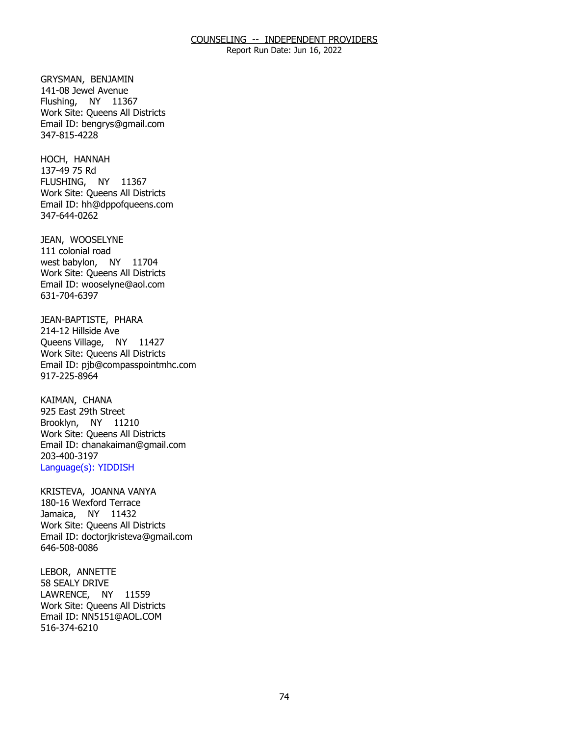COUNSELING -- INDEPENDENT PROVIDERS
Report Run Date: Jun 16, 2022

GRYSMAN, BENJAMIN
141-08 Jewel Avenue
Flushing, NY 11367
Work Site: Queens All Districts
Email ID: bengrys@gmail.com
347-815-4228

HOCH, HANNAH
137-49 75 Rd
FLUSHING, NY 11367
Work Site: Queens All Districts
Email ID: hh@dppofqueens.com
347-644-0262

JEAN, WOOSELYNE
111 colonial road
west babylon, NY 11704
Work Site: Queens All Districts
Email ID: wooselyne@aol.com
631-704-6397

JEAN-BAPTISTE, PHARA
214-12 Hillside Ave
Queens Village, NY 11427
Work Site: Queens All Districts
Email ID: pjb@compasspointmhc.com
917-225-8964

KAIMAN, CHANA
925 East 29th Street
Brooklyn, NY 11210
Work Site: Queens All Districts
Email ID: chanakaiman@gmail.com
203-400-3197
Language(s): YIDDISH

KRISTEVA, JOANNA VANYA
180-16 Wexford Terrace
Jamaica, NY 11432
Work Site: Queens All Districts
Email ID: doctorjkristeva@gmail.com
646-508-0086

LEBOR, ANNETTE
58 SEALY DRIVE
LAWRENCE, NY 11559
Work Site: Queens All Districts
Email ID: NN5151@AOL.COM
516-374-6210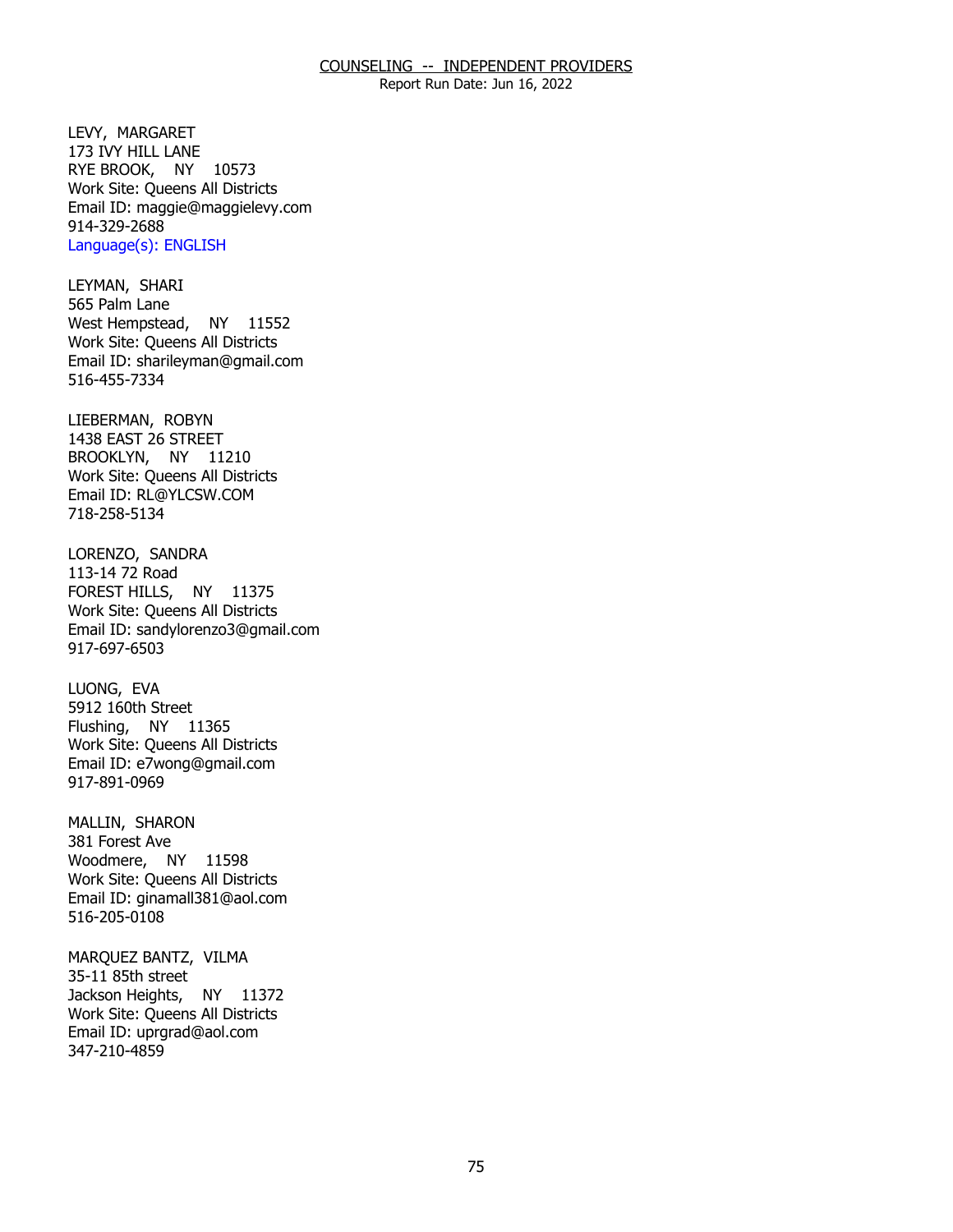COUNSELING -- INDEPENDENT PROVIDERS
Report Run Date: Jun 16, 2022

LEVY, MARGARET
173 IVY HILL LANE
RYE BROOK, NY 10573
Work Site: Queens All Districts
Email ID: maggie@maggielevy.com
914-329-2688
Language(s): ENGLISH

LEYMAN, SHARI
565 Palm Lane
West Hempstead, NY 11552
Work Site: Queens All Districts
Email ID: sharileyman@gmail.com
516-455-7334

LIEBERMAN, ROBYN
1438 EAST 26 STREET
BROOKLYN, NY 11210
Work Site: Queens All Districts
Email ID: RL@YLCSW.COM
718-258-5134

LORENZO, SANDRA
113-14 72 Road
FOREST HILLS, NY 11375
Work Site: Queens All Districts
Email ID: sandylorenzo3@gmail.com
917-697-6503

LUONG, EVA
5912 160th Street
Flushing, NY 11365
Work Site: Queens All Districts
Email ID: e7wong@gmail.com
917-891-0969

MALLIN, SHARON
381 Forest Ave
Woodmere, NY 11598
Work Site: Queens All Districts
Email ID: ginamall381@aol.com
516-205-0108

MARQUEZ BANTZ, VILMA
35-11 85th street
Jackson Heights, NY 11372
Work Site: Queens All Districts
Email ID: uprgrad@aol.com
347-210-4859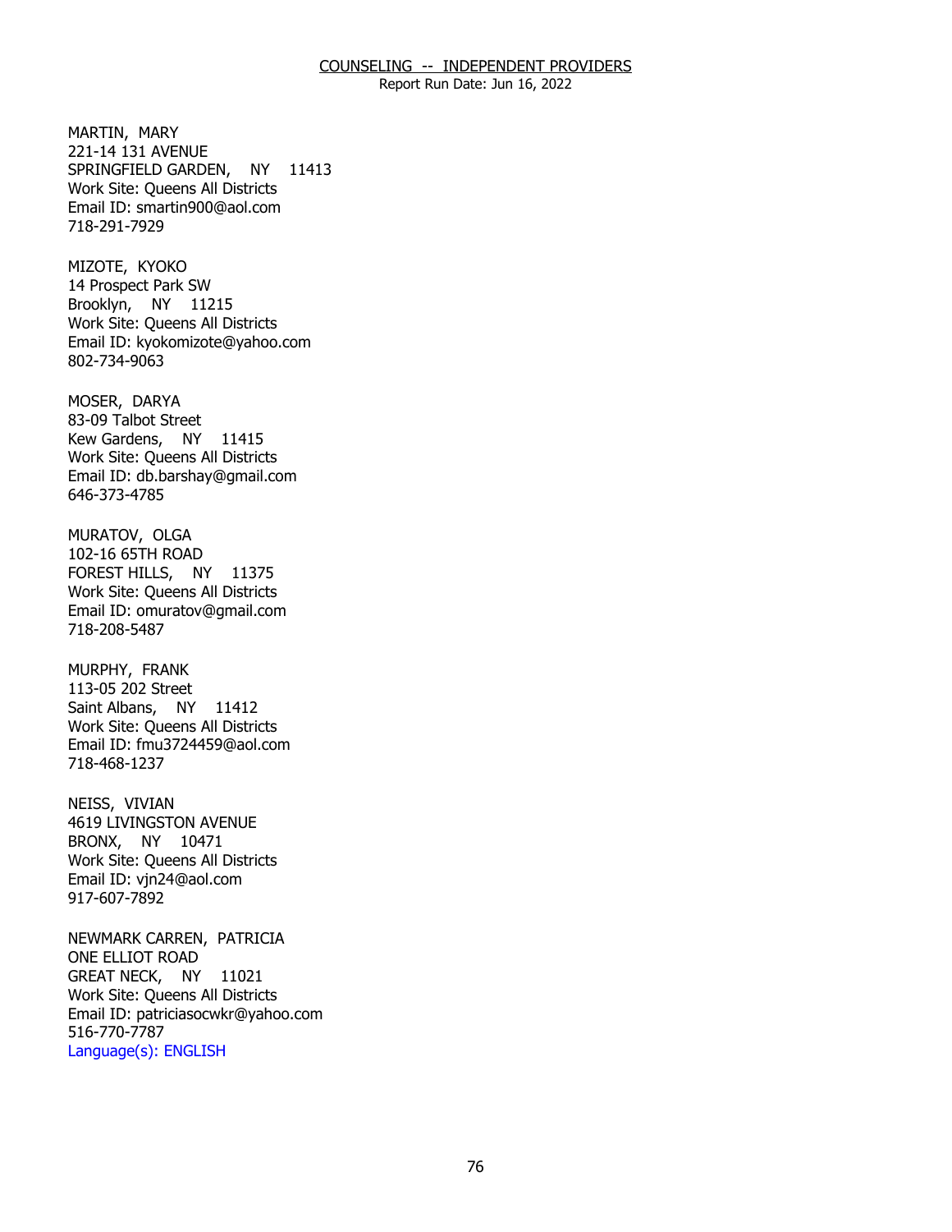MARTIN, MARY
221-14 131 AVENUE
SPRINGFIELD GARDEN, NY 11413
Work Site: Queens All Districts
Email ID: smartin900@aol.com
718-291-7929

MIZOTE, KYOKO
14 Prospect Park SW
Brooklyn, NY 11215
Work Site: Queens All Districts
Email ID: kyokomizote@yahoo.com
802-734-9063

MOSER, DARYA
83-09 Talbot Street
Kew Gardens, NY 11415
Work Site: Queens All Districts
Email ID: db.barshay@gmail.com
646-373-4785

MURATOV, OLGA
102-16 65TH ROAD
FOREST HILLS, NY 11375
Work Site: Queens All Districts
Email ID: omuratov@gmail.com
718-208-5487

MURPHY, FRANK
113-05 202 Street
Saint Albans, NY 11412
Work Site: Queens All Districts
Email ID: fmu3724459@aol.com
718-468-1237

NEISS, VIVIAN
4619 LIVINGSTON AVENUE
BRONX, NY 10471
Work Site: Queens All Districts
Email ID: vjn24@aol.com
917-607-7892

NEWMARK CARREN, PATRICIA
ONE ELLIOT ROAD
GREAT NECK, NY 11021
Work Site: Queens All Districts
Email ID: patriciasocwkr@yahoo.com
516-770-7787
Language(s): ENGLISH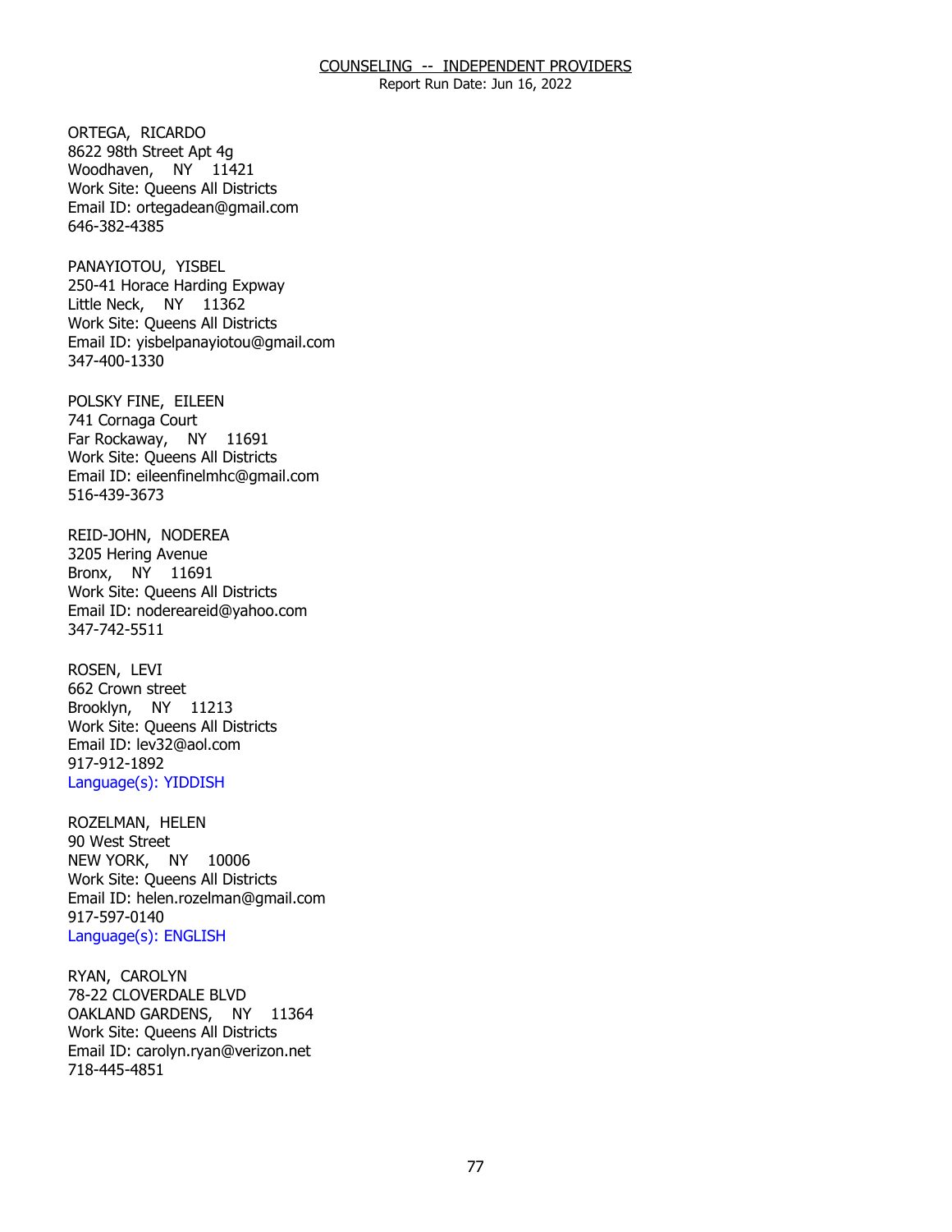ORTEGA, RICARDO
8622 98th Street Apt 4g
Woodhaven, NY 11421
Work Site: Queens All Districts
Email ID: ortegadean@gmail.com
646-382-4385

PANAYIOTOU, YISBEL
250-41 Horace Harding Expway
Little Neck, NY 11362
Work Site: Queens All Districts
Email ID: yisbelpanayiotou@gmail.com
347-400-1330

POLSKY FINE, EILEEN
741 Cornaga Court
Far Rockaway, NY 11691
Work Site: Queens All Districts
Email ID: eileenfinelmhc@gmail.com
516-439-3673

REID-JOHN, NODEREA
3205 Hering Avenue
Bronx, NY 11691
Work Site: Queens All Districts
Email ID: nodereareid@yahoo.com
347-742-5511

ROSEN, LEVI
662 Crown street
Brooklyn, NY 11213
Work Site: Queens All Districts
Email ID: lev32@aol.com
917-912-1892
Language(s): YIDDISH

ROZELMAN, HELEN
90 West Street
NEW YORK, NY 10006
Work Site: Queens All Districts
Email ID: helen.rozelman@gmail.com
917-597-0140
Language(s): ENGLISH

RYAN, CAROLYN
78-22 CLOVERDALE BLVD
OAKLAND GARDENS, NY 11364
Work Site: Queens All Districts
Email ID: carolyn.ryan@verizon.net
718-445-4851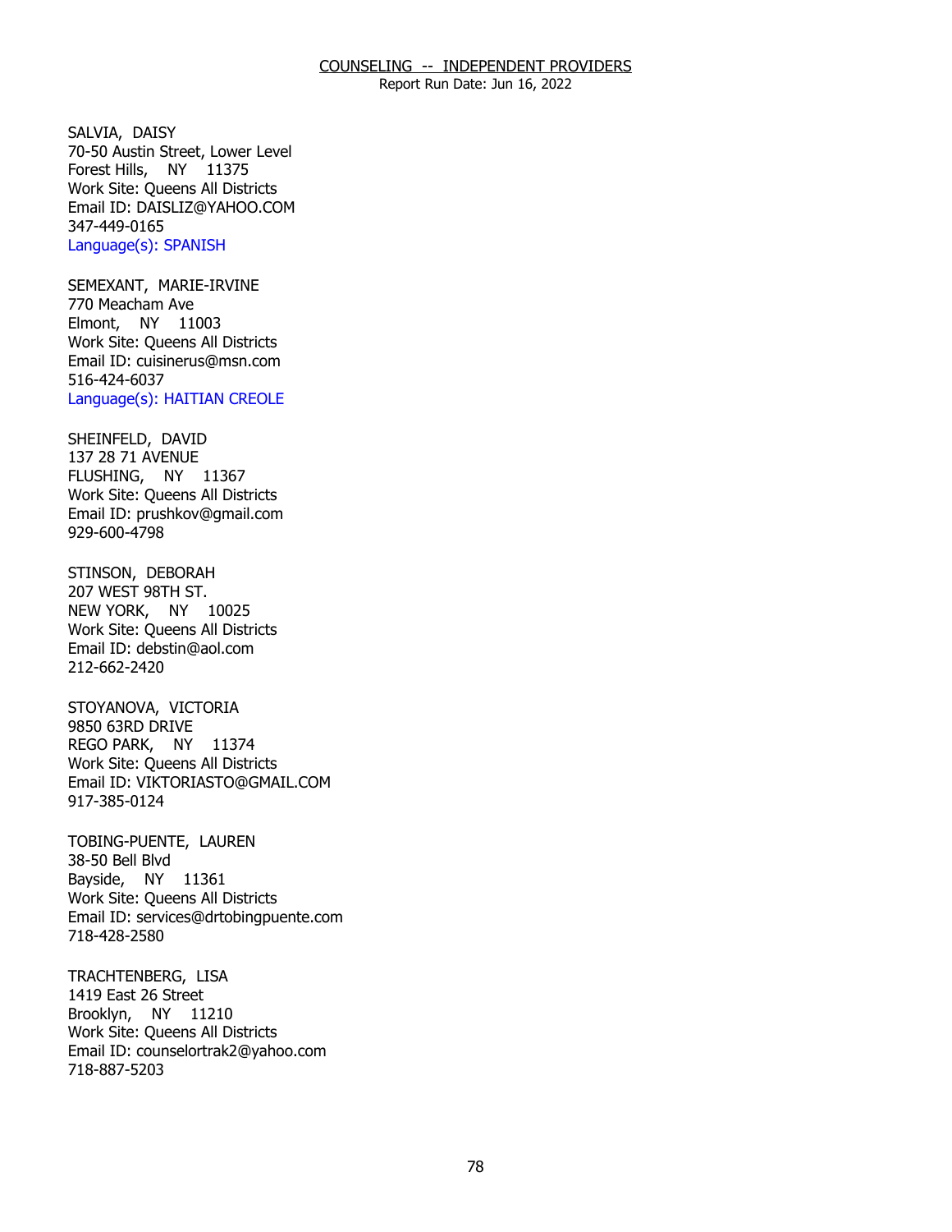## COUNSELING -- INDEPENDENT PROVIDERS

Report Run Date: Jun 16, 2022

SALVIA, DAISY
70-50 Austin Street, Lower Level
Forest Hills, NY 11375
Work Site: Queens All Districts
Email ID: DAISLIZ@YAHOO.COM
347-449-0165
Language(s): SPANISH

SEMEXANT, MARIE-IRVINE
770 Meacham Ave
Elmont, NY 11003
Work Site: Queens All Districts
Email ID: cuisinerus@msn.com
516-424-6037
Language(s): HAITIAN CREOLE

SHEINFELD, DAVID
137 28 71 AVENUE
FLUSHING, NY 11367
Work Site: Queens All Districts
Email ID: prushkov@gmail.com
929-600-4798

STINSON, DEBORAH
207 WEST 98TH ST.
NEW YORK, NY 10025
Work Site: Queens All Districts
Email ID: debstin@aol.com
212-662-2420

STOYANOVA, VICTORIA
9850 63RD DRIVE
REGO PARK, NY 11374
Work Site: Queens All Districts
Email ID: VIKTORIASTO@GMAIL.COM
917-385-0124

TOBING-PUENTE, LAUREN
38-50 Bell Blvd
Bayside, NY 11361
Work Site: Queens All Districts
Email ID: services@drtobingpuente.com
718-428-2580

TRACHTENBERG, LISA
1419 East 26 Street
Brooklyn, NY 11210
Work Site: Queens All Districts
Email ID: counselortrak2@yahoo.com
718-887-5203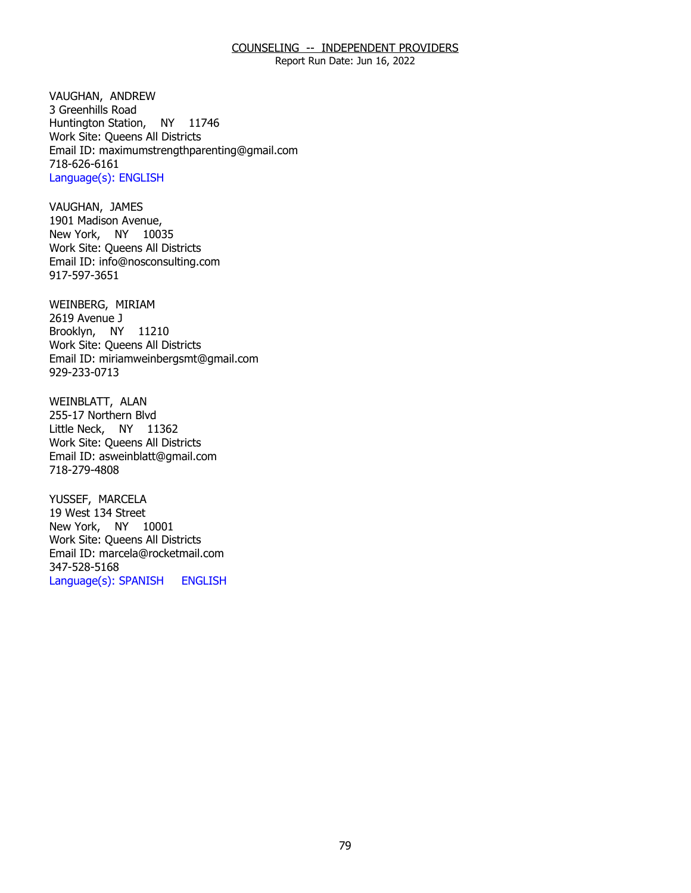COUNSELING -- INDEPENDENT PROVIDERS
Report Run Date: Jun 16, 2022

VAUGHAN, ANDREW
3 Greenhills Road
Huntington Station, NY 11746
Work Site: Queens All Districts
Email ID: maximumstrengthparenting@gmail.com
718-626-6161
Language(s): ENGLISH

VAUGHAN, JAMES
1901 Madison Avenue,
New York, NY 10035
Work Site: Queens All Districts
Email ID: info@nosconsulting.com
917-597-3651

WEINBERG, MIRIAM
2619 Avenue J
Brooklyn, NY 11210
Work Site: Queens All Districts
Email ID: miriamweinbergsmt@gmail.com
929-233-0713

WEINBLATT, ALAN
255-17 Northern Blvd
Little Neck, NY 11362
Work Site: Queens All Districts
Email ID: asweinblatt@gmail.com
718-279-4808

YUSSEF, MARCELA
19 West 134 Street
New York, NY 10001
Work Site: Queens All Districts
Email ID: marcela@rocketmail.com
347-528-5168
Language(s): SPANISH ENGLISH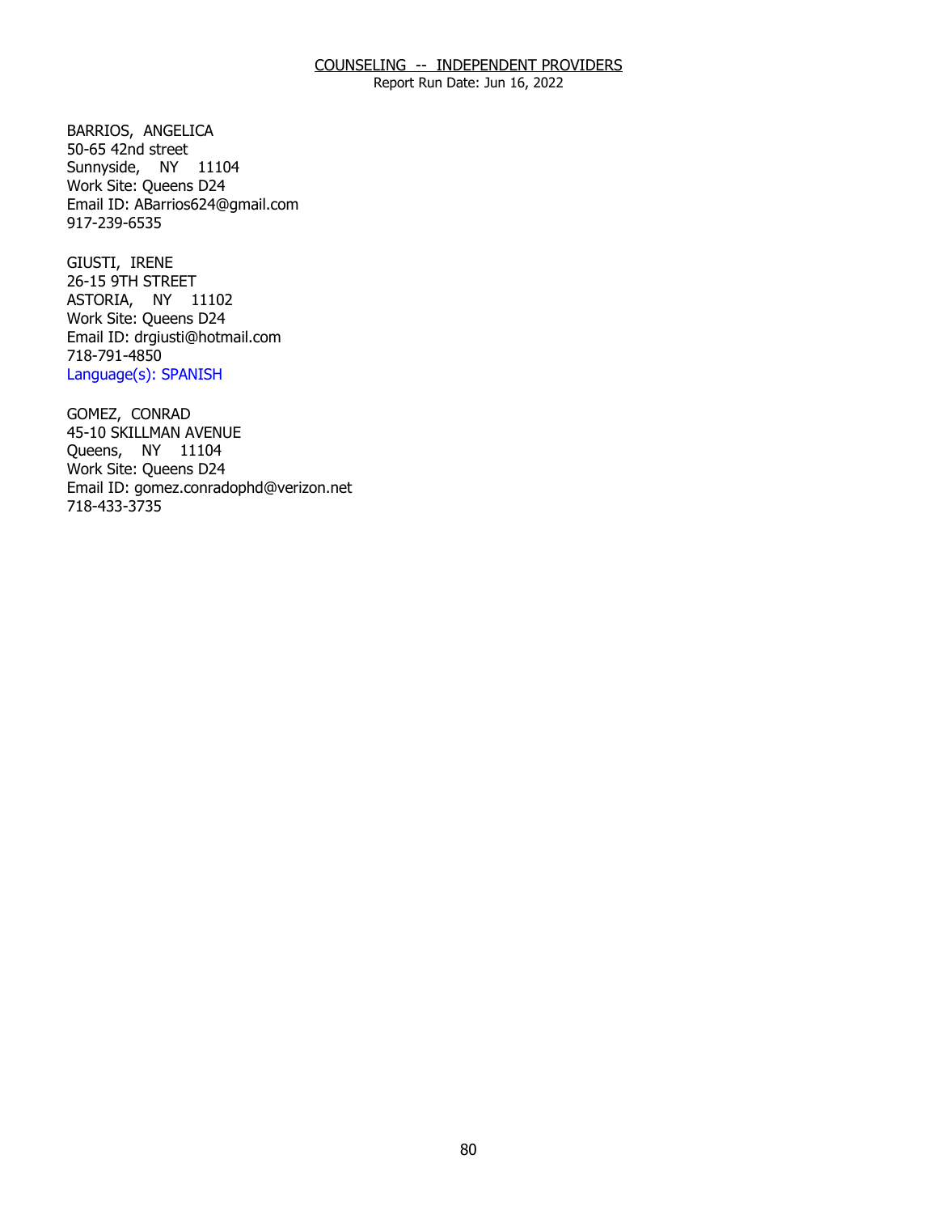## COUNSELING -- INDEPENDENT PROVIDERS

Report Run Date: Jun 16, 2022

BARRIOS, ANGELICA
50-65 42nd street
Sunnyside, NY 11104
Work Site: Queens D24
Email ID: ABarrios624@gmail.com
917-239-6535

GIUSTI, IRENE
26-15 9TH STREET
ASTORIA, NY 11102
Work Site: Queens D24
Email ID: drgiusti@hotmail.com
718-791-4850
Language(s): SPANISH

GOMEZ, CONRAD
45-10 SKILLMAN AVENUE
Queens, NY 11104
Work Site: Queens D24
Email ID: gomez.conradophd@verizon.net
718-433-3735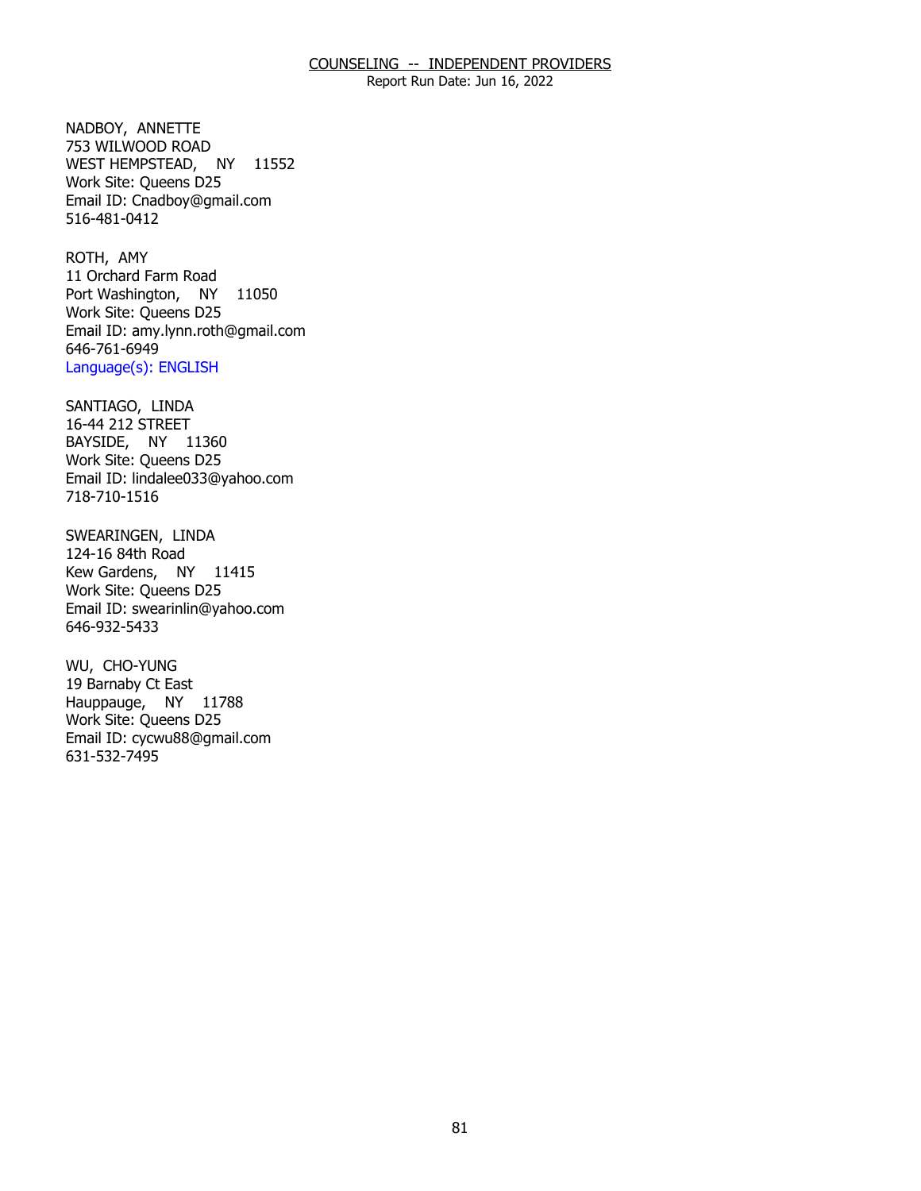COUNSELING -- INDEPENDENT PROVIDERS
Report Run Date: Jun 16, 2022

NADBOY, ANNETTE
753 WILWOOD ROAD
WEST HEMPSTEAD, NY 11552
Work Site: Queens D25
Email ID: Cnadboy@gmail.com
516-481-0412

ROTH, AMY
11 Orchard Farm Road
Port Washington, NY 11050
Work Site: Queens D25
Email ID: amy.lynn.roth@gmail.com
646-761-6949
Language(s): ENGLISH

SANTIAGO, LINDA
16-44 212 STREET
BAYSIDE, NY 11360
Work Site: Queens D25
Email ID: lindalee033@yahoo.com
718-710-1516

SWEARINGEN, LINDA
124-16 84th Road
Kew Gardens, NY 11415
Work Site: Queens D25
Email ID: swearinlin@yahoo.com
646-932-5433

WU, CHO-YUNG
19 Barnaby Ct East
Hauppauge, NY 11788
Work Site: Queens D25
Email ID: cycwu88@gmail.com
631-532-7495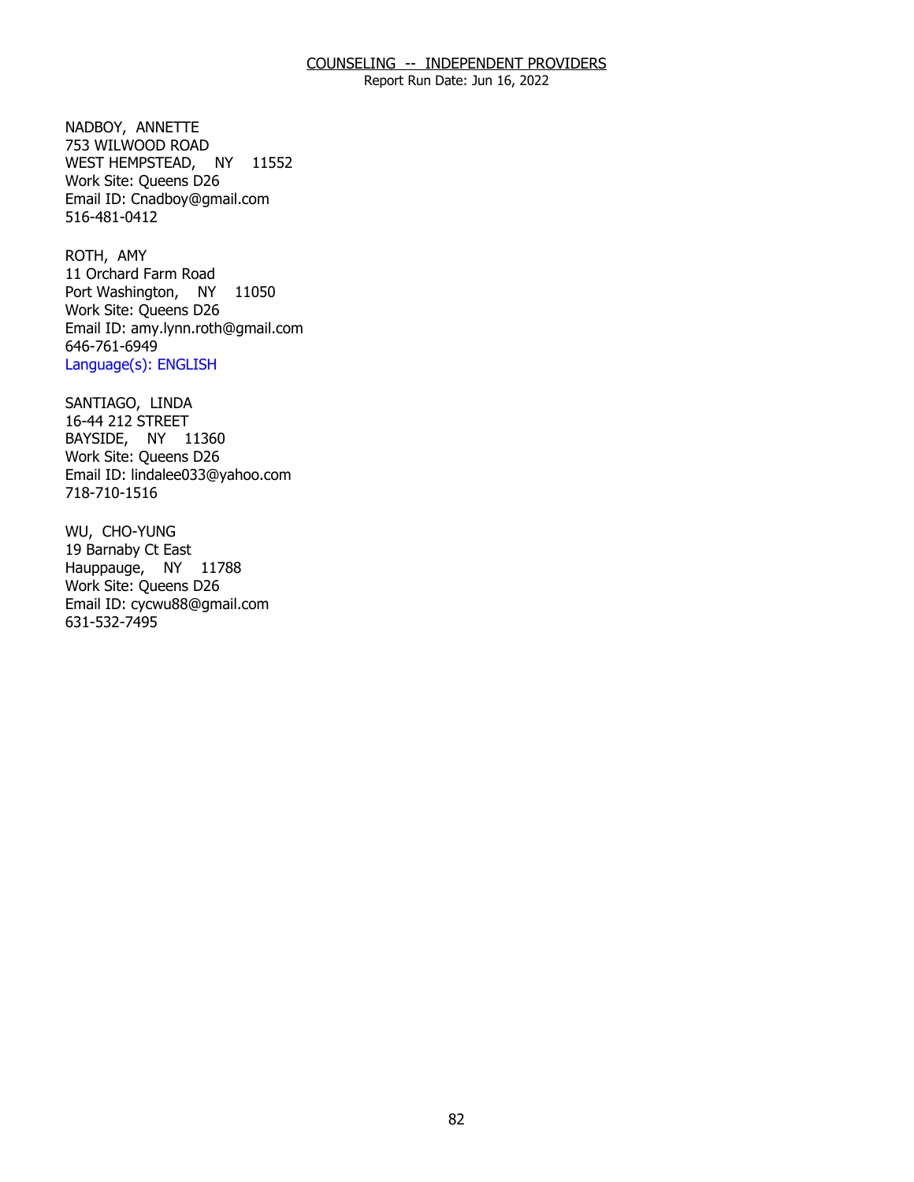COUNSELING -- INDEPENDENT PROVIDERS
Report Run Date: Jun 16, 2022

NADBOY, ANNETTE
753 WILWOOD ROAD
WEST HEMPSTEAD, NY 11552
Work Site: Queens D26
Email ID: Cnadboy@gmail.com
516-481-0412

ROTH, AMY
11 Orchard Farm Road
Port Washington, NY 11050
Work Site: Queens D26
Email ID: amy.lynn.roth@gmail.com
646-761-6949
Language(s): ENGLISH

SANTIAGO, LINDA
16-44 212 STREET
BAYSIDE, NY 11360
Work Site: Queens D26
Email ID: lindalee033@yahoo.com
718-710-1516

WU, CHO-YUNG
19 Barnaby Ct East
Hauppauge, NY 11788
Work Site: Queens D26
Email ID: cycwu88@gmail.com
631-532-7495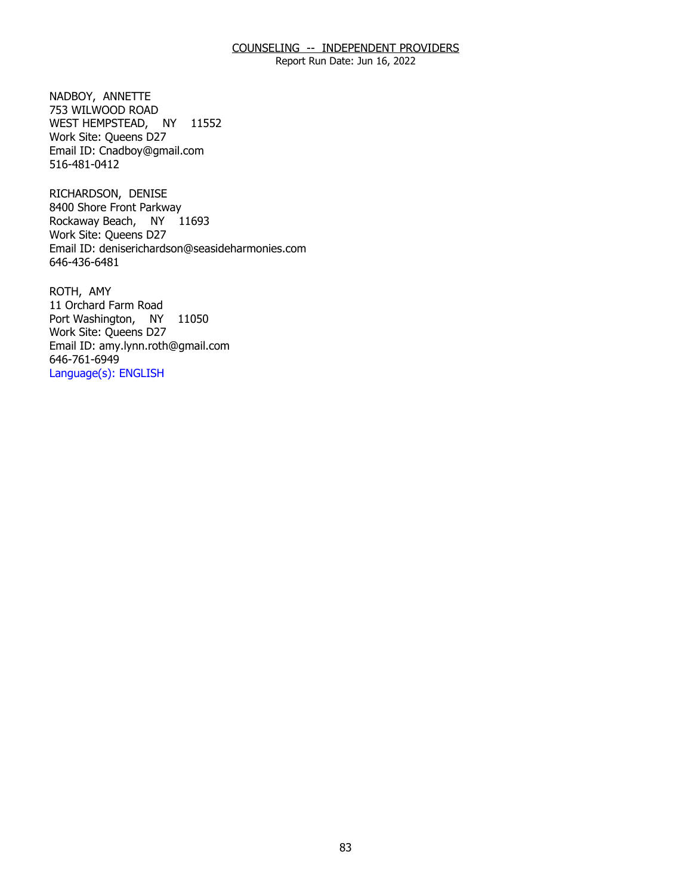## COUNSELING -- INDEPENDENT PROVIDERS

Report Run Date: Jun 16, 2022

NADBOY, ANNETTE
753 WILWOOD ROAD
WEST HEMPSTEAD, NY 11552
Work Site: Queens D27
Email ID: Cnadboy@gmail.com
516-481-0412

RICHARDSON, DENISE
8400 Shore Front Parkway
Rockaway Beach, NY 11693
Work Site: Queens D27
Email ID: deniserichardson@seasideharmonies.com
646-436-6481

ROTH, AMY
11 Orchard Farm Road
Port Washington, NY 11050
Work Site: Queens D27
Email ID: amy.lynn.roth@gmail.com
646-761-6949
Language(s): ENGLISH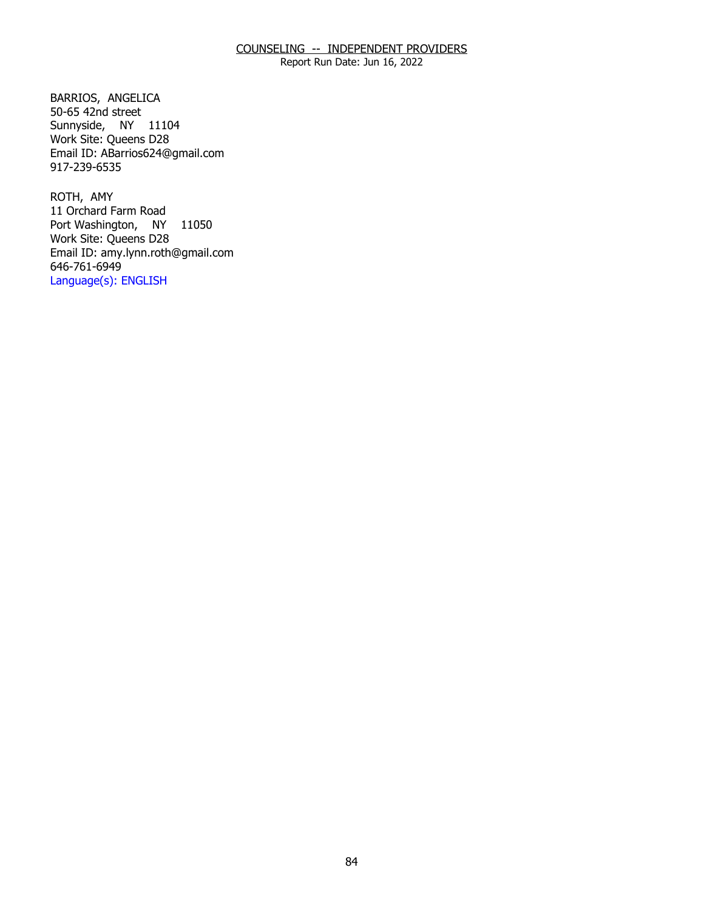COUNSELING -- INDEPENDENT PROVIDERS

Report Run Date: Jun 16, 2022

BARRIOS, ANGELICA
50-65 42nd street
Sunnyside, NY 11104
Work Site: Queens D28
Email ID: ABarrios624@gmail.com
917-239-6535

ROTH, AMY
11 Orchard Farm Road
Port Washington, NY 11050
Work Site: Queens D28
Email ID: amy.lynn.roth@gmail.com
646-761-6949
Language(s): ENGLISH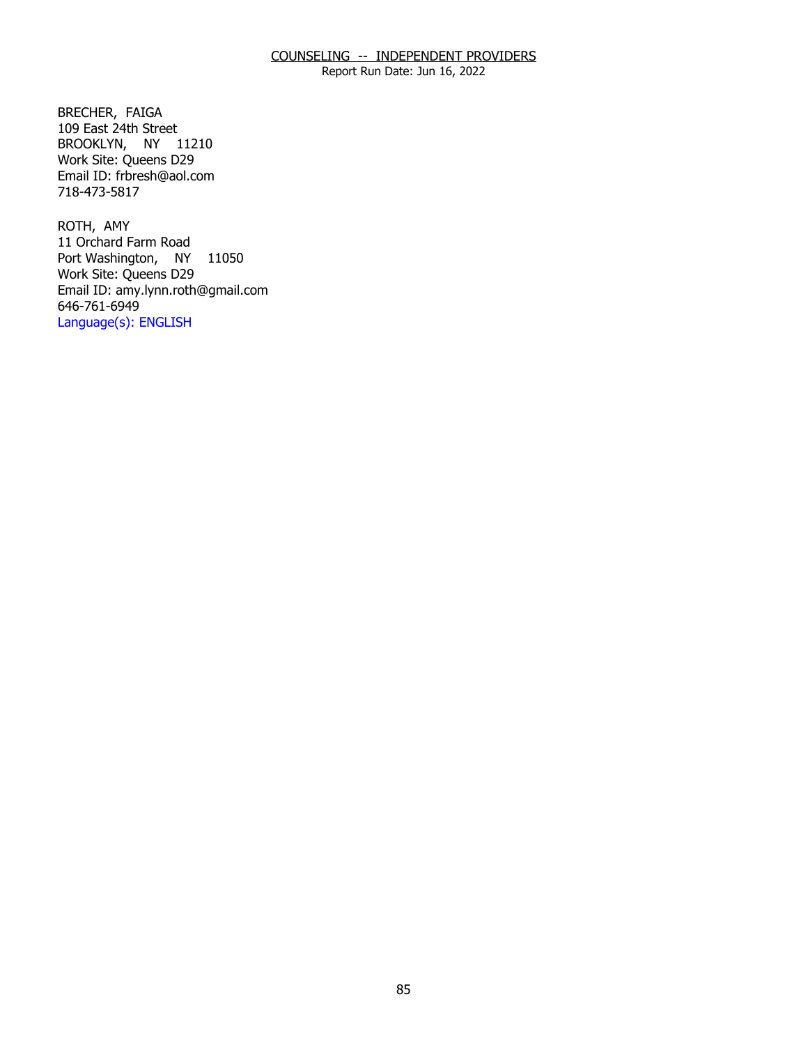## COUNSELING -- INDEPENDENT PROVIDERS

Report Run Date: Jun 16, 2022

BRECHER, FAIGA
109 East 24th Street
BROOKLYN, NY 11210
Work Site: Queens D29
Email ID: frbresh@aol.com
718-473-5817

ROTH, AMY
11 Orchard Farm Road
Port Washington, NY 11050
Work Site: Queens D29
Email ID: amy.lynn.roth@gmail.com
646-761-6949
Language(s): ENGLISH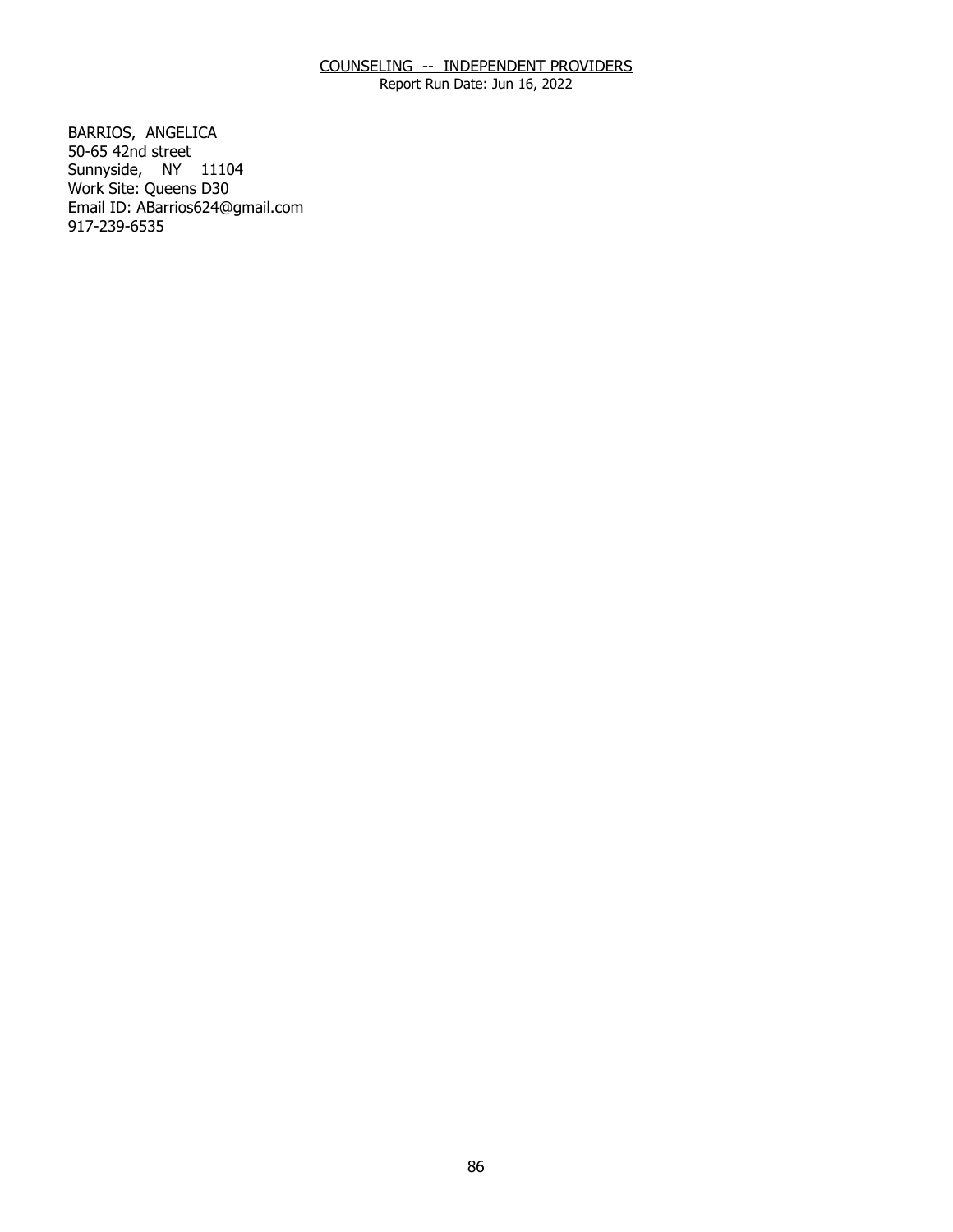COUNSELING -- INDEPENDENT PROVIDERS
Report Run Date: Jun 16, 2022

BARRIOS, ANGELICA
50-65 42nd street
Sunnyside, NY 11104
Work Site: Queens D30
Email ID: ABarrios624@gmail.com
917-239-6535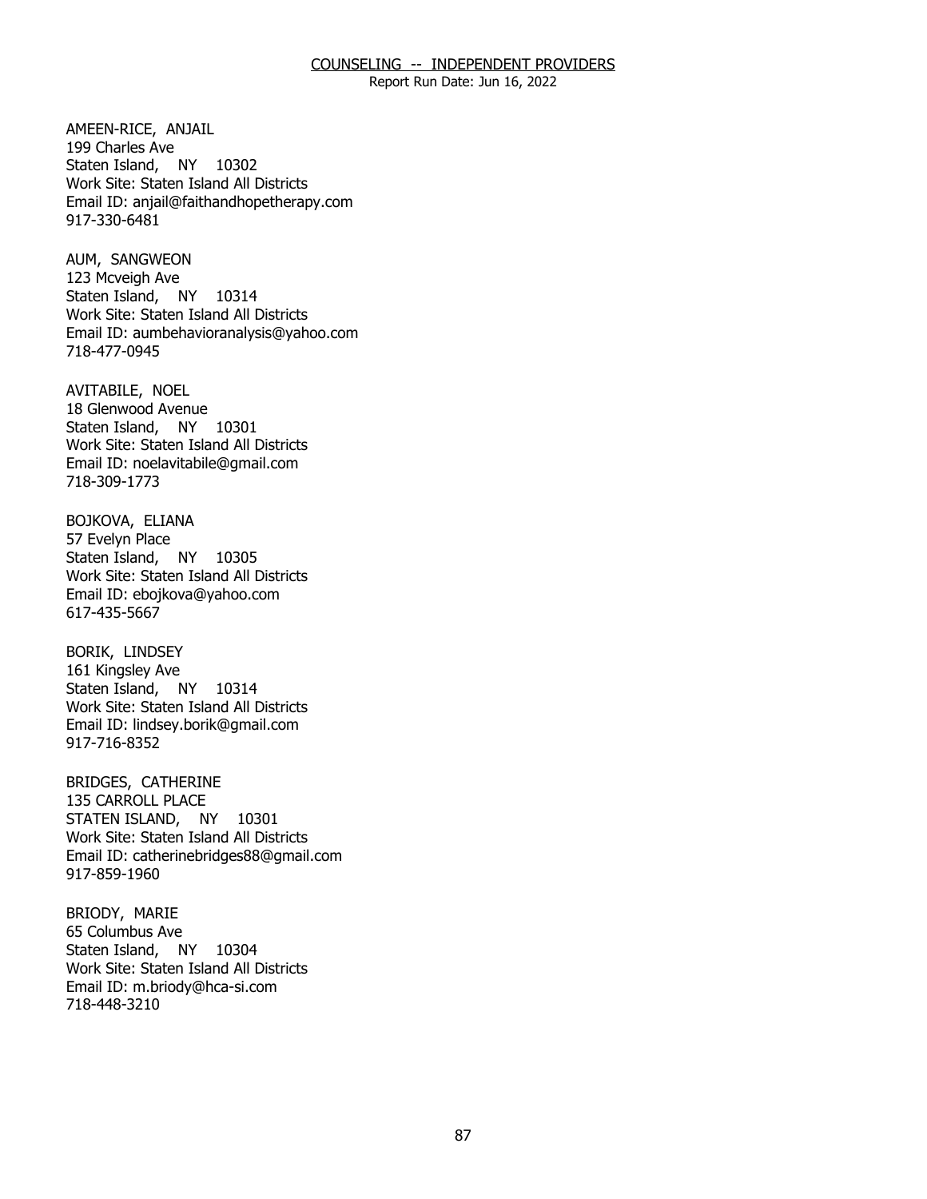# COUNSELING -- INDEPENDENT PROVIDERS

Report Run Date: Jun 16, 2022

AMEEN-RICE, ANJAIL
199 Charles Ave
Staten Island, NY 10302
Work Site: Staten Island All Districts
Email ID: anjail@faithandhopetherapy.com
917-330-6481

AUM, SANGWEON
123 Mcveigh Ave
Staten Island, NY 10314
Work Site: Staten Island All Districts
Email ID: aumbehavioranalysis@yahoo.com
718-477-0945

AVITABILE, NOEL
18 Glenwood Avenue
Staten Island, NY 10301
Work Site: Staten Island All Districts
Email ID: noelavitabile@gmail.com
718-309-1773

BOJKOVA, ELIANA
57 Evelyn Place
Staten Island, NY 10305
Work Site: Staten Island All Districts
Email ID: ebojkova@yahoo.com
617-435-5667

BORIK, LINDSEY
161 Kingsley Ave
Staten Island, NY 10314
Work Site: Staten Island All Districts
Email ID: lindsey.borik@gmail.com
917-716-8352

BRIDGES, CATHERINE
135 CARROLL PLACE
STATEN ISLAND, NY 10301
Work Site: Staten Island All Districts
Email ID: catherinebridges88@gmail.com
917-859-1960

BRIODY, MARIE
65 Columbus Ave
Staten Island, NY 10304
Work Site: Staten Island All Districts
Email ID: m.briody@hca-si.com
718-448-3210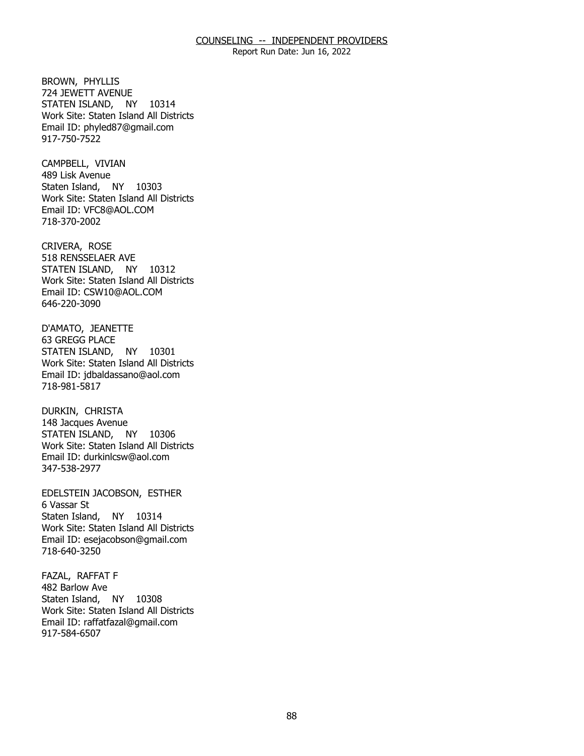COUNSELING -- INDEPENDENT PROVIDERS

Report Run Date: Jun 16, 2022

BROWN, PHYLLIS
724 JEWETT AVENUE
STATEN ISLAND, NY 10314
Work Site: Staten Island All Districts
Email ID: phyled87@gmail.com
917-750-7522

CAMPBELL, VIVIAN
489 Lisk Avenue
Staten Island, NY 10303
Work Site: Staten Island All Districts
Email ID: VFC8@AOL.COM
718-370-2002

CRIVERA, ROSE
518 RENSSELAER AVE
STATEN ISLAND, NY 10312
Work Site: Staten Island All Districts
Email ID: CSW10@AOL.COM
646-220-3090

D'AMATO, JEANETTE
63 GREGG PLACE
STATEN ISLAND, NY 10301
Work Site: Staten Island All Districts
Email ID: jdbaldassano@aol.com
718-981-5817

DURKIN, CHRISTA
148 Jacques Avenue
STATEN ISLAND, NY 10306
Work Site: Staten Island All Districts
Email ID: durkinlcsw@aol.com
347-538-2977

EDELSTEIN JACOBSON, ESTHER
6 Vassar St
Staten Island, NY 10314
Work Site: Staten Island All Districts
Email ID: esejacobson@gmail.com
718-640-3250

FAZAL, RAFFAT F
482 Barlow Ave
Staten Island, NY 10308
Work Site: Staten Island All Districts
Email ID: raffatfazal@gmail.com
917-584-6507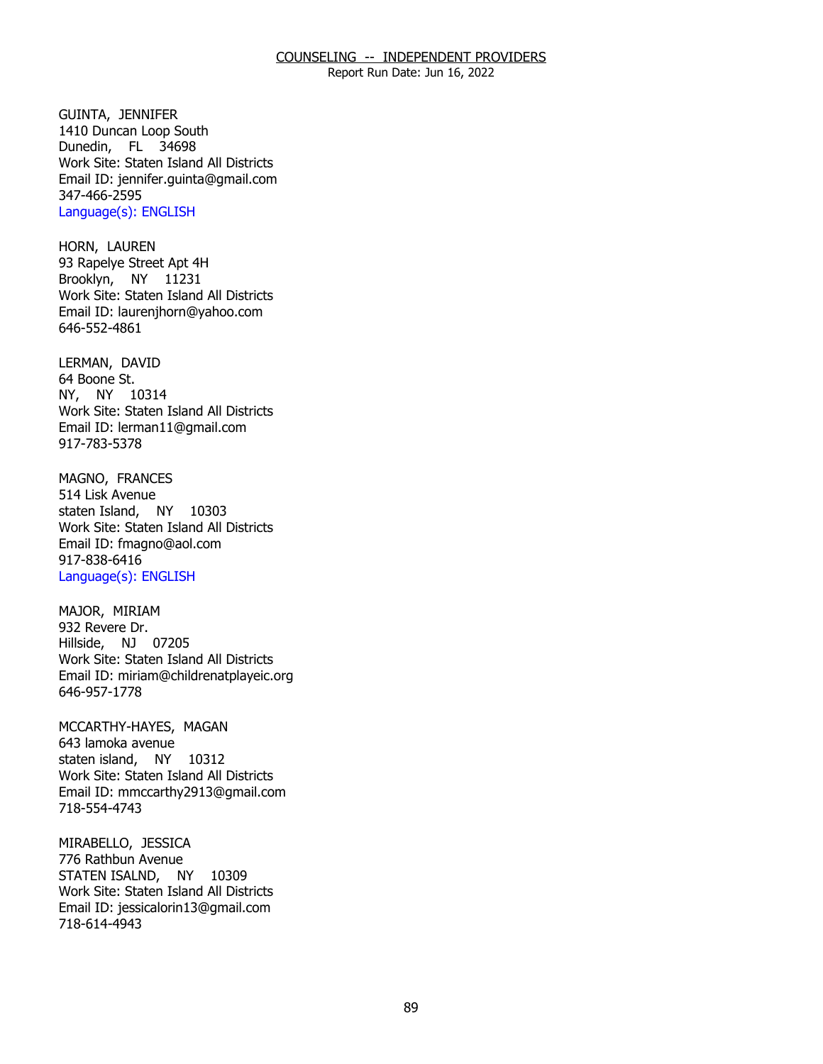GUINTA, JENNIFER
1410 Duncan Loop South
Dunedin, FL 34698
Work Site: Staten Island All Districts
Email ID: jennifer.guinta@gmail.com
347-466-2595
Language(s): ENGLISH

HORN, LAUREN
93 Rapelye Street Apt 4H
Brooklyn, NY 11231
Work Site: Staten Island All Districts
Email ID: laurenjhorn@yahoo.com
646-552-4861

LERMAN, DAVID
64 Boone St.
NY, NY 10314
Work Site: Staten Island All Districts
Email ID: lerman11@gmail.com
917-783-5378

MAGNO, FRANCES
514 Lisk Avenue
staten Island, NY 10303
Work Site: Staten Island All Districts
Email ID: fmagno@aol.com
917-838-6416
Language(s): ENGLISH

MAJOR, MIRIAM
932 Revere Dr.
Hillside, NJ 07205
Work Site: Staten Island All Districts
Email ID: miriam@childrenatplayeic.org
646-957-1778

MCCARTHY-HAYES, MAGAN
643 lamoka avenue
staten island, NY 10312
Work Site: Staten Island All Districts
Email ID: mmccarthy2913@gmail.com
718-554-4743

MIRABELLO, JESSICA
776 Rathbun Avenue
STATEN ISALND, NY 10309
Work Site: Staten Island All Districts
Email ID: jessicalorin13@gmail.com
718-614-4943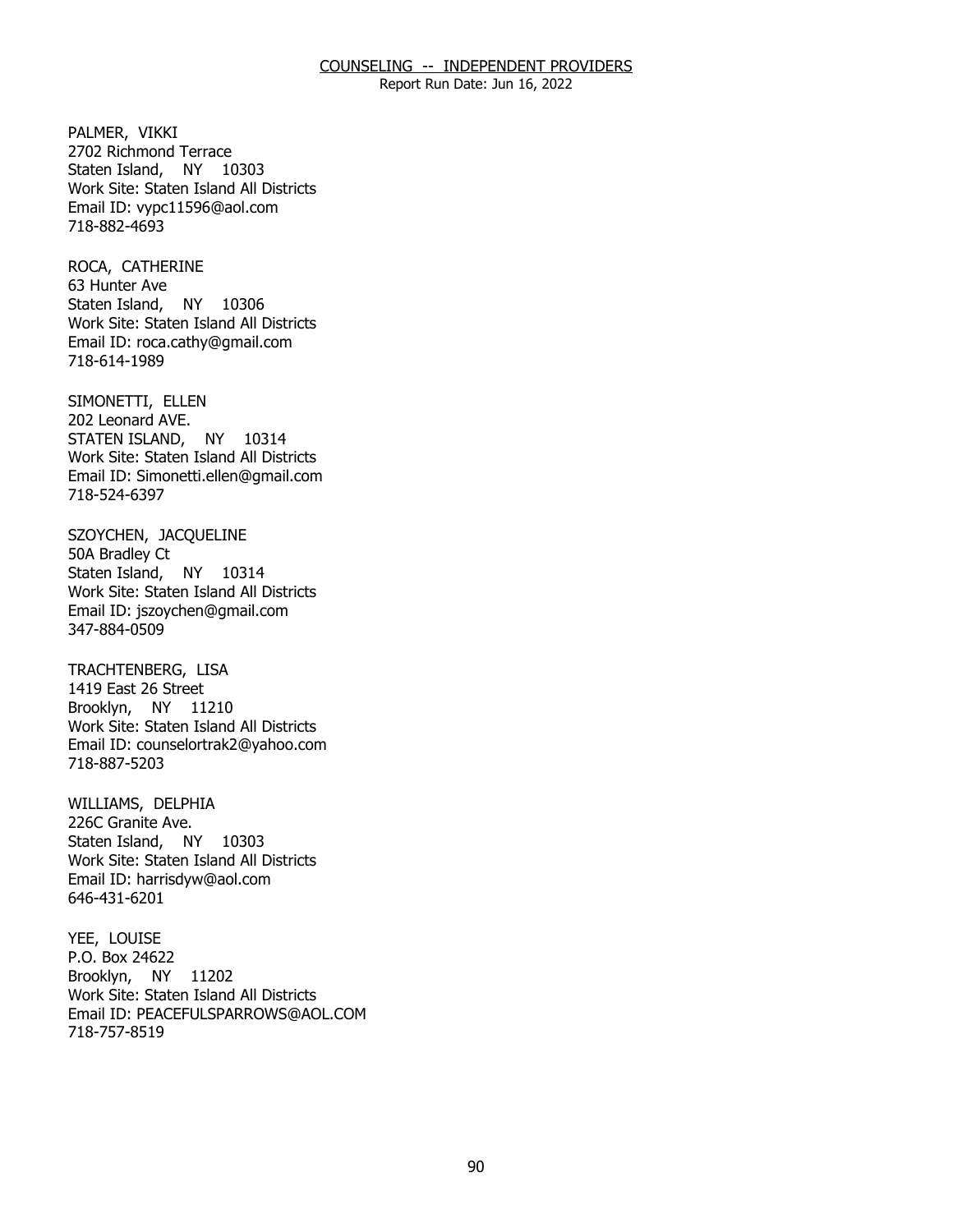PALMER, VIKKI
2702 Richmond Terrace
Staten Island, NY 10303
Work Site: Staten Island All Districts
Email ID: vypc11596@aol.com
718-882-4693

ROCA, CATHERINE
63 Hunter Ave
Staten Island, NY 10306
Work Site: Staten Island All Districts
Email ID: roca.cathy@gmail.com
718-614-1989

SIMONETTI, ELLEN
202 Leonard AVE.
STATEN ISLAND, NY 10314
Work Site: Staten Island All Districts
Email ID: Simonetti.ellen@gmail.com
718-524-6397

SZOYCHEN, JACQUELINE
50A Bradley Ct
Staten Island, NY 10314
Work Site: Staten Island All Districts
Email ID: jszoychen@gmail.com
347-884-0509

TRACHTENBERG, LISA
1419 East 26 Street
Brooklyn, NY 11210
Work Site: Staten Island All Districts
Email ID: counselortrak2@yahoo.com
718-887-5203

WILLIAMS, DELPHIA
226C Granite Ave.
Staten Island, NY 10303
Work Site: Staten Island All Districts
Email ID: harrisdyw@aol.com
646-431-6201

YEE, LOUISE
P.O. Box 24622
Brooklyn, NY 11202
Work Site: Staten Island All Districts
Email ID: PEACEFULSPARROWS@AOL.COM
718-757-8519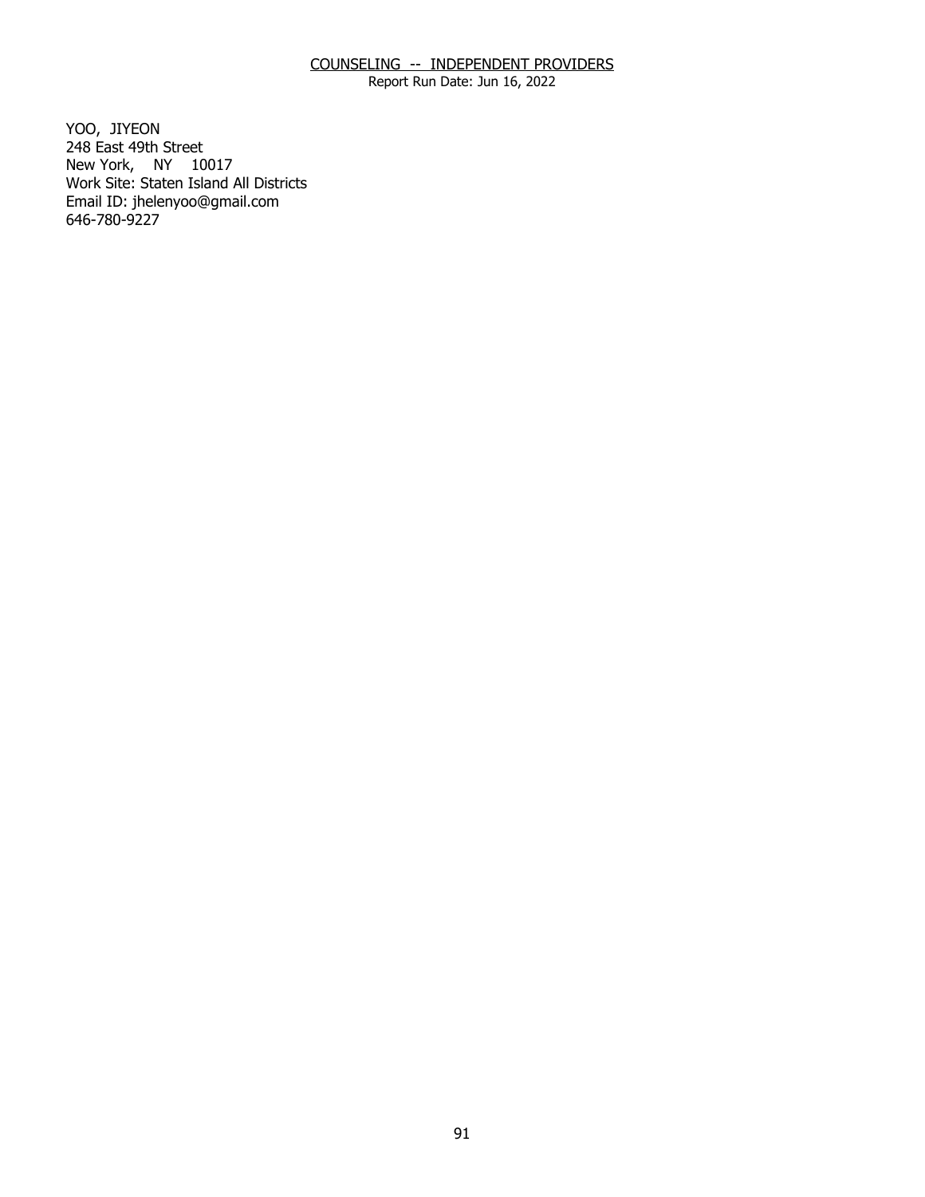COUNSELING -- INDEPENDENT PROVIDERS

Report Run Date: Jun 16, 2022

YOO, JIYEON
248 East 49th Street
New York, NY 10017
Work Site: Staten Island All Districts
Email ID: jhelenyoo@gmail.com
646-780-9227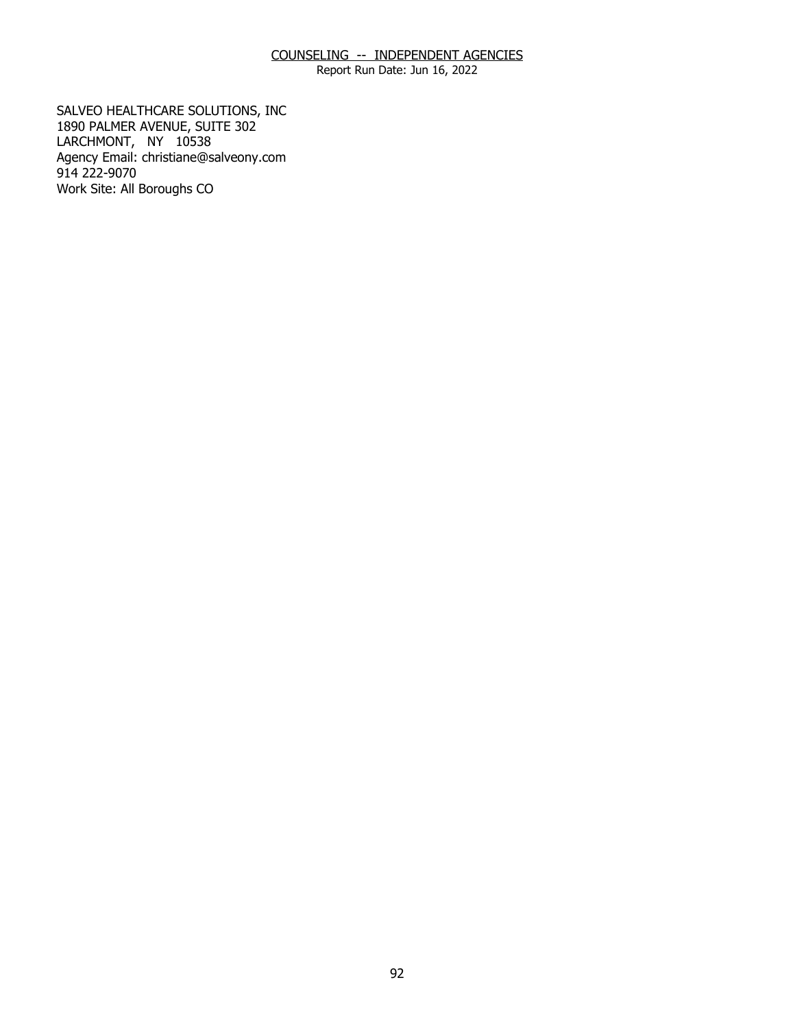COUNSELING -- INDEPENDENT AGENCIES

Report Run Date: Jun 16, 2022

SALVEO HEALTHCARE SOLUTIONS, INC
1890 PALMER AVENUE, SUITE 302
LARCHMONT, NY 10538
Agency Email: christiane@salveony.com
914 222-9070
Work Site: All Boroughs CO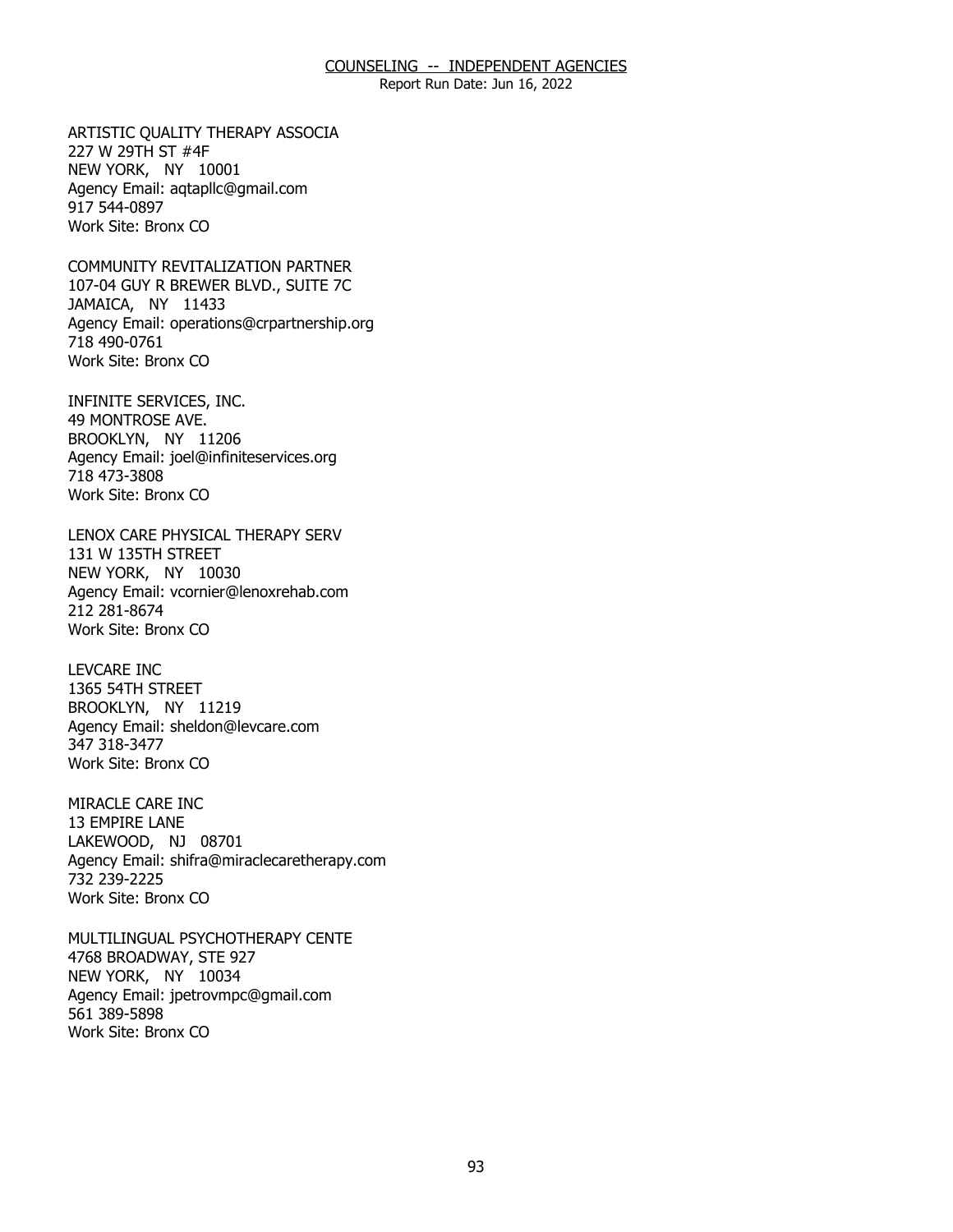ARTISTIC QUALITY THERAPY ASSOCIA
227 W 29TH ST #4F
NEW YORK, NY 10001
Agency Email: aqtapllc@gmail.com
917 544-0897
Work Site: Bronx CO

COMMUNITY REVITALIZATION PARTNER
107-04 GUY R BREWER BLVD., SUITE 7C
JAMAICA, NY 11433
Agency Email: operations@crpartnership.org
718 490-0761
Work Site: Bronx CO

INFINITE SERVICES, INC.
49 MONTROSE AVE.
BROOKLYN, NY 11206
Agency Email: joel@infiniteservices.org
718 473-3808
Work Site: Bronx CO

LENOX CARE PHYSICAL THERAPY SERV
131 W 135TH STREET
NEW YORK, NY 10030
Agency Email: vcornier@lenoxrehab.com
212 281-8674
Work Site: Bronx CO

LEVCARE INC
1365 54TH STREET
BROOKLYN, NY 11219
Agency Email: sheldon@levcare.com
347 318-3477
Work Site: Bronx CO

MIRACLE CARE INC
13 EMPIRE LANE
LAKEWOOD, NJ 08701
Agency Email: shifra@miraclecaretherapy.com
732 239-2225
Work Site: Bronx CO

MULTILINGUAL PSYCHOTHERAPY CENTE
4768 BROADWAY, STE 927
NEW YORK, NY 10034
Agency Email: jpetrovmpc@gmail.com
561 389-5898
Work Site: Bronx CO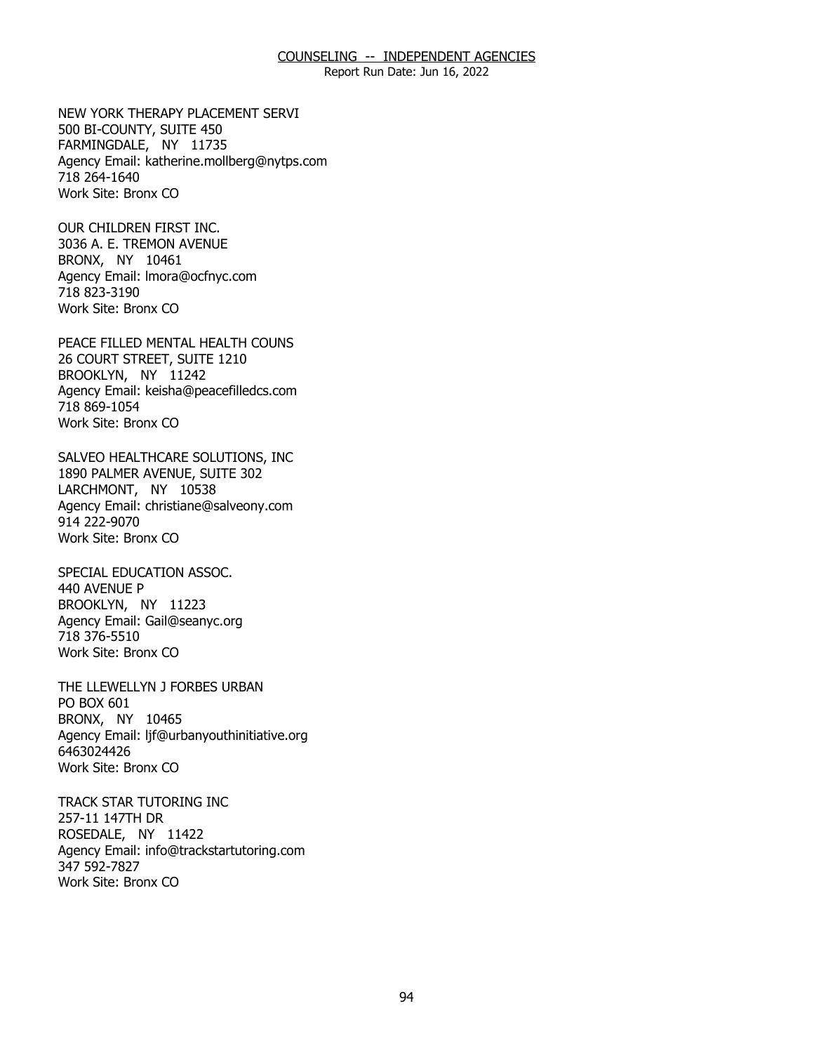NEW YORK THERAPY PLACEMENT SERVI
500 BI-COUNTY, SUITE 450
FARMINGDALE, NY 11735
Agency Email: katherine.mollberg@nytps.com
718 264-1640
Work Site: Bronx CO

OUR CHILDREN FIRST INC.
3036 A. E. TREMON AVENUE
BRONX, NY 10461
Agency Email: lmora@ocfnyc.com
718 823-3190
Work Site: Bronx CO

PEACE FILLED MENTAL HEALTH COUNS
26 COURT STREET, SUITE 1210
BROOKLYN, NY 11242
Agency Email: keisha@peacefilledcs.com
718 869-1054
Work Site: Bronx CO

SALVEO HEALTHCARE SOLUTIONS, INC
1890 PALMER AVENUE, SUITE 302
LARCHMONT, NY 10538
Agency Email: christiane@salveony.com
914 222-9070
Work Site: Bronx CO

SPECIAL EDUCATION ASSOC.
440 AVENUE P
BROOKLYN, NY 11223
Agency Email: Gail@seanyc.org
718 376-5510
Work Site: Bronx CO

THE LLEWELLYN J FORBES URBAN
PO BOX 601
BRONX, NY 10465
Agency Email: ljf@urbanyouthinitiative.org
6463024426
Work Site: Bronx CO

TRACK STAR TUTORING INC
257-11 147TH DR
ROSEDALE, NY 11422
Agency Email: info@trackstartutoring.com
347 592-7827
Work Site: Bronx CO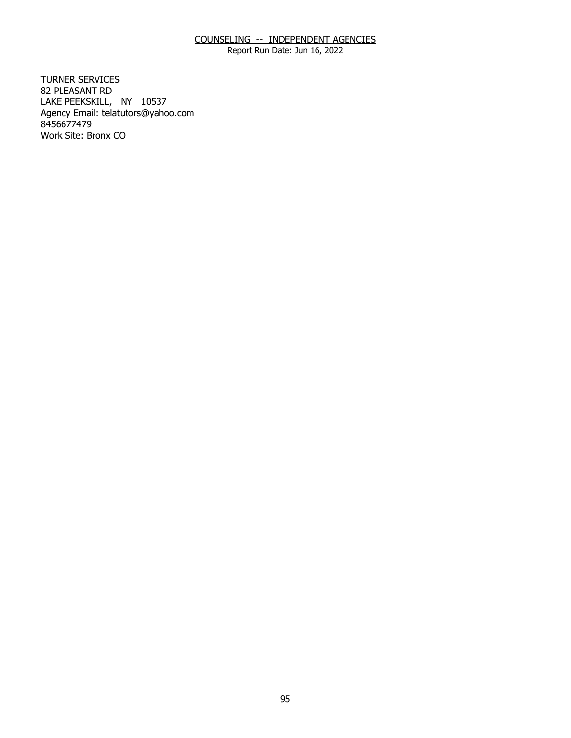COUNSELING -- INDEPENDENT AGENCIES

Report Run Date: Jun 16, 2022

TURNER SERVICES
82 PLEASANT RD
LAKE PEEKSKILL, NY 10537
Agency Email: telatutors@yahoo.com
8456677479
Work Site: Bronx CO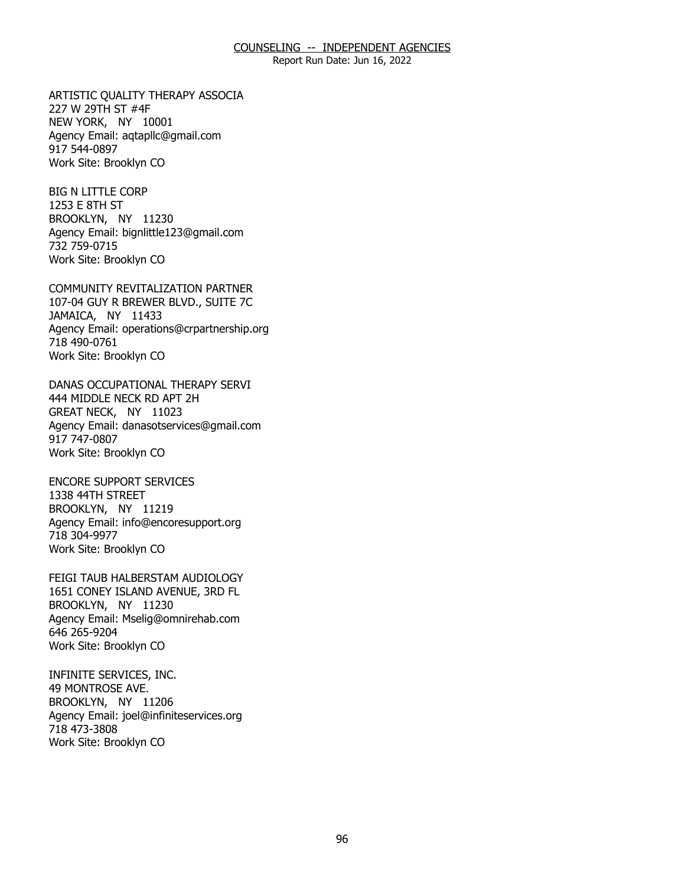ARTISTIC QUALITY THERAPY ASSOCIA
227 W 29TH ST #4F
NEW YORK, NY 10001
Agency Email: aqtapllc@gmail.com
917 544-0897
Work Site: Brooklyn CO

BIG N LITTLE CORP
1253 E 8TH ST
BROOKLYN, NY 11230
Agency Email: bignlittle123@gmail.com
732 759-0715
Work Site: Brooklyn CO

COMMUNITY REVITALIZATION PARTNER
107-04 GUY R BREWER BLVD., SUITE 7C
JAMAICA, NY 11433
Agency Email: operations@crpartnership.org
718 490-0761
Work Site: Brooklyn CO

DANAS OCCUPATIONAL THERAPY SERVI
444 MIDDLE NECK RD APT 2H
GREAT NECK, NY 11023
Agency Email: danasotservices@gmail.com
917 747-0807
Work Site: Brooklyn CO

ENCORE SUPPORT SERVICES
1338 44TH STREET
BROOKLYN, NY 11219
Agency Email: info@encoresupport.org
718 304-9977
Work Site: Brooklyn CO

FEIGI TAUB HALBERSTAM AUDIOLOGY
1651 CONEY ISLAND AVENUE, 3RD FL
BROOKLYN, NY 11230
Agency Email: Mselig@omnirehab.com
646 265-9204
Work Site: Brooklyn CO

INFINITE SERVICES, INC.
49 MONTROSE AVE.
BROOKLYN, NY 11206
Agency Email: joel@infiniteservices.org
718 473-3808
Work Site: Brooklyn CO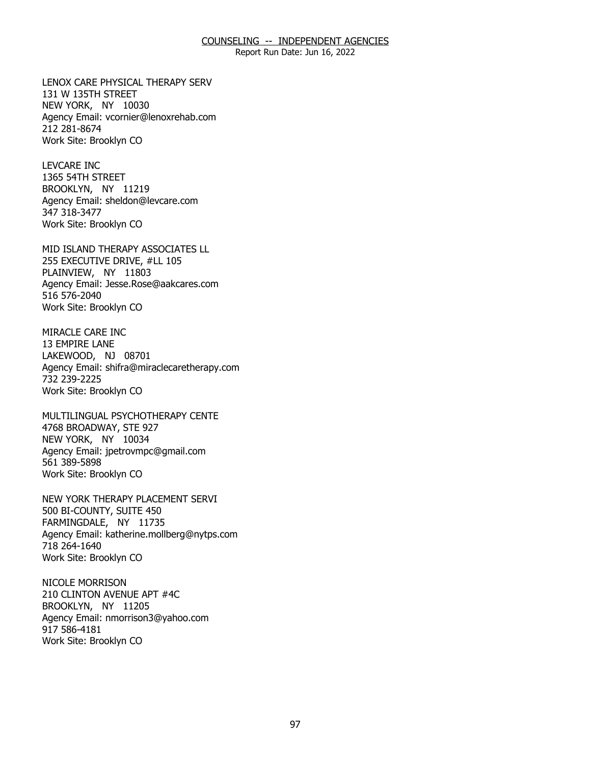LENOX CARE PHYSICAL THERAPY SERV
131 W 135TH STREET
NEW YORK, NY 10030
Agency Email: vcornier@lenoxrehab.com
212 281-8674
Work Site: Brooklyn CO

LEVCARE INC
1365 54TH STREET
BROOKLYN, NY 11219
Agency Email: sheldon@levcare.com
347 318-3477
Work Site: Brooklyn CO

MID ISLAND THERAPY ASSOCIATES LL
255 EXECUTIVE DRIVE, #LL 105
PLAINVIEW, NY 11803
Agency Email: Jesse.Rose@aakcares.com
516 576-2040
Work Site: Brooklyn CO

MIRACLE CARE INC
13 EMPIRE LANE
LAKEWOOD, NJ 08701
Agency Email: shifra@miraclecaretherapy.com
732 239-2225
Work Site: Brooklyn CO

MULTILINGUAL PSYCHOTHERAPY CENTE
4768 BROADWAY, STE 927
NEW YORK, NY 10034
Agency Email: jpetrovmpc@gmail.com
561 389-5898
Work Site: Brooklyn CO

NEW YORK THERAPY PLACEMENT SERVI
500 BI-COUNTY, SUITE 450
FARMINGDALE, NY 11735
Agency Email: katherine.mollberg@nytps.com
718 264-1640
Work Site: Brooklyn CO

NICOLE MORRISON
210 CLINTON AVENUE APT #4C
BROOKLYN, NY 11205
Agency Email: nmorrison3@yahoo.com
917 586-4181
Work Site: Brooklyn CO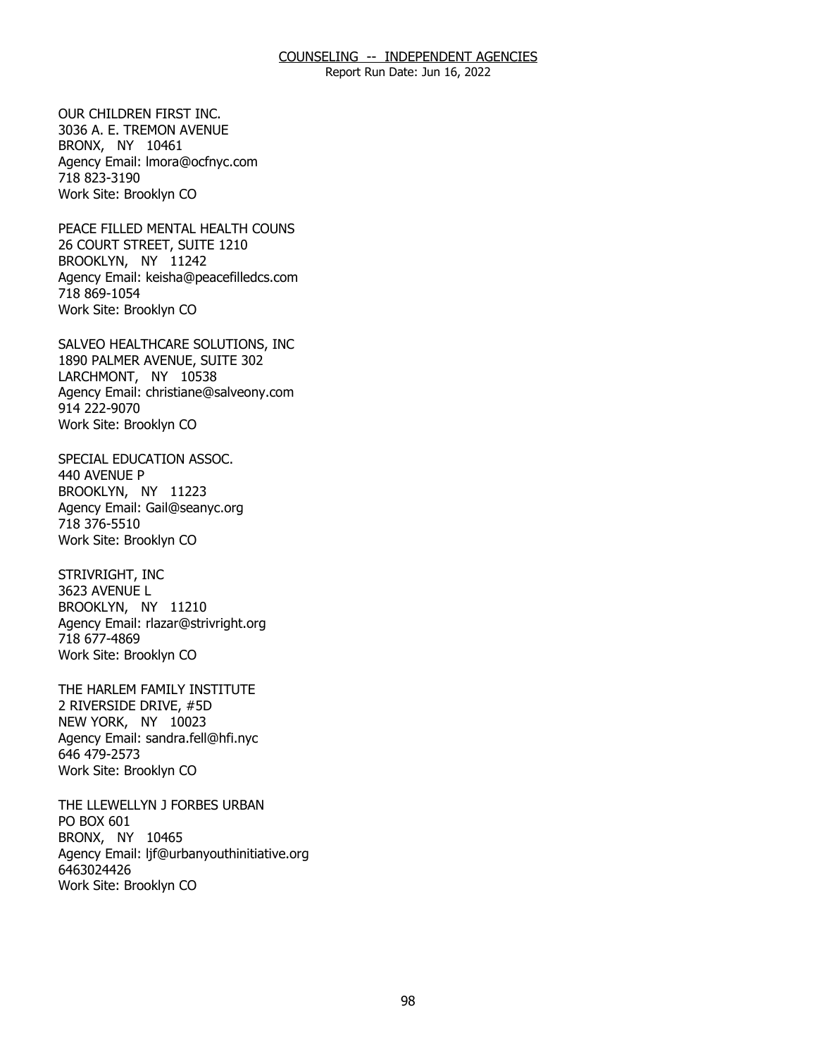OUR CHILDREN FIRST INC.
3036 A. E. TREMON AVENUE
BRONX, NY 10461
Agency Email: lmora@ocfnyc.com
718 823-3190
Work Site: Brooklyn CO

PEACE FILLED MENTAL HEALTH COUNS
26 COURT STREET, SUITE 1210
BROOKLYN, NY 11242
Agency Email: keisha@peacefilledcs.com
718 869-1054
Work Site: Brooklyn CO

SALVEO HEALTHCARE SOLUTIONS, INC
1890 PALMER AVENUE, SUITE 302
LARCHMONT, NY 10538
Agency Email: christiane@salveony.com
914 222-9070
Work Site: Brooklyn CO

SPECIAL EDUCATION ASSOC.
440 AVENUE P
BROOKLYN, NY 11223
Agency Email: Gail@seanyc.org
718 376-5510
Work Site: Brooklyn CO

STRIVRIGHT, INC
3623 AVENUE L
BROOKLYN, NY 11210
Agency Email: rlazar@strivright.org
718 677-4869
Work Site: Brooklyn CO

THE HARLEM FAMILY INSTITUTE
2 RIVERSIDE DRIVE, #5D
NEW YORK, NY 10023
Agency Email: sandra.fell@hfi.nyc
646 479-2573
Work Site: Brooklyn CO

THE LLEWELLYN J FORBES URBAN
PO BOX 601
BRONX, NY 10465
Agency Email: ljf@urbanyouthinitiative.org
6463024426
Work Site: Brooklyn CO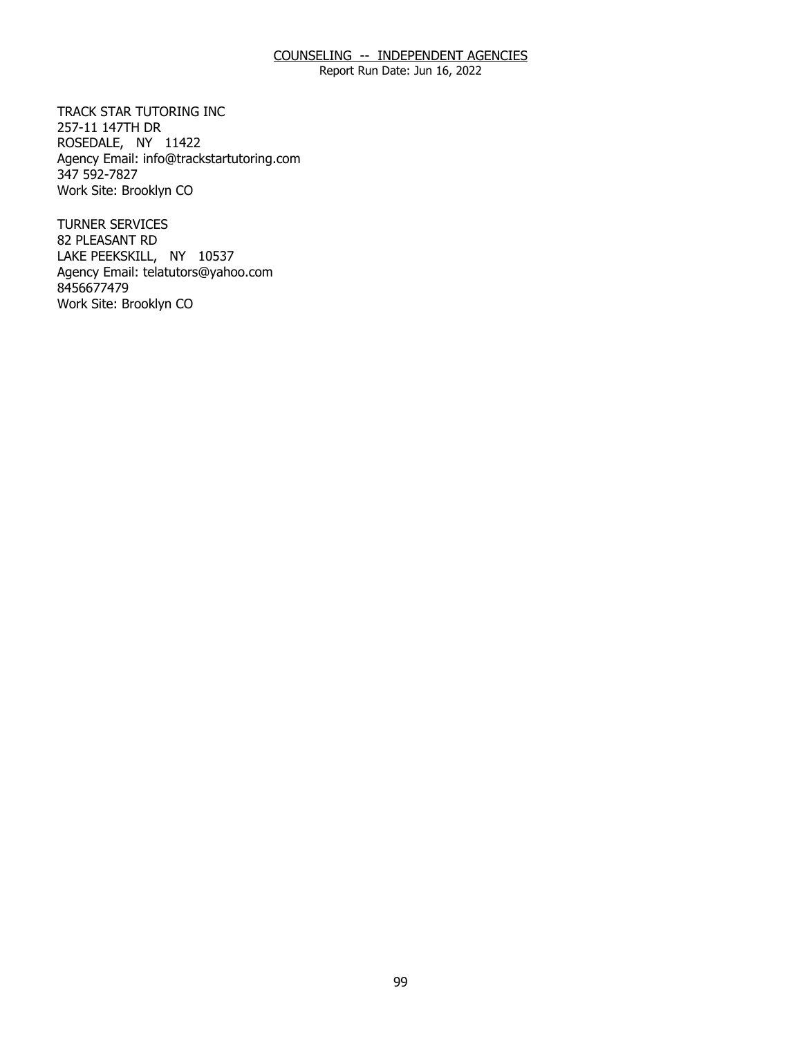TRACK STAR TUTORING INC
257-11 147TH DR
ROSEDALE, NY 11422
Agency Email: info@trackstartutoring.com
347 592-7827
Work Site: Brooklyn CO

TURNER SERVICES
82 PLEASANT RD
LAKE PEEKSKILL, NY 10537
Agency Email: telatutors@yahoo.com
8456677479
Work Site: Brooklyn CO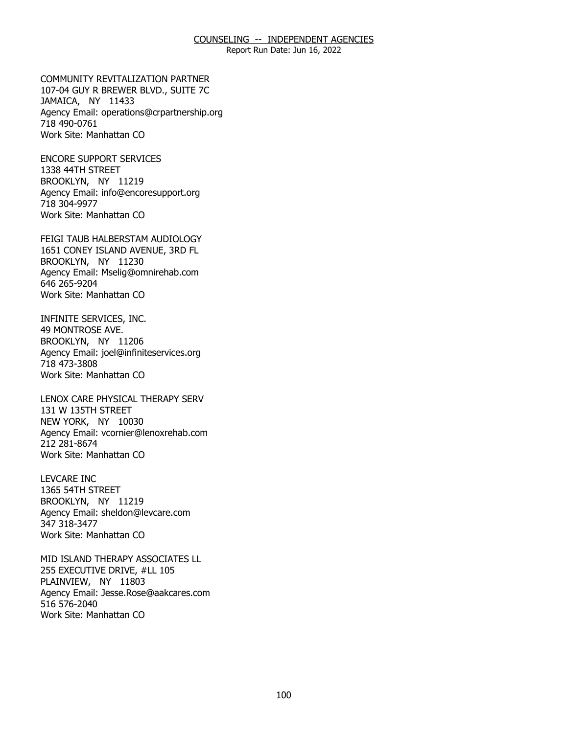COMMUNITY REVITALIZATION PARTNER
107-04 GUY R BREWER BLVD., SUITE 7C
JAMAICA, NY 11433
Agency Email: operations@crpartnership.org
718 490-0761
Work Site: Manhattan CO

ENCORE SUPPORT SERVICES
1338 44TH STREET
BROOKLYN, NY 11219
Agency Email: info@encoresupport.org
718 304-9977
Work Site: Manhattan CO

FEIGI TAUB HALBERSTAM AUDIOLOGY
1651 CONEY ISLAND AVENUE, 3RD FL
BROOKLYN, NY 11230
Agency Email: Mselig@omnirehab.com
646 265-9204
Work Site: Manhattan CO

INFINITE SERVICES, INC.
49 MONTROSE AVE.
BROOKLYN, NY 11206
Agency Email: joel@infiniteservices.org
718 473-3808
Work Site: Manhattan CO

LENOX CARE PHYSICAL THERAPY SERV
131 W 135TH STREET
NEW YORK, NY 10030
Agency Email: vcornier@lenoxrehab.com
212 281-8674
Work Site: Manhattan CO

LEVCARE INC
1365 54TH STREET
BROOKLYN, NY 11219
Agency Email: sheldon@levcare.com
347 318-3477
Work Site: Manhattan CO

MID ISLAND THERAPY ASSOCIATES LL
255 EXECUTIVE DRIVE, #LL 105
PLAINVIEW, NY 11803
Agency Email: Jesse.Rose@aakcares.com
516 576-2040
Work Site: Manhattan CO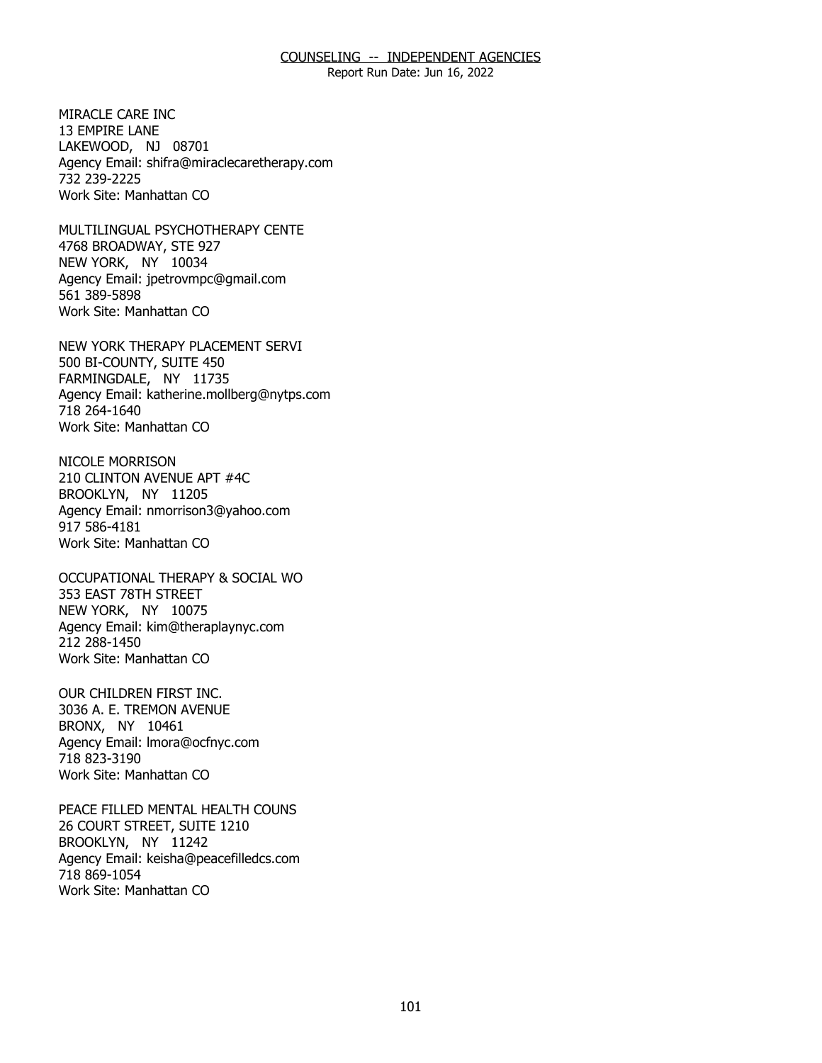MIRACLE CARE INC
13 EMPIRE LANE
LAKEWOOD, NJ 08701
Agency Email: shifra@miraclecaretherapy.com
732 239-2225
Work Site: Manhattan CO

MULTILINGUAL PSYCHOTHERAPY CENTE
4768 BROADWAY, STE 927
NEW YORK, NY 10034
Agency Email: jpetrovmpc@gmail.com
561 389-5898
Work Site: Manhattan CO

NEW YORK THERAPY PLACEMENT SERVI
500 BI-COUNTY, SUITE 450
FARMINGDALE, NY 11735
Agency Email: katherine.mollberg@nytps.com
718 264-1640
Work Site: Manhattan CO

NICOLE MORRISON
210 CLINTON AVENUE APT #4C
BROOKLYN, NY 11205
Agency Email: nmorrison3@yahoo.com
917 586-4181
Work Site: Manhattan CO

OCCUPATIONAL THERAPY & SOCIAL WO
353 EAST 78TH STREET
NEW YORK, NY 10075
Agency Email: kim@theraplaynyc.com
212 288-1450
Work Site: Manhattan CO

OUR CHILDREN FIRST INC.
3036 A. E. TREMON AVENUE
BRONX, NY 10461
Agency Email: lmora@ocfnyc.com
718 823-3190
Work Site: Manhattan CO

PEACE FILLED MENTAL HEALTH COUNS
26 COURT STREET, SUITE 1210
BROOKLYN, NY 11242
Agency Email: keisha@peacefilledcs.com
718 869-1054
Work Site: Manhattan CO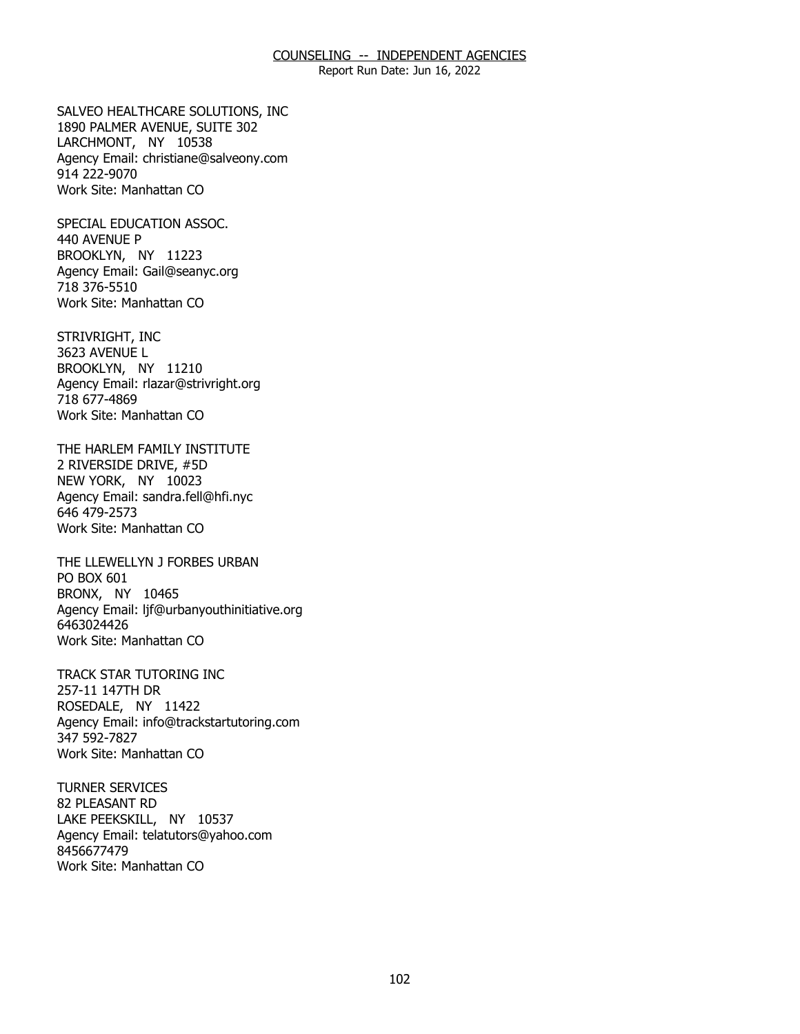# COUNSELING -- INDEPENDENT AGENCIES

Report Run Date: Jun 16, 2022

SALVEO HEALTHCARE SOLUTIONS, INC
1890 PALMER AVENUE, SUITE 302
LARCHMONT, NY 10538
Agency Email: christiane@salveony.com
914 222-9070
Work Site: Manhattan CO

SPECIAL EDUCATION ASSOC.
440 AVENUE P
BROOKLYN, NY 11223
Agency Email: Gail@seanyc.org
718 376-5510
Work Site: Manhattan CO

STRIVRIGHT, INC
3623 AVENUE L
BROOKLYN, NY 11210
Agency Email: rlazar@strivright.org
718 677-4869
Work Site: Manhattan CO

THE HARLEM FAMILY INSTITUTE
2 RIVERSIDE DRIVE, #5D
NEW YORK, NY 10023
Agency Email: sandra.fell@hfi.nyc
646 479-2573
Work Site: Manhattan CO

THE LLEWELLYN J FORBES URBAN
PO BOX 601
BRONX, NY 10465
Agency Email: ljf@urbanyouthinitiative.org
6463024426
Work Site: Manhattan CO

TRACK STAR TUTORING INC
257-11 147TH DR
ROSEDALE, NY 11422
Agency Email: info@trackstartutoring.com
347 592-7827
Work Site: Manhattan CO

TURNER SERVICES
82 PLEASANT RD
LAKE PEEKSKILL, NY 10537
Agency Email: telatutors@yahoo.com
8456677479
Work Site: Manhattan CO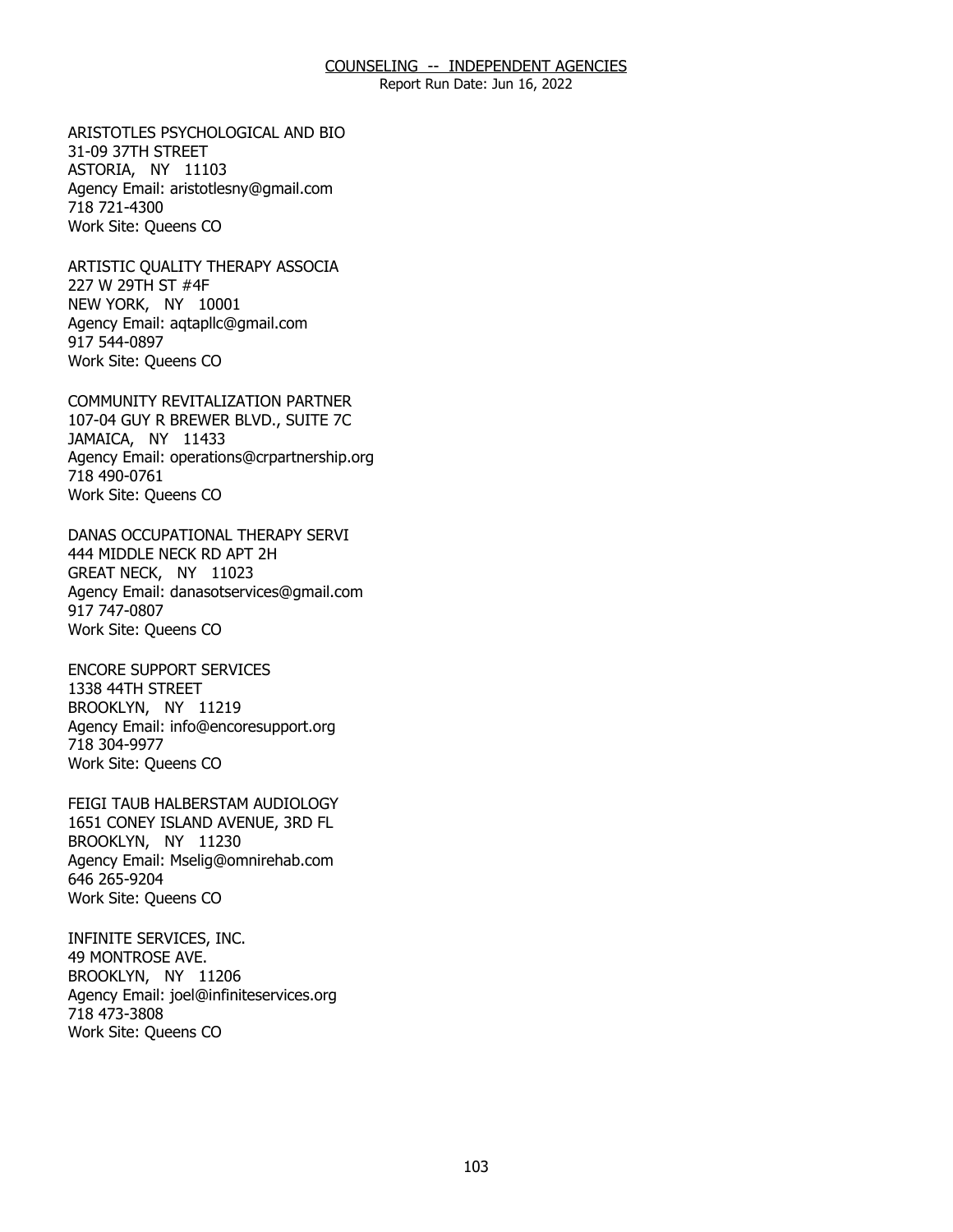ARISTOTLES PSYCHOLOGICAL AND BIO
31-09 37TH STREET
ASTORIA, NY 11103
Agency Email: aristotlesny@gmail.com
718 721-4300
Work Site: Queens CO

ARTISTIC QUALITY THERAPY ASSOCIA
227 W 29TH ST #4F
NEW YORK, NY 10001
Agency Email: aqtapllc@gmail.com
917 544-0897
Work Site: Queens CO

COMMUNITY REVITALIZATION PARTNER
107-04 GUY R BREWER BLVD., SUITE 7C
JAMAICA, NY 11433
Agency Email: operations@crpartnership.org
718 490-0761
Work Site: Queens CO

DANAS OCCUPATIONAL THERAPY SERVI
444 MIDDLE NECK RD APT 2H
GREAT NECK, NY 11023
Agency Email: danasotservices@gmail.com
917 747-0807
Work Site: Queens CO

ENCORE SUPPORT SERVICES
1338 44TH STREET
BROOKLYN, NY 11219
Agency Email: info@encoresupport.org
718 304-9977
Work Site: Queens CO

FEIGI TAUB HALBERSTAM AUDIOLOGY
1651 CONEY ISLAND AVENUE, 3RD FL
BROOKLYN, NY 11230
Agency Email: Mselig@omnirehab.com
646 265-9204
Work Site: Queens CO

INFINITE SERVICES, INC.
49 MONTROSE AVE.
BROOKLYN, NY 11206
Agency Email: joel@infiniteservices.org
718 473-3808
Work Site: Queens CO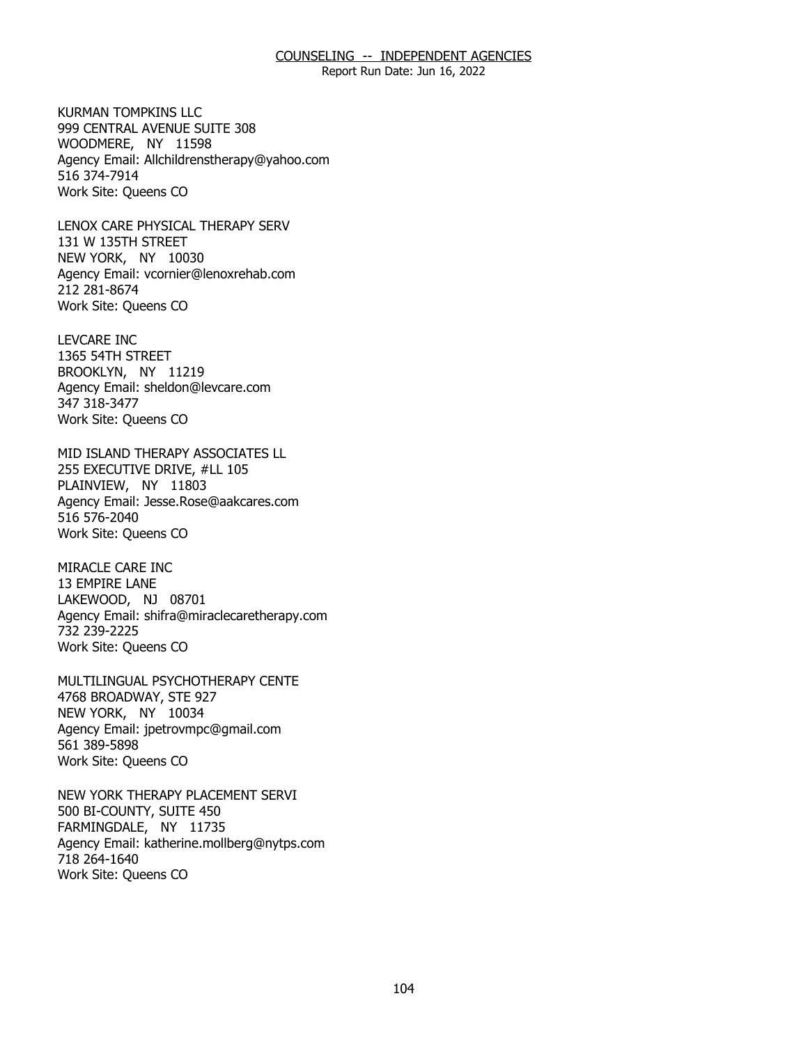KURMAN TOMPKINS LLC
999 CENTRAL AVENUE SUITE 308
WOODMERE, NY 11598
Agency Email: Allchildrenstherapy@yahoo.com
516 374-7914
Work Site: Queens CO

LENOX CARE PHYSICAL THERAPY SERV
131 W 135TH STREET
NEW YORK, NY 10030
Agency Email: vcornier@lenoxrehab.com
212 281-8674
Work Site: Queens CO

LEVCARE INC
1365 54TH STREET
BROOKLYN, NY 11219
Agency Email: sheldon@levcare.com
347 318-3477
Work Site: Queens CO

MID ISLAND THERAPY ASSOCIATES LL
255 EXECUTIVE DRIVE, #LL 105
PLAINVIEW, NY 11803
Agency Email: Jesse.Rose@aakcares.com
516 576-2040
Work Site: Queens CO

MIRACLE CARE INC
13 EMPIRE LANE
LAKEWOOD, NJ 08701
Agency Email: shifra@miraclecaretherapy.com
732 239-2225
Work Site: Queens CO

MULTILINGUAL PSYCHOTHERAPY CENTE
4768 BROADWAY, STE 927
NEW YORK, NY 10034
Agency Email: jpetrovmpc@gmail.com
561 389-5898
Work Site: Queens CO

NEW YORK THERAPY PLACEMENT SERVI
500 BI-COUNTY, SUITE 450
FARMINGDALE, NY 11735
Agency Email: katherine.mollberg@nytps.com
718 264-1640
Work Site: Queens CO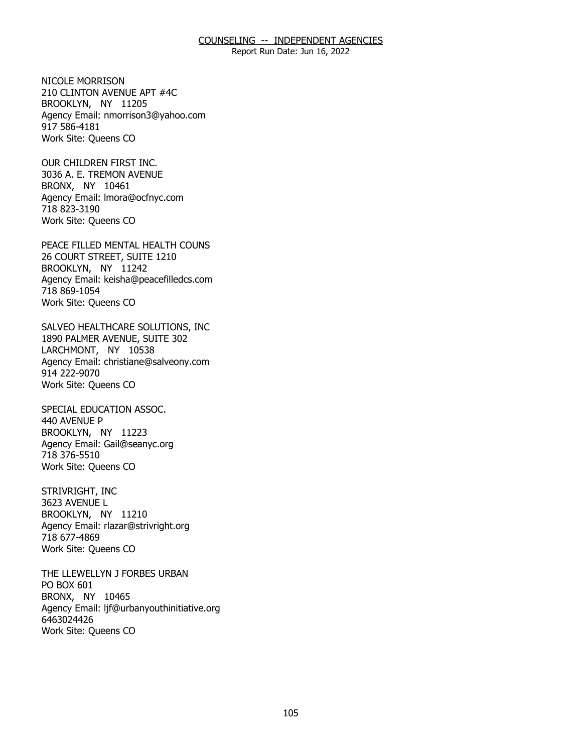NICOLE MORRISON
210 CLINTON AVENUE APT #4C
BROOKLYN, NY 11205
Agency Email: nmorrison3@yahoo.com
917 586-4181
Work Site: Queens CO

OUR CHILDREN FIRST INC.
3036 A. E. TREMON AVENUE
BRONX, NY 10461
Agency Email: lmora@ocfnyc.com
718 823-3190
Work Site: Queens CO

PEACE FILLED MENTAL HEALTH COUNS
26 COURT STREET, SUITE 1210
BROOKLYN, NY 11242
Agency Email: keisha@peacefilledcs.com
718 869-1054
Work Site: Queens CO

SALVEO HEALTHCARE SOLUTIONS, INC
1890 PALMER AVENUE, SUITE 302
LARCHMONT, NY 10538
Agency Email: christiane@salveony.com
914 222-9070
Work Site: Queens CO

SPECIAL EDUCATION ASSOC.
440 AVENUE P
BROOKLYN, NY 11223
Agency Email: Gail@seanyc.org
718 376-5510
Work Site: Queens CO

STRIVRIGHT, INC
3623 AVENUE L
BROOKLYN, NY 11210
Agency Email: rlazar@strivright.org
718 677-4869
Work Site: Queens CO

THE LLEWELLYN J FORBES URBAN
PO BOX 601
BRONX, NY 10465
Agency Email: ljf@urbanyouthinitiative.org
6463024426
Work Site: Queens CO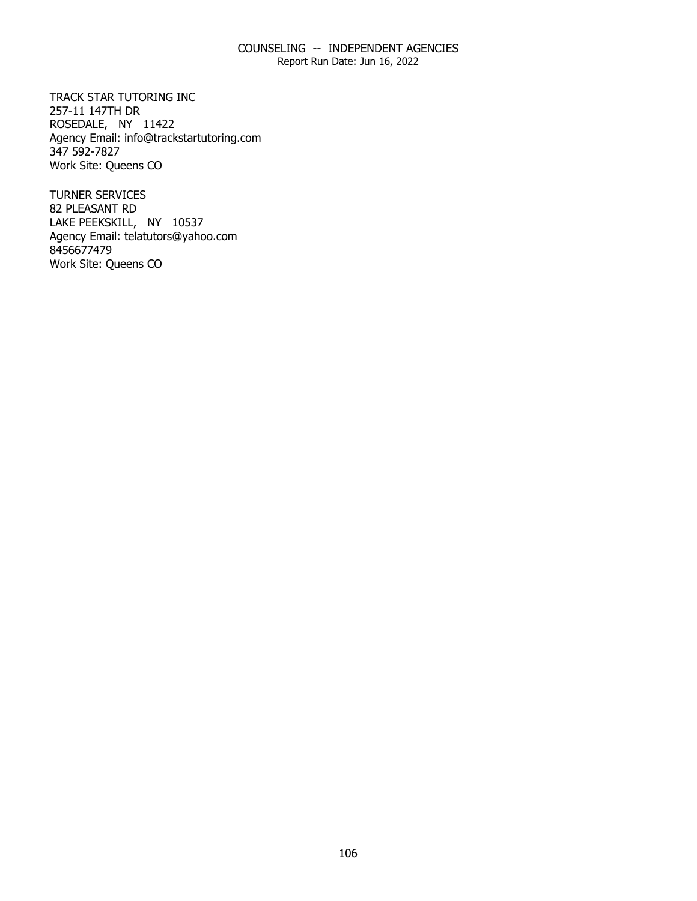COUNSELING -- INDEPENDENT AGENCIES

Report Run Date: Jun 16, 2022

TRACK STAR TUTORING INC
257-11 147TH DR
ROSEDALE, NY 11422
Agency Email: info@trackstartutoring.com
347 592-7827
Work Site: Queens CO

TURNER SERVICES
82 PLEASANT RD
LAKE PEEKSKILL, NY 10537
Agency Email: telatutors@yahoo.com
8456677479
Work Site: Queens CO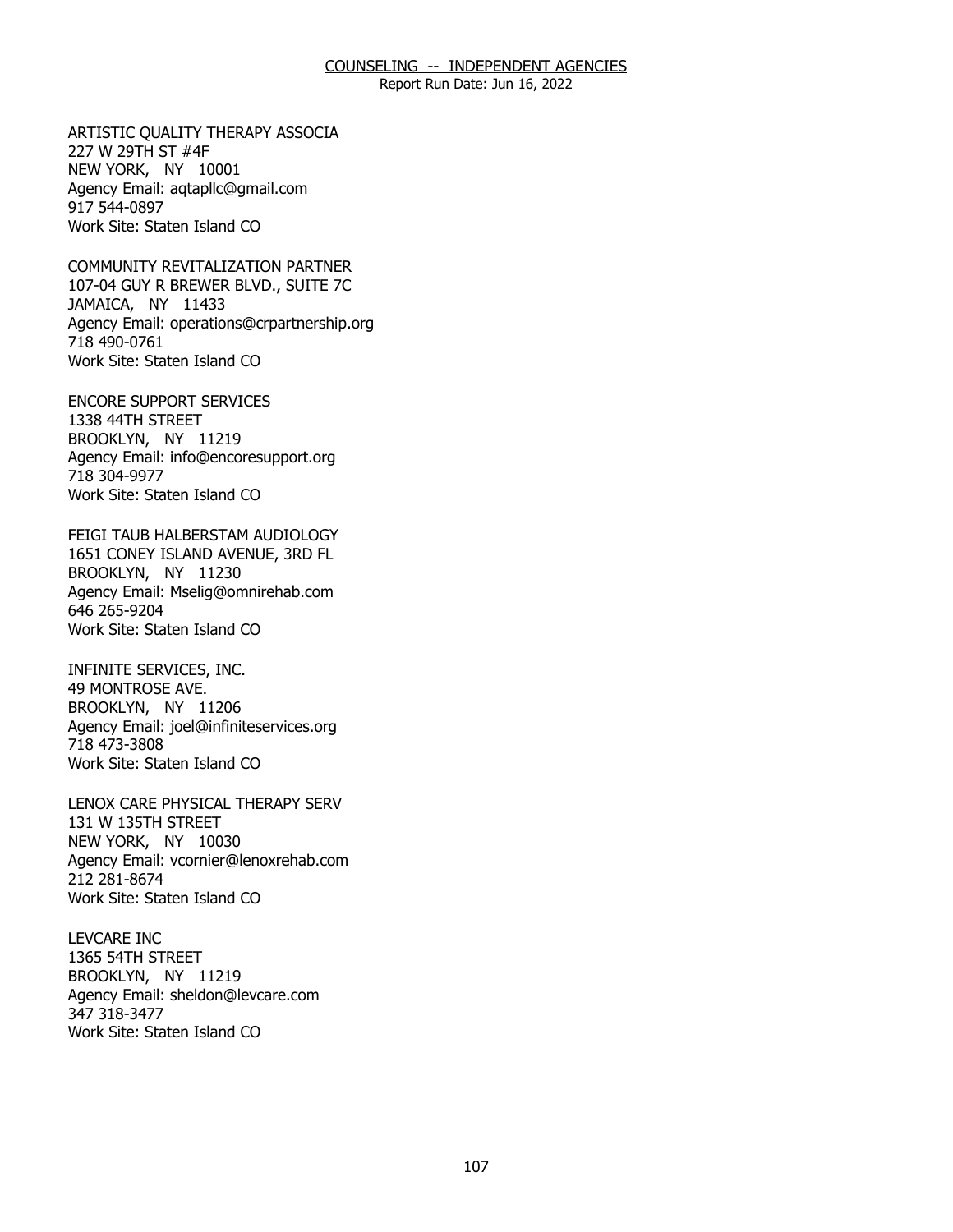ARTISTIC QUALITY THERAPY ASSOCIA
227 W 29TH ST #4F
NEW YORK, NY 10001
Agency Email: aqtapllc@gmail.com
917 544-0897
Work Site: Staten Island CO

COMMUNITY REVITALIZATION PARTNER
107-04 GUY R BREWER BLVD., SUITE 7C
JAMAICA, NY 11433
Agency Email: operations@crpartnership.org
718 490-0761
Work Site: Staten Island CO

ENCORE SUPPORT SERVICES
1338 44TH STREET
BROOKLYN, NY 11219
Agency Email: info@encoresupport.org
718 304-9977
Work Site: Staten Island CO

FEIGI TAUB HALBERSTAM AUDIOLOGY
1651 CONEY ISLAND AVENUE, 3RD FL
BROOKLYN, NY 11230
Agency Email: Mselig@omnirehab.com
646 265-9204
Work Site: Staten Island CO

INFINITE SERVICES, INC.
49 MONTROSE AVE.
BROOKLYN, NY 11206
Agency Email: joel@infiniteservices.org
718 473-3808
Work Site: Staten Island CO

LENOX CARE PHYSICAL THERAPY SERV
131 W 135TH STREET
NEW YORK, NY 10030
Agency Email: vcornier@lenoxrehab.com
212 281-8674
Work Site: Staten Island CO

LEVCARE INC
1365 54TH STREET
BROOKLYN, NY 11219
Agency Email: sheldon@levcare.com
347 318-3477
Work Site: Staten Island CO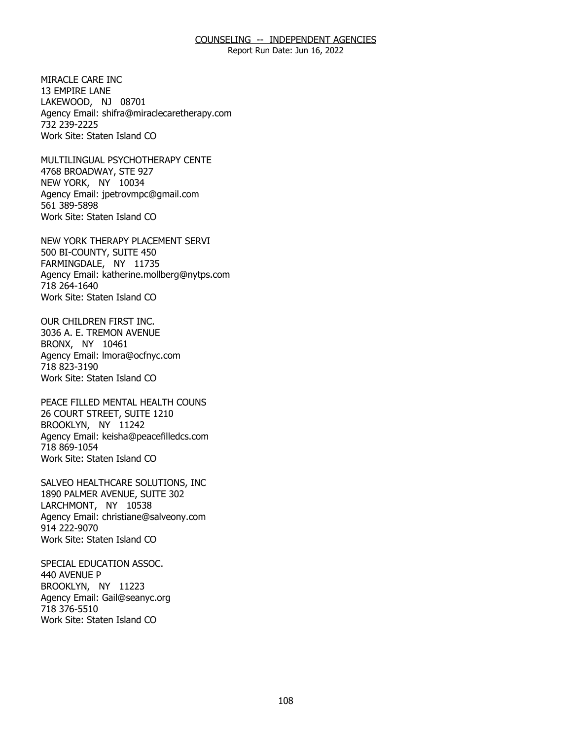MIRACLE CARE INC
13 EMPIRE LANE
LAKEWOOD, NJ 08701
Agency Email: shifra@miraclecaretherapy.com
732 239-2225
Work Site: Staten Island CO

MULTILINGUAL PSYCHOTHERAPY CENTE
4768 BROADWAY, STE 927
NEW YORK, NY 10034
Agency Email: jpetrovmpc@gmail.com
561 389-5898
Work Site: Staten Island CO

NEW YORK THERAPY PLACEMENT SERVI
500 BI-COUNTY, SUITE 450
FARMINGDALE, NY 11735
Agency Email: katherine.mollberg@nytps.com
718 264-1640
Work Site: Staten Island CO

OUR CHILDREN FIRST INC.
3036 A. E. TREMON AVENUE
BRONX, NY 10461
Agency Email: lmora@ocfnyc.com
718 823-3190
Work Site: Staten Island CO

PEACE FILLED MENTAL HEALTH COUNS
26 COURT STREET, SUITE 1210
BROOKLYN, NY 11242
Agency Email: keisha@peacefilledcs.com
718 869-1054
Work Site: Staten Island CO

SALVEO HEALTHCARE SOLUTIONS, INC
1890 PALMER AVENUE, SUITE 302
LARCHMONT, NY 10538
Agency Email: christiane@salveony.com
914 222-9070
Work Site: Staten Island CO

SPECIAL EDUCATION ASSOC.
440 AVENUE P
BROOKLYN, NY 11223
Agency Email: Gail@seanyc.org
718 376-5510
Work Site: Staten Island CO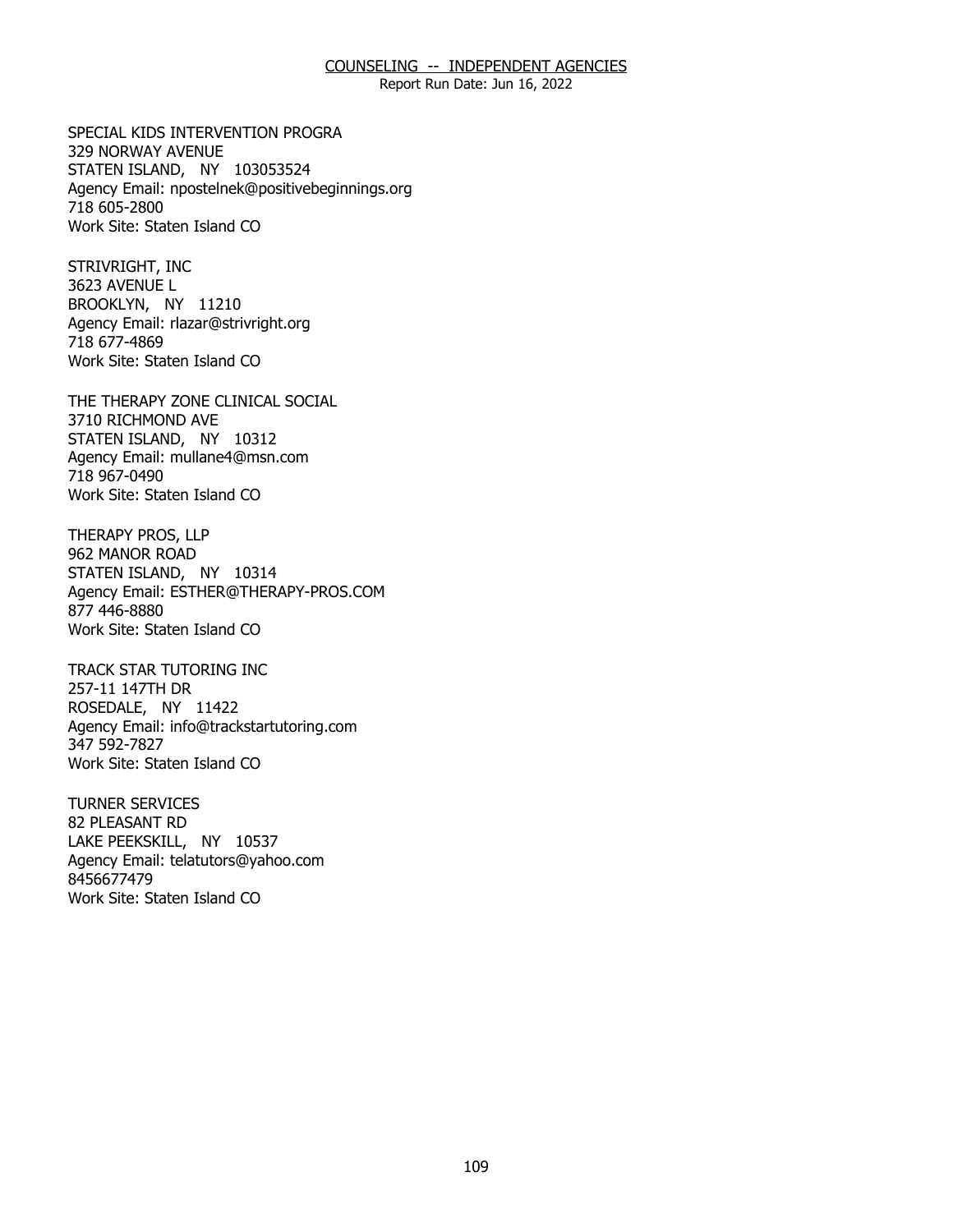SPECIAL KIDS INTERVENTION PROGRA
329 NORWAY AVENUE
STATEN ISLAND, NY 103053524
Agency Email: npostelnek@positivebeginnings.org
718 605-2800
Work Site: Staten Island CO

STRIVRIGHT, INC
3623 AVENUE L
BROOKLYN, NY 11210
Agency Email: rlazar@strivright.org
718 677-4869
Work Site: Staten Island CO

THE THERAPY ZONE CLINICAL SOCIAL
3710 RICHMOND AVE
STATEN ISLAND, NY 10312
Agency Email: mullane4@msn.com
718 967-0490
Work Site: Staten Island CO

THERAPY PROS, LLP
962 MANOR ROAD
STATEN ISLAND, NY 10314
Agency Email: ESTHER@THERAPY-PROS.COM
877 446-8880
Work Site: Staten Island CO

TRACK STAR TUTORING INC
257-11 147TH DR
ROSEDALE, NY 11422
Agency Email: info@trackstartutoring.com
347 592-7827
Work Site: Staten Island CO

TURNER SERVICES
82 PLEASANT RD
LAKE PEEKSKILL, NY 10537
Agency Email: telatutors@yahoo.com
8456677479
Work Site: Staten Island CO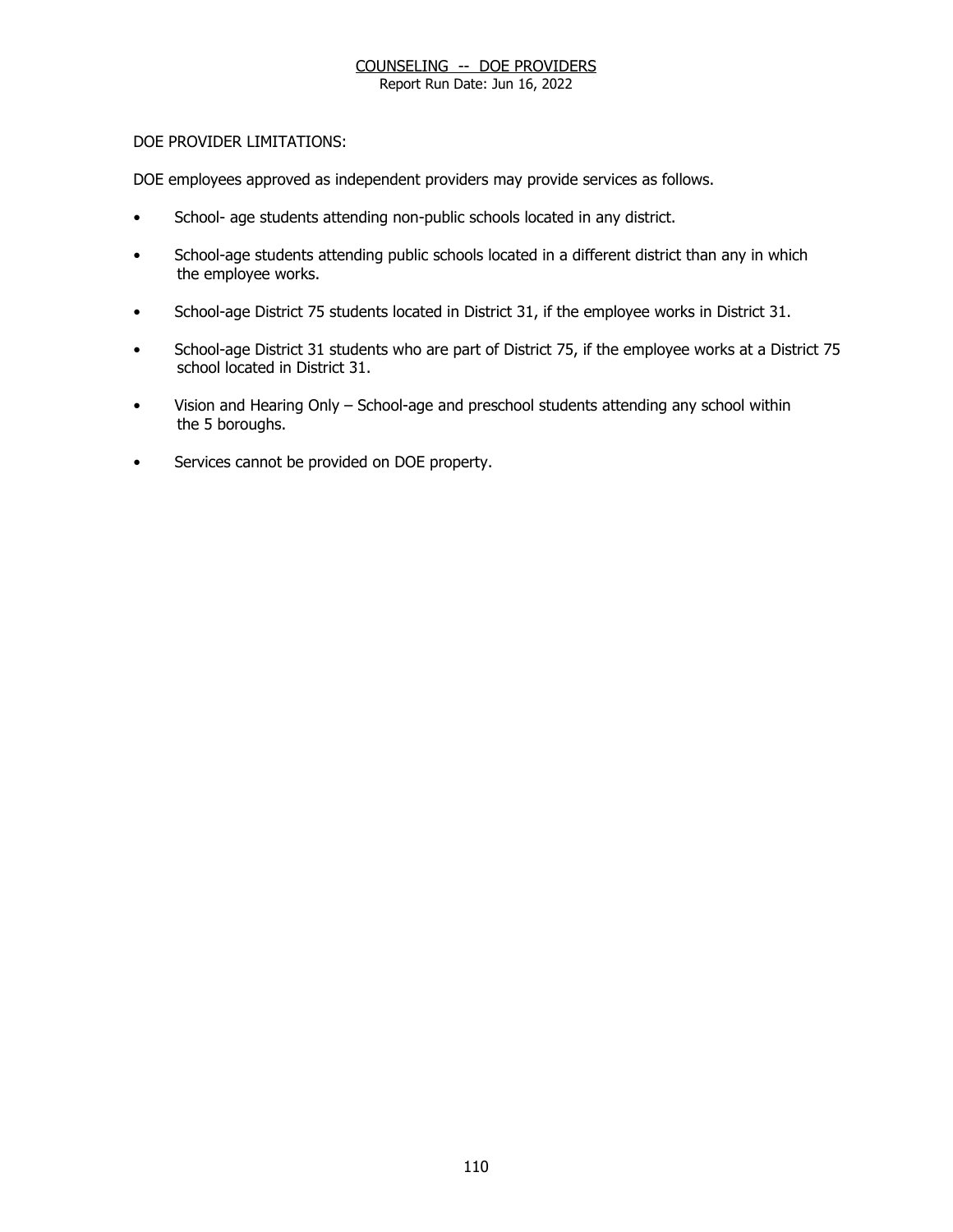COUNSELING -- DOE PROVIDERS
Report Run Date: Jun 16, 2022

DOE PROVIDER LIMITATIONS:

DOE employees approved as independent providers may provide services as follows.

- School- age students attending non-public schools located in any district.
- School-age students attending public schools located in a different district than any in which the employee works.
- School-age District 75 students located in District 31, if the employee works in District 31.
- School-age District 31 students who are part of District 75, if the employee works at a District 75 school located in District 31.
- Vision and Hearing Only – School-age and preschool students attending any school within the 5 boroughs.
- Services cannot be provided on DOE property.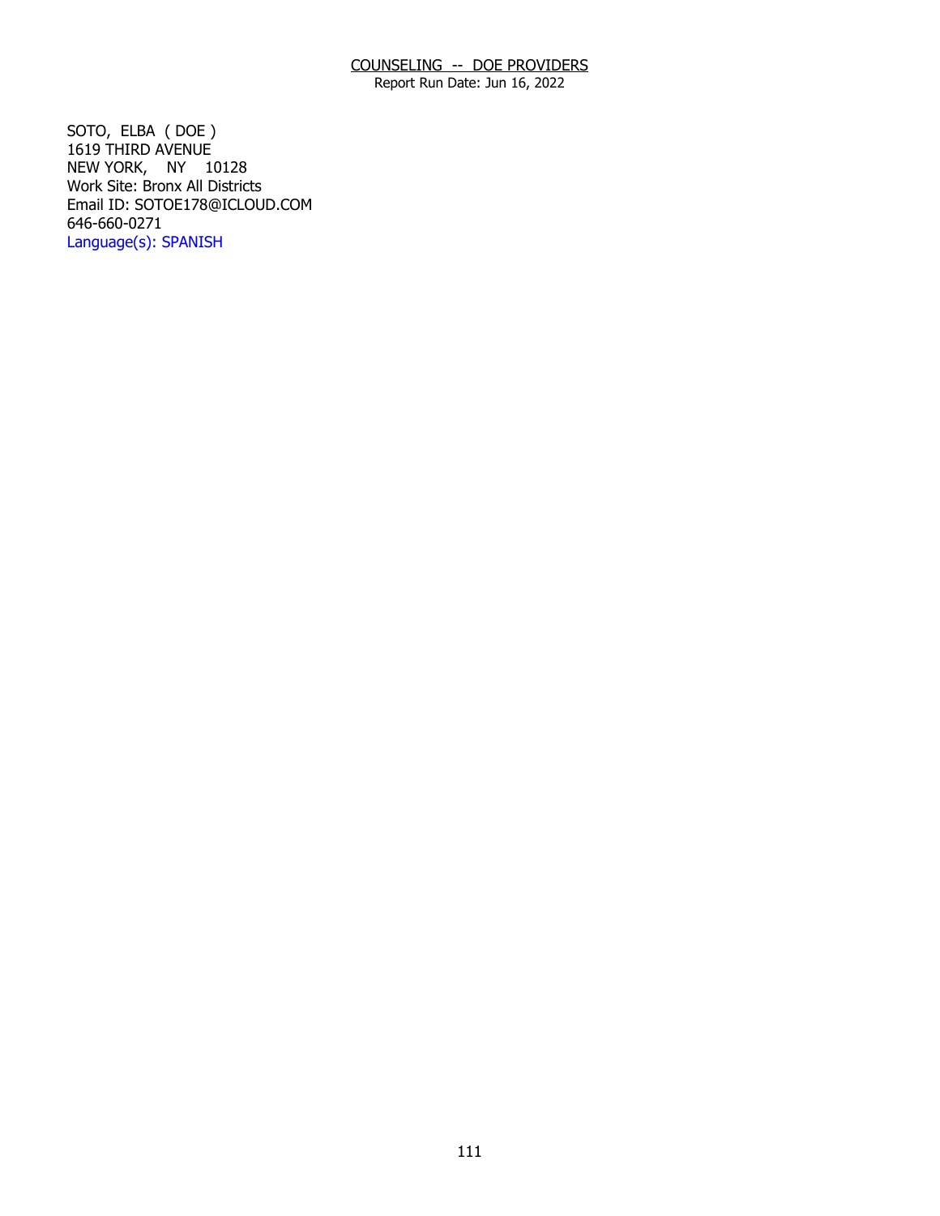COUNSELING -- DOE PROVIDERS
Report Run Date: Jun 16, 2022

SOTO, ELBA ( DOE )
1619 THIRD AVENUE
NEW YORK, NY 10128
Work Site: Bronx All Districts
Email ID: SOTOE178@ICLOUD.COM
646-660-0271
Language(s): SPANISH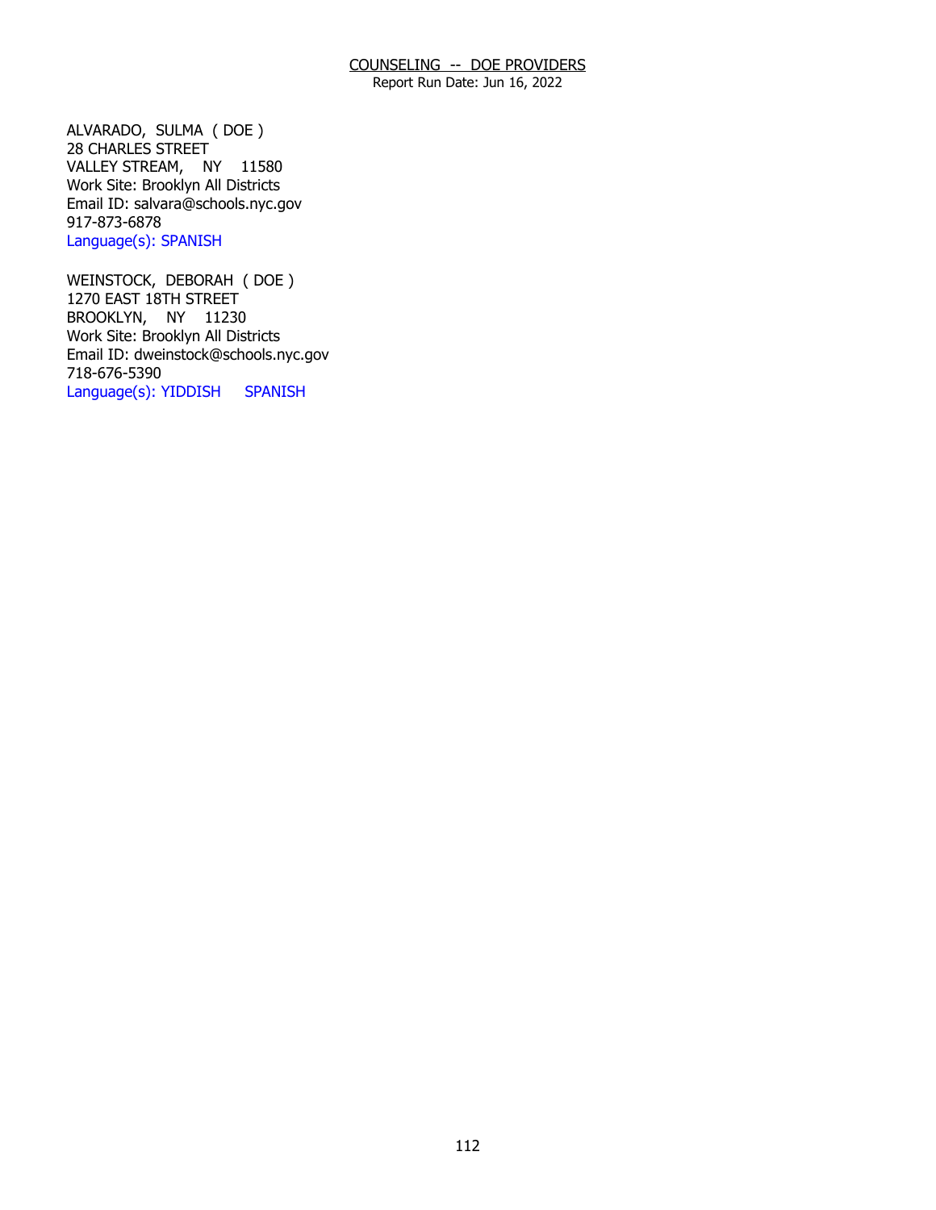## COUNSELING -- DOE PROVIDERS

Report Run Date: Jun 16, 2022

ALVARADO, SULMA ( DOE )
28 CHARLES STREET
VALLEY STREAM, NY 11580
Work Site: Brooklyn All Districts
Email ID: salvara@schools.nyc.gov
917-873-6878
Language(s): SPANISH

WEINSTOCK, DEBORAH ( DOE )
1270 EAST 18TH STREET
BROOKLYN, NY 11230
Work Site: Brooklyn All Districts
Email ID: dweinstock@schools.nyc.gov
718-676-5390
Language(s): YIDDISH SPANISH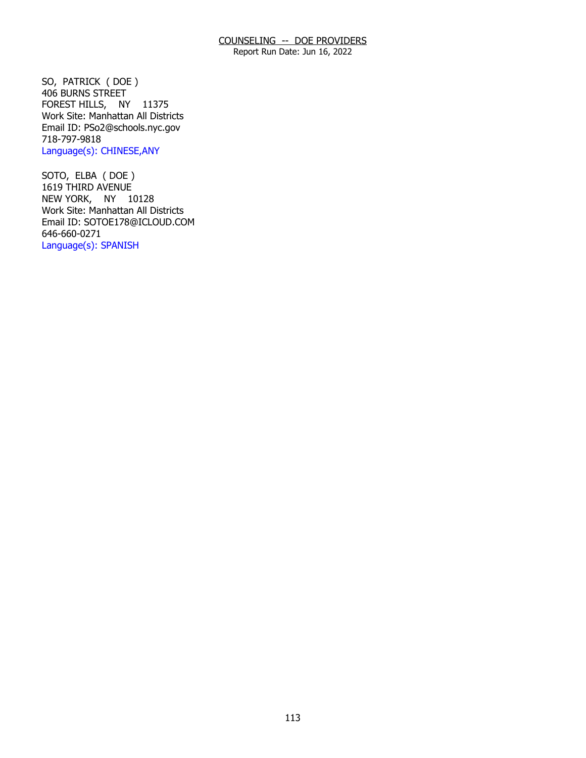SO,  PATRICK  ( DOE )
406 BURNS STREET
FOREST HILLS,    NY    11375
Work Site: Manhattan All Districts
Email ID: PSo2@schools.nyc.gov
718-797-9818
Language(s): CHINESE,ANY

SOTO,  ELBA  ( DOE )
1619 THIRD AVENUE
NEW YORK,    NY    10128
Work Site: Manhattan All Districts
Email ID: SOTOE178@ICLOUD.COM
646-660-0271
Language(s): SPANISH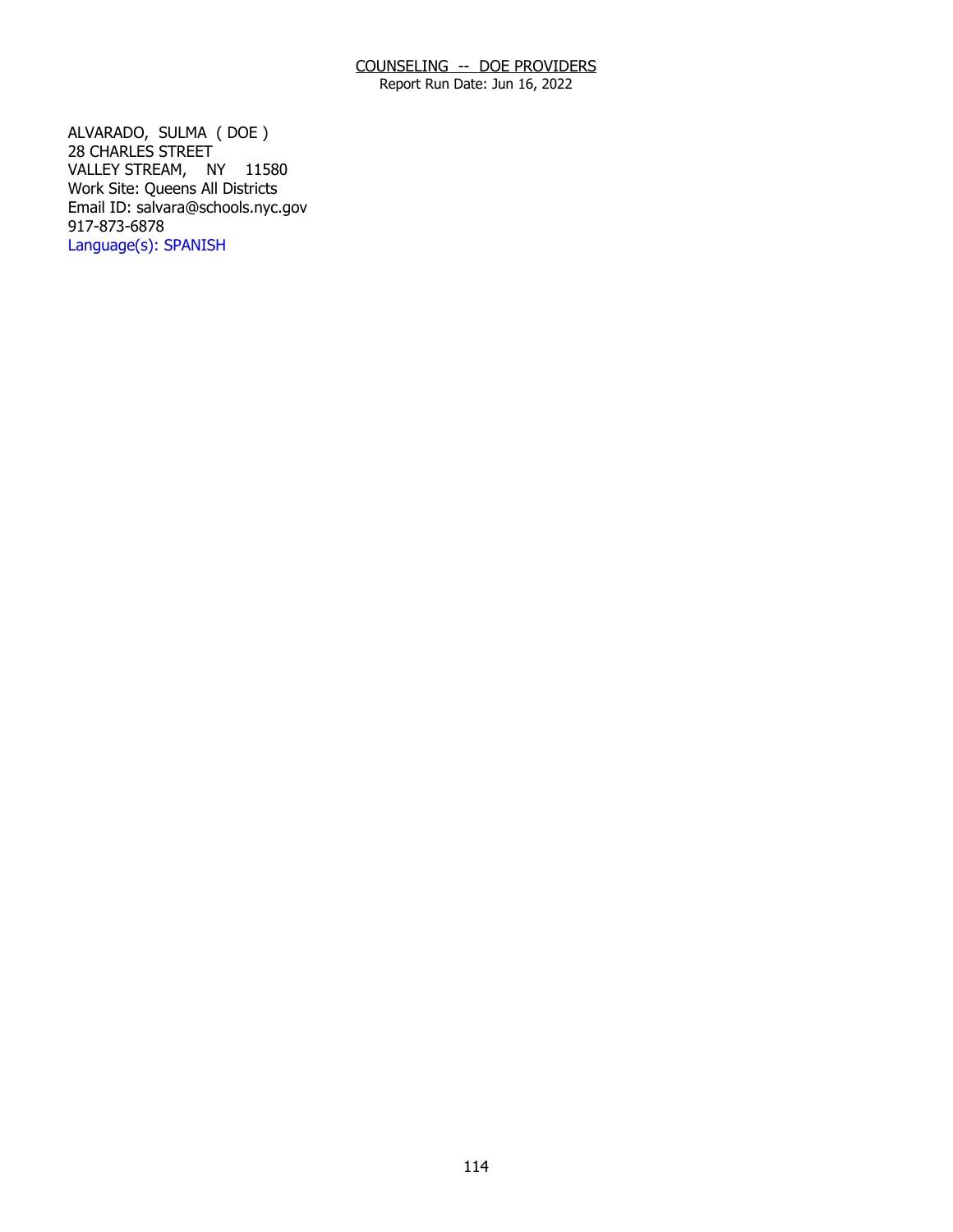COUNSELING -- DOE PROVIDERS

Report Run Date: Jun 16, 2022

ALVARADO, SULMA ( DOE )
28 CHARLES STREET
VALLEY STREAM, NY 11580
Work Site: Queens All Districts
Email ID: salvara@schools.nyc.gov
917-873-6878
Language(s): SPANISH